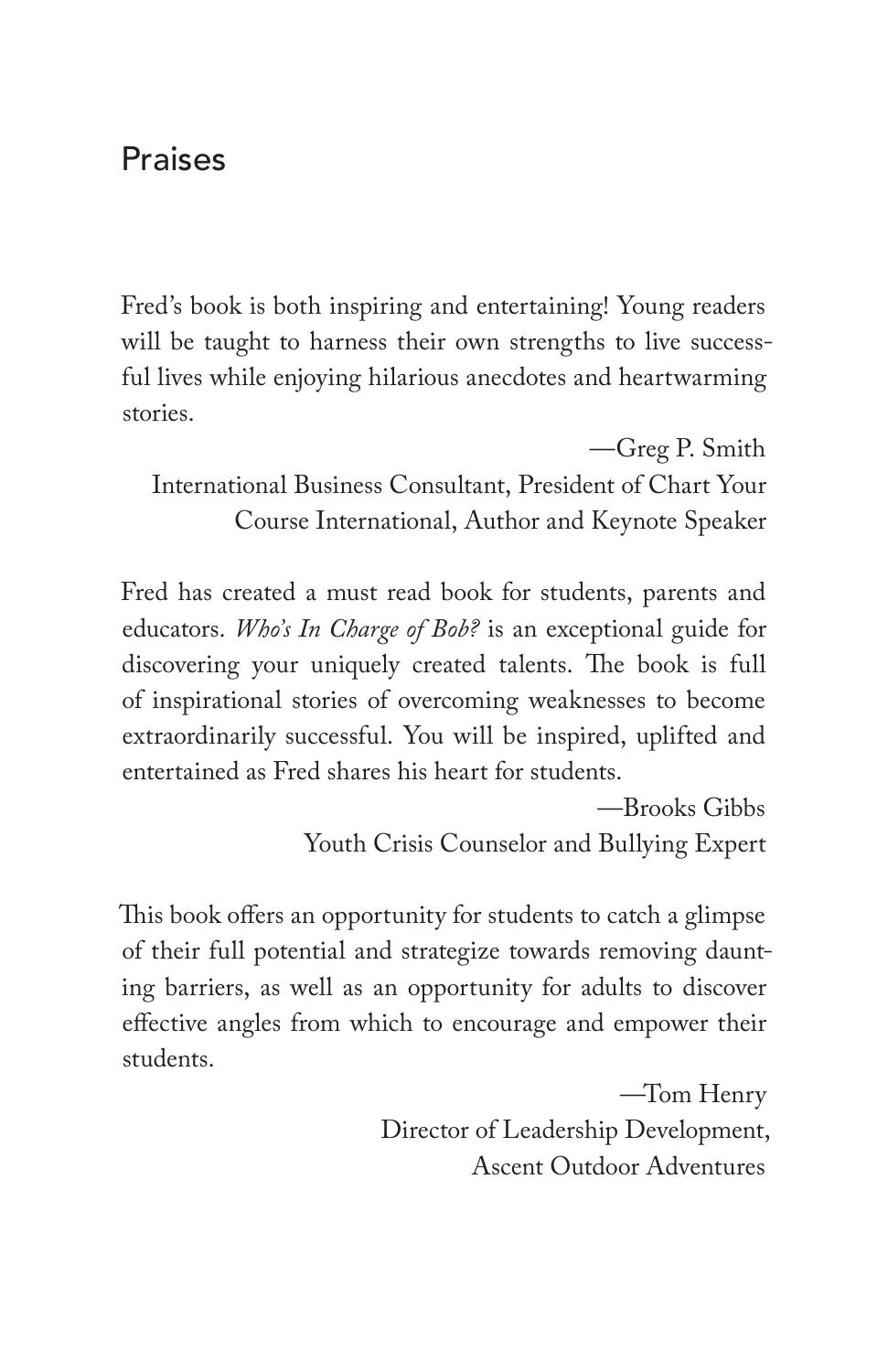# Praises

Fred's book is both inspiring and entertaining! Young readers will be taught to harness their own strengths to live successful lives while enjoying hilarious anecdotes and heartwarming stories.

—Greg P. Smith
International Business Consultant, President of Chart Your Course International, Author and Keynote Speaker

Fred has created a must read book for students, parents and educators. *Who's In Charge of Bob?* is an exceptional guide for discovering your uniquely created talents. The book is full of inspirational stories of overcoming weaknesses to become extraordinarily successful. You will be inspired, uplifted and entertained as Fred shares his heart for students.

—Brooks Gibbs
Youth Crisis Counselor and Bullying Expert

This book offers an opportunity for students to catch a glimpse of their full potential and strategize towards removing daunting barriers, as well as an opportunity for adults to discover effective angles from which to encourage and empower their students.

—Tom Henry
Director of Leadership Development,
Ascent Outdoor Adventures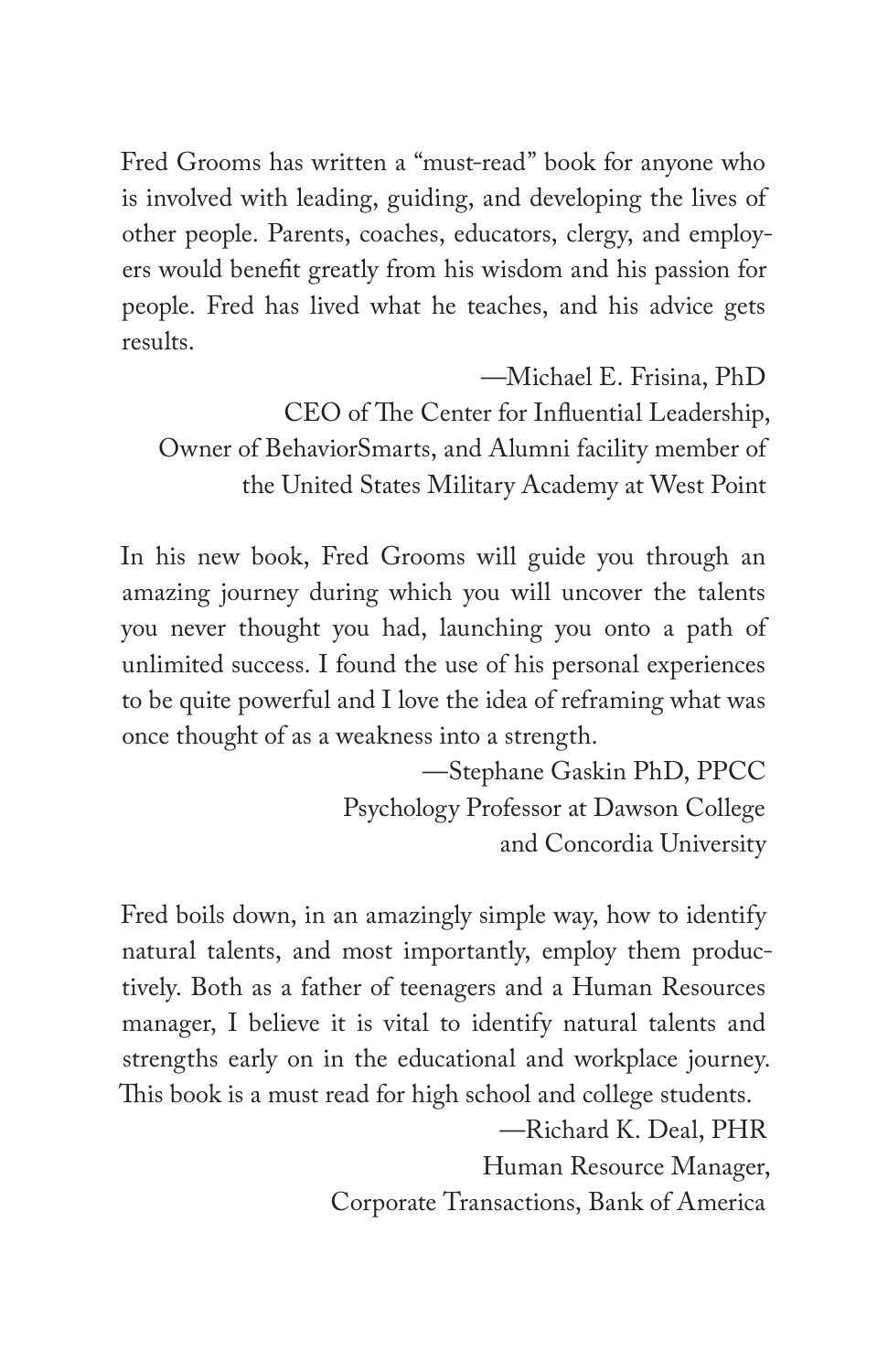Fred Grooms has written a "must-read" book for anyone who is involved with leading, guiding, and developing the lives of other people. Parents, coaches, educators, clergy, and employers would benefit greatly from his wisdom and his passion for people. Fred has lived what he teaches, and his advice gets results.

—Michael E. Frisina, PhD
CEO of The Center for Influential Leadership,
Owner of BehaviorSmarts, and Alumni facility member of
the United States Military Academy at West Point

In his new book, Fred Grooms will guide you through an amazing journey during which you will uncover the talents you never thought you had, launching you onto a path of unlimited success. I found the use of his personal experiences to be quite powerful and I love the idea of reframing what was once thought of as a weakness into a strength.

—Stephane Gaskin PhD, PPCC
Psychology Professor at Dawson College
and Concordia University

Fred boils down, in an amazingly simple way, how to identify natural talents, and most importantly, employ them productively. Both as a father of teenagers and a Human Resources manager, I believe it is vital to identify natural talents and strengths early on in the educational and workplace journey. This book is a must read for high school and college students.

—Richard K. Deal, PHR
Human Resource Manager,
Corporate Transactions, Bank of America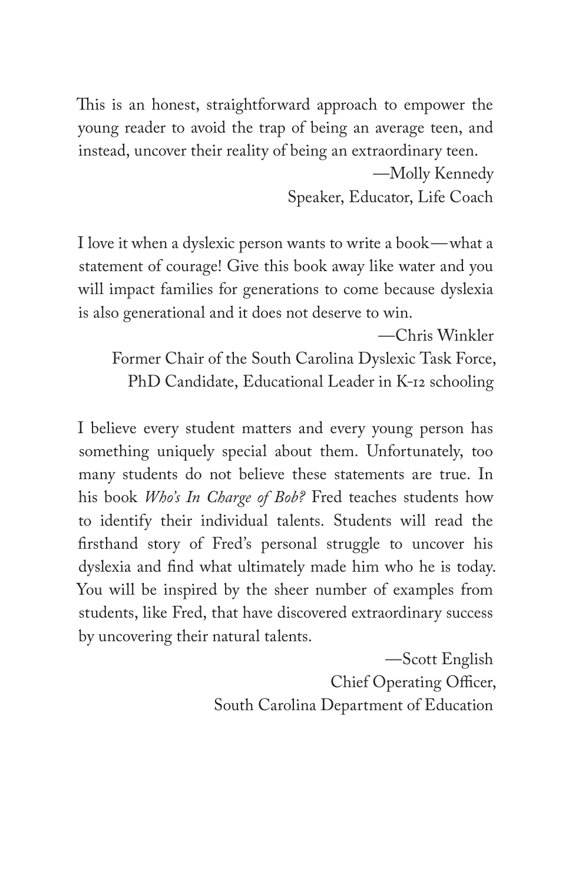This is an honest, straightforward approach to empower the young reader to avoid the trap of being an average teen, and instead, uncover their reality of being an extraordinary teen.

—Molly Kennedy
Speaker, Educator, Life Coach

I love it when a dyslexic person wants to write a book—what a statement of courage! Give this book away like water and you will impact families for generations to come because dyslexia is also generational and it does not deserve to win.

—Chris Winkler
Former Chair of the South Carolina Dyslexic Task Force,
PhD Candidate, Educational Leader in K-12 schooling

I believe every student matters and every young person has something uniquely special about them. Unfortunately, too many students do not believe these statements are true. In his book *Who's In Charge of Bob?* Fred teaches students how to identify their individual talents. Students will read the firsthand story of Fred's personal struggle to uncover his dyslexia and find what ultimately made him who he is today. You will be inspired by the sheer number of examples from students, like Fred, that have discovered extraordinary success by uncovering their natural talents.

—Scott English
Chief Operating Officer,
South Carolina Department of Education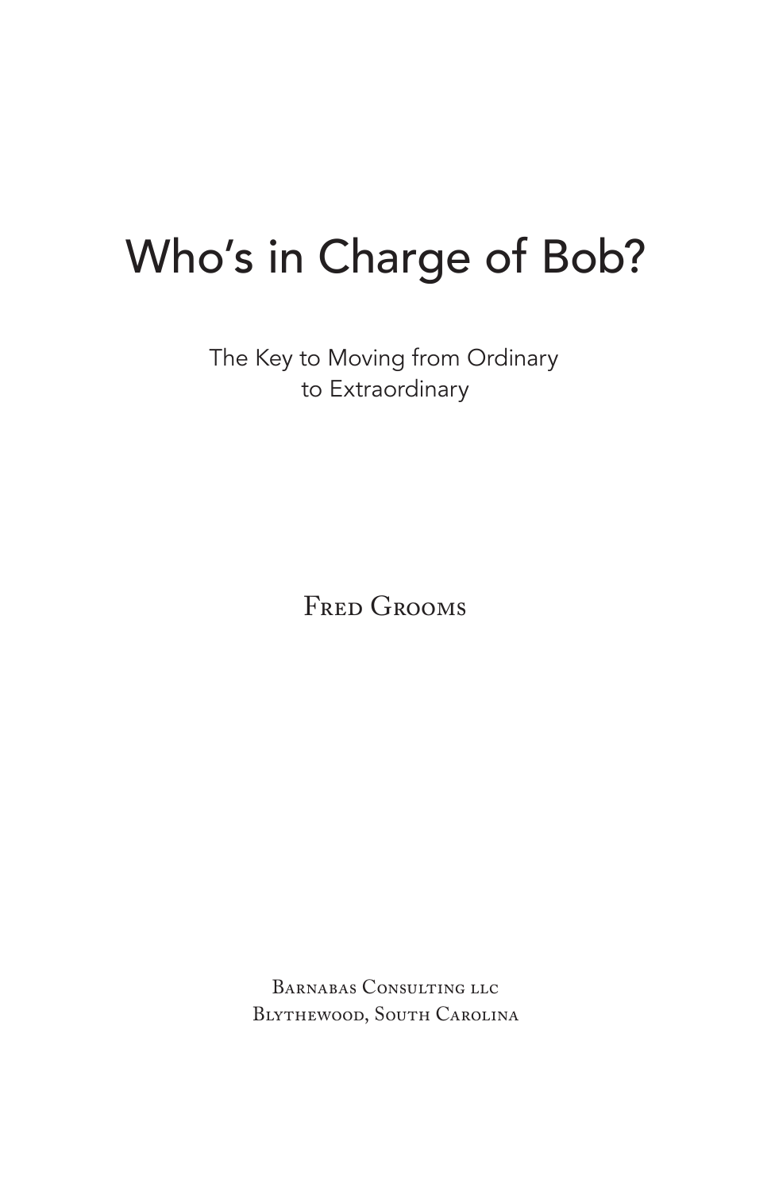# Who's in Charge of Bob?

The Key to Moving from Ordinary
to Extraordinary

Fred Grooms

Barnabas Consulting llc
Blythewood, South Carolina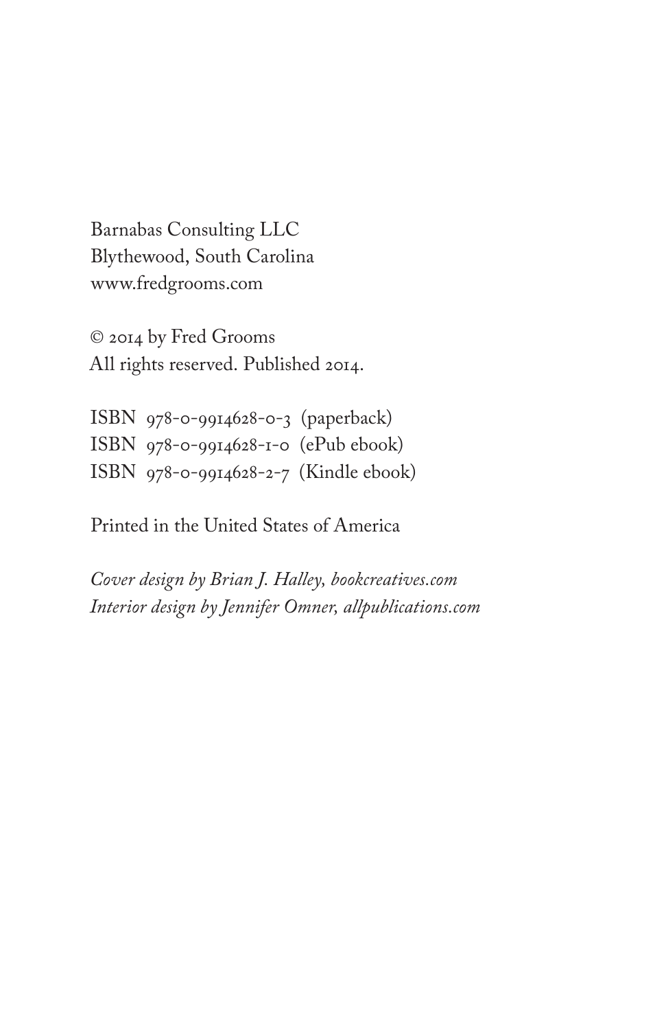Barnabas Consulting LLC
Blythewood, South Carolina
www.fredgrooms.com

© 2014 by Fred Grooms
All rights reserved. Published 2014.

ISBN 978-0-9914628-0-3 (paperback)
ISBN 978-0-9914628-1-0 (ePub ebook)
ISBN 978-0-9914628-2-7 (Kindle ebook)

Printed in the United States of America

*Cover design by Brian J. Halley, bookcreatives.com*
*Interior design by Jennifer Omner, allpublications.com*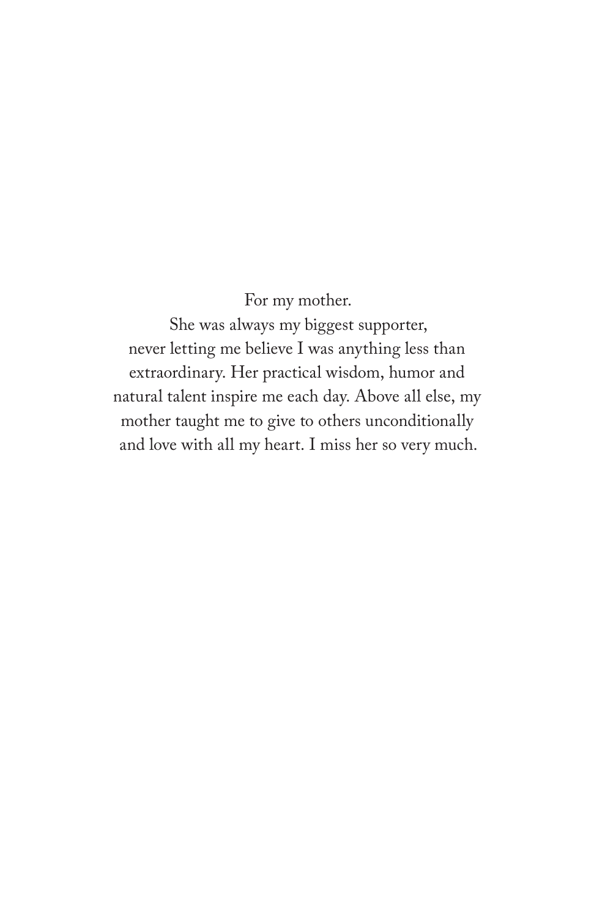For my mother.

She was always my biggest supporter, never letting me believe I was anything less than extraordinary. Her practical wisdom, humor and natural talent inspire me each day. Above all else, my mother taught me to give to others unconditionally and love with all my heart. I miss her so very much.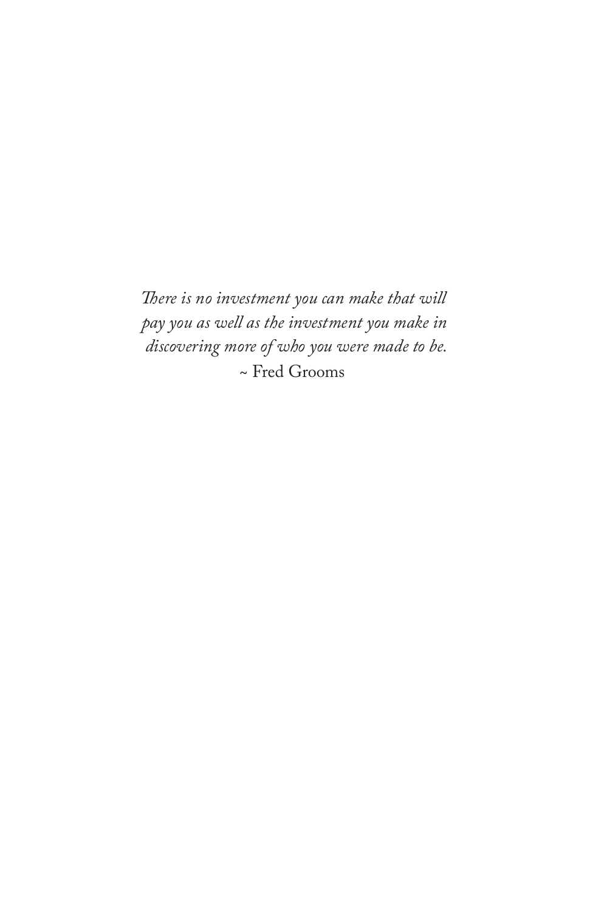*There is no investment you can make that will pay you as well as the investment you make in discovering more of who you were made to be.*

~ Fred Grooms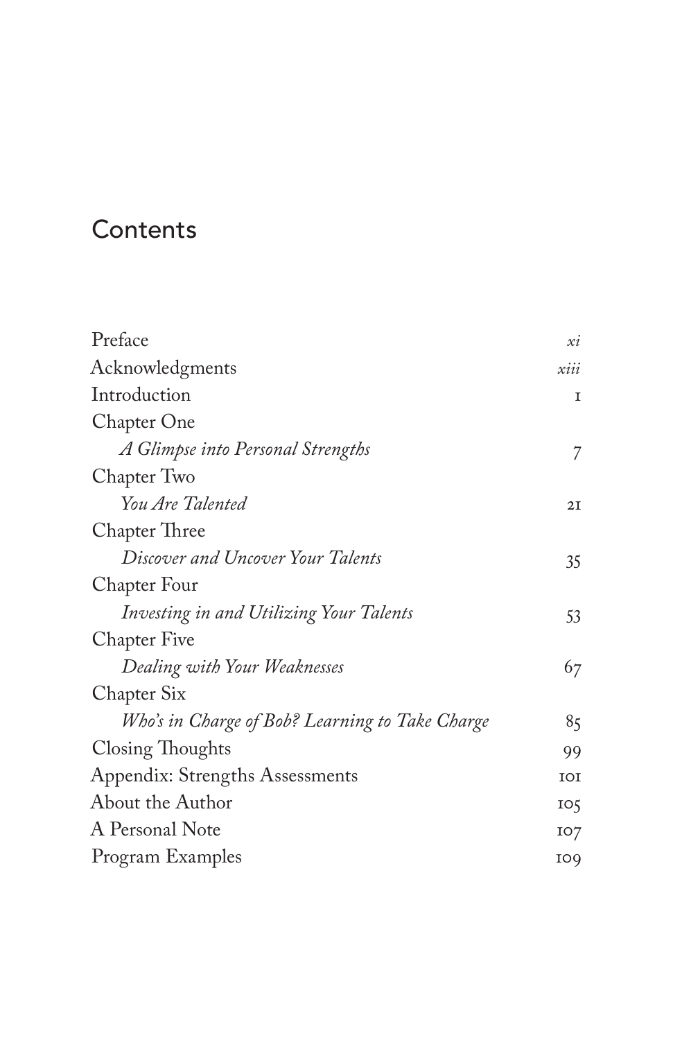# Contents

| | |
|---|---|
| Preface | *xi* |
| Acknowledgments | *xiii* |
| Introduction | 1 |
| Chapter One | |
| *A Glimpse into Personal Strengths* | 7 |
| Chapter Two | |
| *You Are Talented* | 21 |
| Chapter Three | |
| *Discover and Uncover Your Talents* | 35 |
| Chapter Four | |
| *Investing in and Utilizing Your Talents* | 53 |
| Chapter Five | |
| *Dealing with Your Weaknesses* | 67 |
| Chapter Six | |
| *Who's in Charge of Bob? Learning to Take Charge* | 85 |
| Closing Thoughts | 99 |
| Appendix: Strengths Assessments | 101 |
| About the Author | 105 |
| A Personal Note | 107 |
| Program Examples | 109 |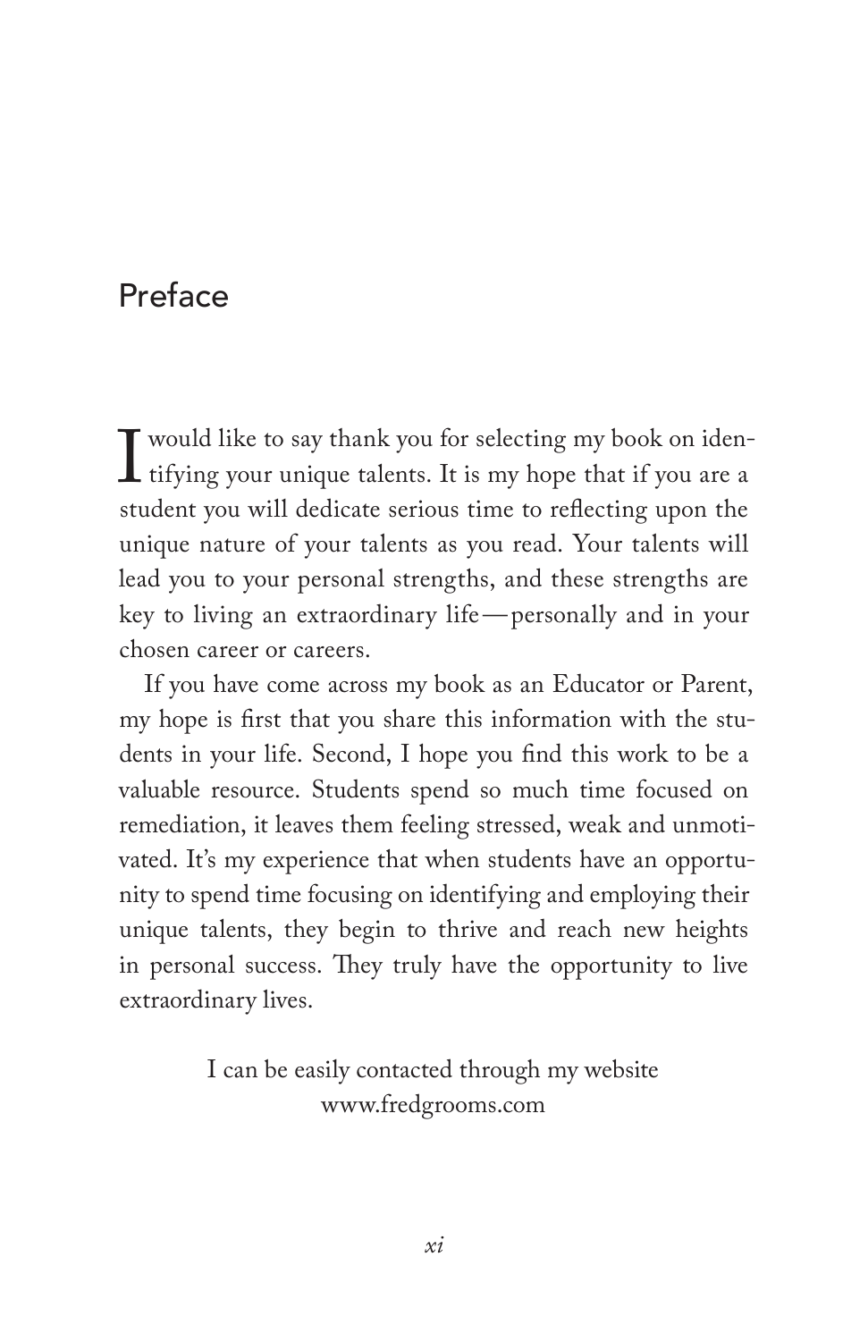# Preface

I would like to say thank you for selecting my book on identifying your unique talents. It is my hope that if you are a student you will dedicate serious time to reflecting upon the unique nature of your talents as you read. Your talents will lead you to your personal strengths, and these strengths are key to living an extraordinary life—personally and in your chosen career or careers.

If you have come across my book as an Educator or Parent, my hope is first that you share this information with the students in your life. Second, I hope you find this work to be a valuable resource. Students spend so much time focused on remediation, it leaves them feeling stressed, weak and unmotivated. It's my experience that when students have an opportunity to spend time focusing on identifying and employing their unique talents, they begin to thrive and reach new heights in personal success. They truly have the opportunity to live extraordinary lives.

I can be easily contacted through my website
www.fredgrooms.com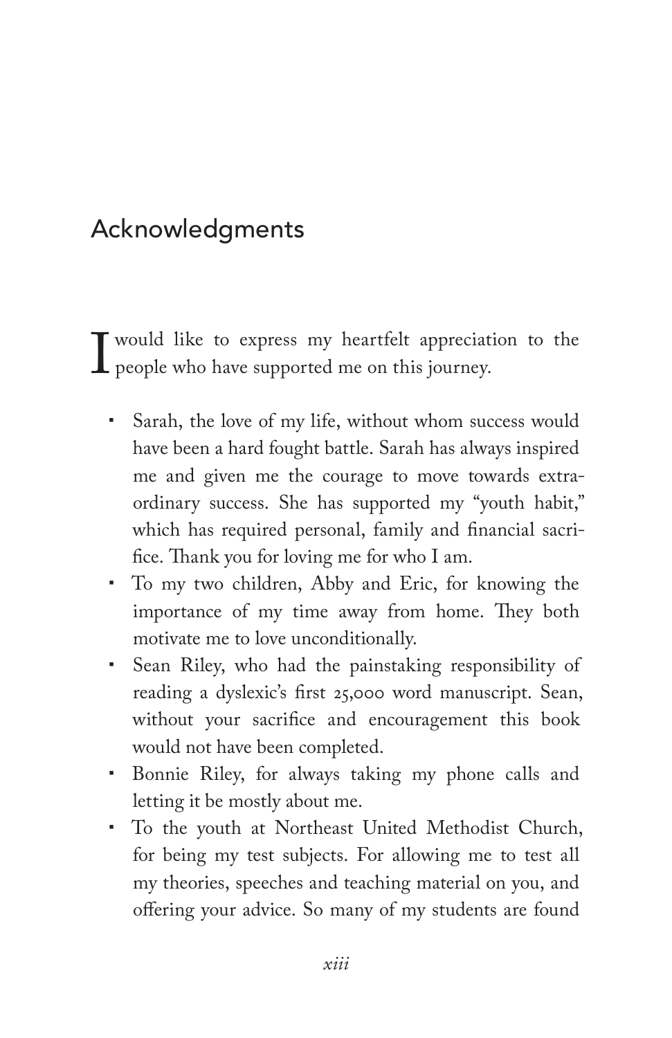# Acknowledgments

I would like to express my heartfelt appreciation to the people who have supported me on this journey.

- Sarah, the love of my life, without whom success would have been a hard fought battle. Sarah has always inspired me and given me the courage to move towards extraordinary success. She has supported my "youth habit," which has required personal, family and financial sacrifice. Thank you for loving me for who I am.
- To my two children, Abby and Eric, for knowing the importance of my time away from home. They both motivate me to love unconditionally.
- Sean Riley, who had the painstaking responsibility of reading a dyslexic's first 25,000 word manuscript. Sean, without your sacrifice and encouragement this book would not have been completed.
- Bonnie Riley, for always taking my phone calls and letting it be mostly about me.
- To the youth at Northeast United Methodist Church, for being my test subjects. For allowing me to test all my theories, speeches and teaching material on you, and offering your advice. So many of my students are found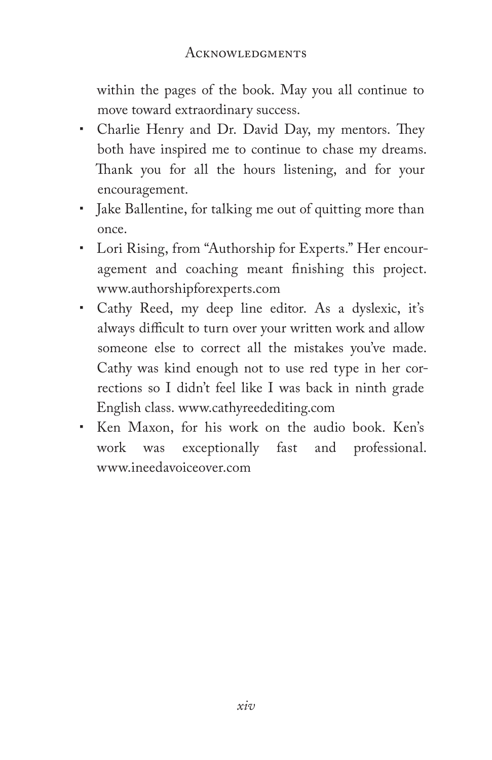within the pages of the book. May you all continue to move toward extraordinary success.

- Charlie Henry and Dr. David Day, my mentors. They both have inspired me to continue to chase my dreams. Thank you for all the hours listening, and for your encouragement.
- Jake Ballentine, for talking me out of quitting more than once.
- Lori Rising, from "Authorship for Experts." Her encouragement and coaching meant finishing this project. www.authorshipforexperts.com
- Cathy Reed, my deep line editor. As a dyslexic, it's always difficult to turn over your written work and allow someone else to correct all the mistakes you've made. Cathy was kind enough not to use red type in her corrections so I didn't feel like I was back in ninth grade English class. www.cathyreedediting.com
- Ken Maxon, for his work on the audio book. Ken's work was exceptionally fast and professional. www.ineedavoiceover.com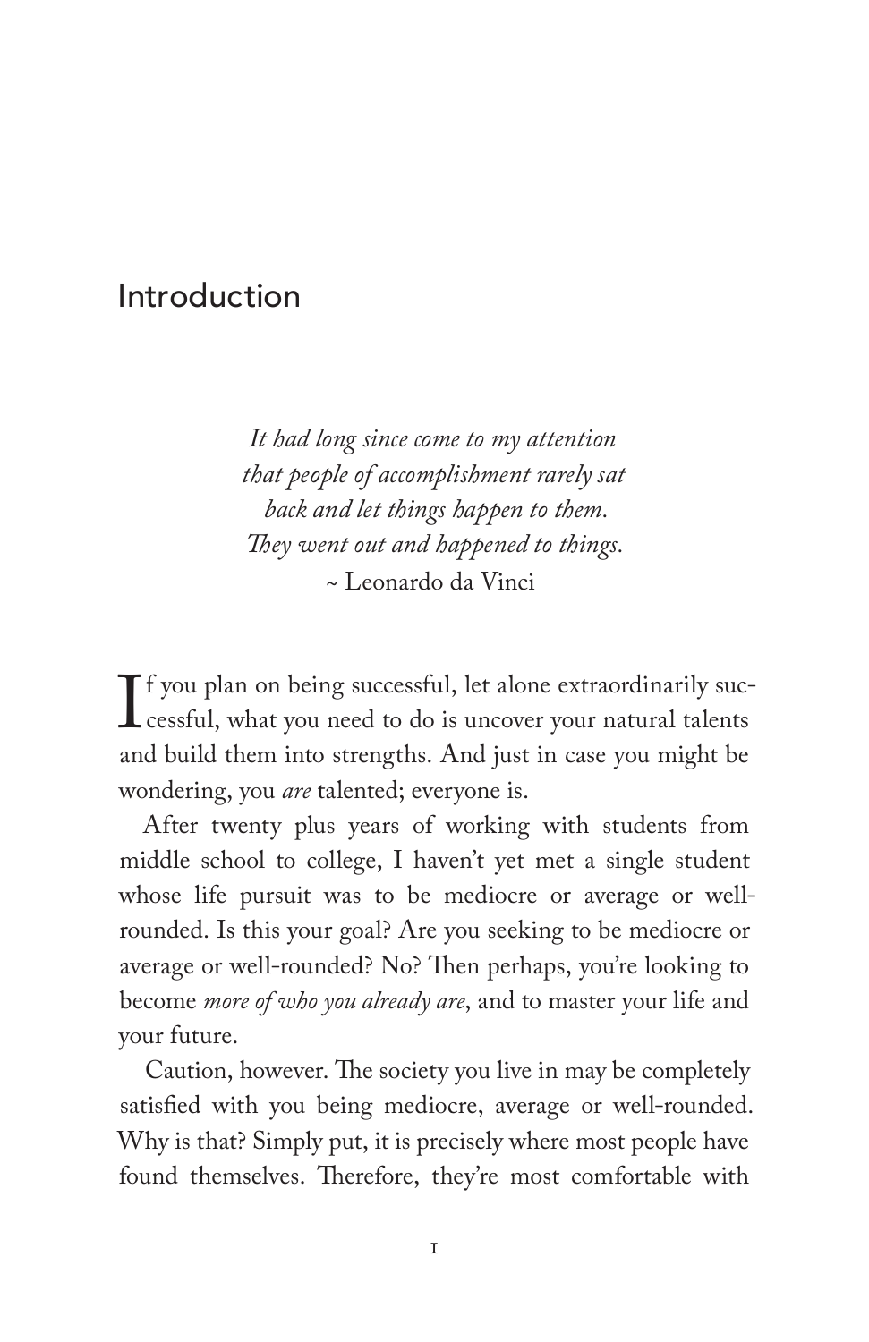# Introduction

*It had long since come to my attention that people of accomplishment rarely sat back and let things happen to them. They went out and happened to things.*
~ Leonardo da Vinci

If you plan on being successful, let alone extraordinarily successful, what you need to do is uncover your natural talents and build them into strengths. And just in case you might be wondering, you *are* talented; everyone is.

After twenty plus years of working with students from middle school to college, I haven't yet met a single student whose life pursuit was to be mediocre or average or well-rounded. Is this your goal? Are you seeking to be mediocre or average or well-rounded? No? Then perhaps, you're looking to become *more of who you already are*, and to master your life and your future.

Caution, however. The society you live in may be completely satisfied with you being mediocre, average or well-rounded. Why is that? Simply put, it is precisely where most people have found themselves. Therefore, they're most comfortable with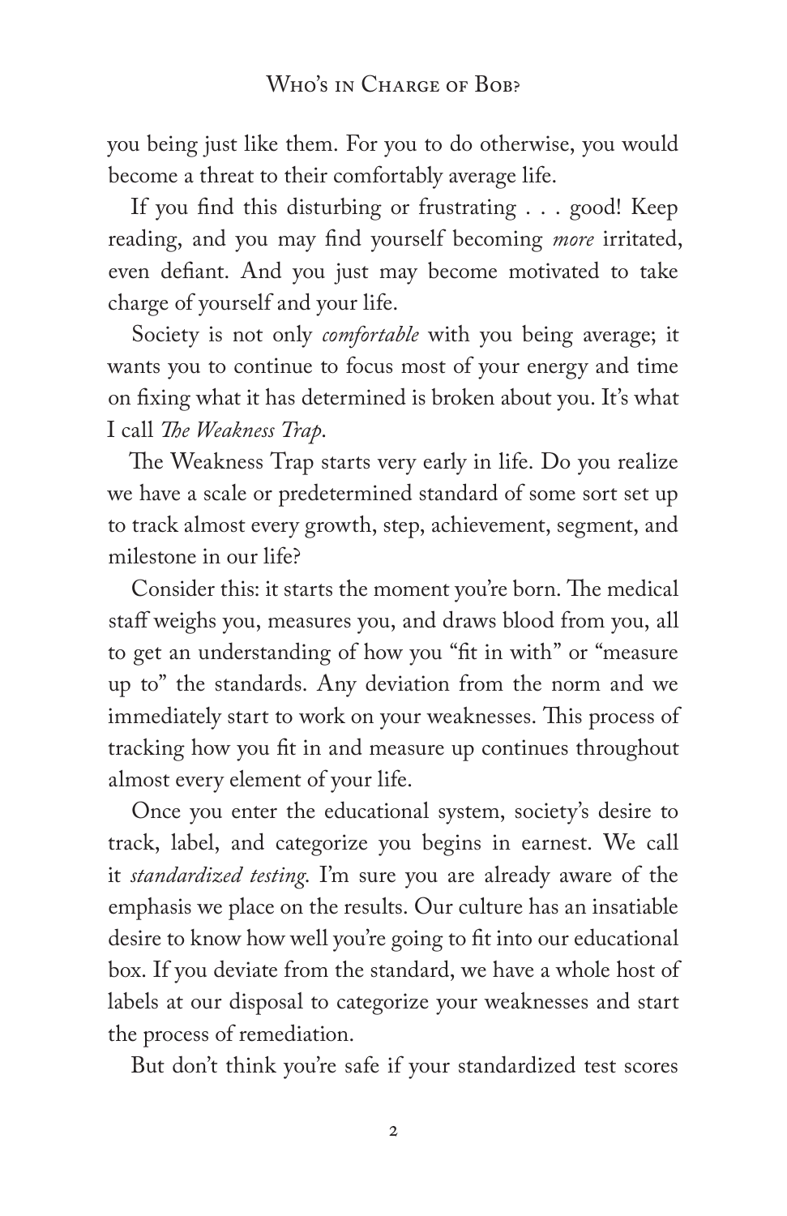you being just like them. For you to do otherwise, you would become a threat to their comfortably average life.

If you find this disturbing or frustrating . . . good! Keep reading, and you may find yourself becoming *more* irritated, even defiant. And you just may become motivated to take charge of yourself and your life.

Society is not only *comfortable* with you being average; it wants you to continue to focus most of your energy and time on fixing what it has determined is broken about you. It's what I call *The Weakness Trap*.

The Weakness Trap starts very early in life. Do you realize we have a scale or predetermined standard of some sort set up to track almost every growth, step, achievement, segment, and milestone in our life?

Consider this: it starts the moment you're born. The medical staff weighs you, measures you, and draws blood from you, all to get an understanding of how you "fit in with" or "measure up to" the standards. Any deviation from the norm and we immediately start to work on your weaknesses. This process of tracking how you fit in and measure up continues throughout almost every element of your life.

Once you enter the educational system, society's desire to track, label, and categorize you begins in earnest. We call it *standardized testing*. I'm sure you are already aware of the emphasis we place on the results. Our culture has an insatiable desire to know how well you're going to fit into our educational box. If you deviate from the standard, we have a whole host of labels at our disposal to categorize your weaknesses and start the process of remediation.

But don't think you're safe if your standardized test scores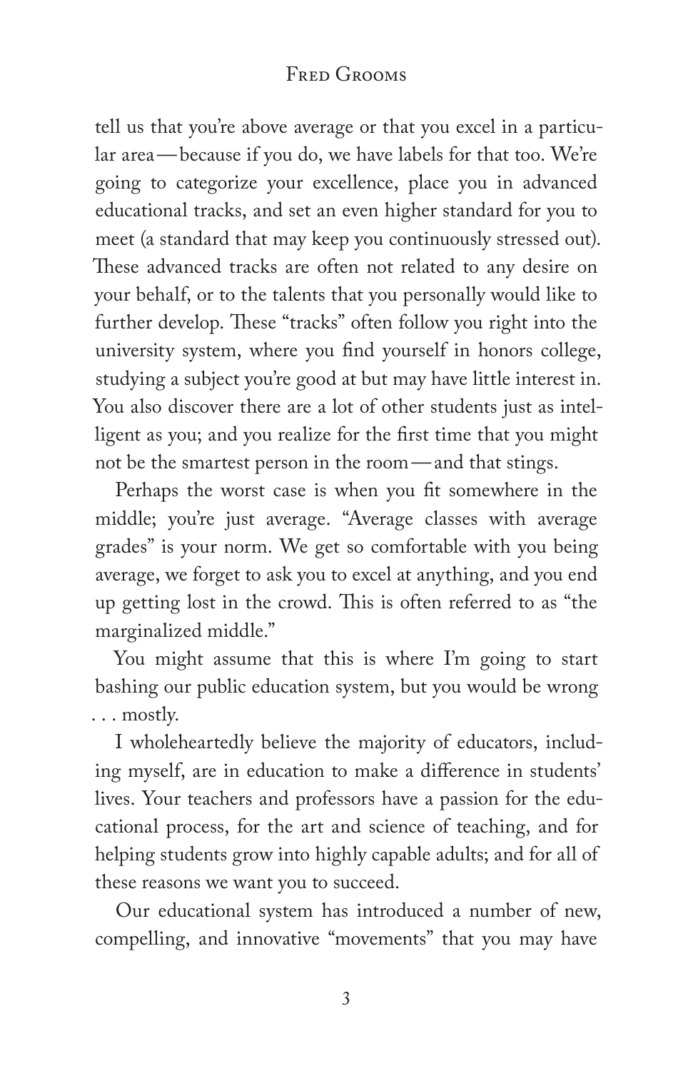tell us that you're above average or that you excel in a particular area—because if you do, we have labels for that too. We're going to categorize your excellence, place you in advanced educational tracks, and set an even higher standard for you to meet (a standard that may keep you continuously stressed out). These advanced tracks are often not related to any desire on your behalf, or to the talents that you personally would like to further develop. These "tracks" often follow you right into the university system, where you find yourself in honors college, studying a subject you're good at but may have little interest in. You also discover there are a lot of other students just as intelligent as you; and you realize for the first time that you might not be the smartest person in the room—and that stings.

Perhaps the worst case is when you fit somewhere in the middle; you're just average. "Average classes with average grades" is your norm. We get so comfortable with you being average, we forget to ask you to excel at anything, and you end up getting lost in the crowd. This is often referred to as "the marginalized middle."

You might assume that this is where I'm going to start bashing our public education system, but you would be wrong . . . mostly.

I wholeheartedly believe the majority of educators, including myself, are in education to make a difference in students' lives. Your teachers and professors have a passion for the educational process, for the art and science of teaching, and for helping students grow into highly capable adults; and for all of these reasons we want you to succeed.

Our educational system has introduced a number of new, compelling, and innovative "movements" that you may have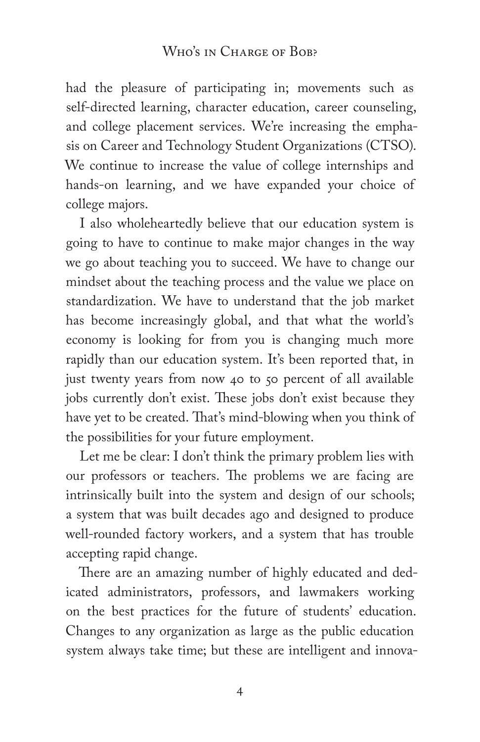had the pleasure of participating in; movements such as self-directed learning, character education, career counseling, and college placement services. We're increasing the emphasis on Career and Technology Student Organizations (CTSO). We continue to increase the value of college internships and hands-on learning, and we have expanded your choice of college majors.

I also wholeheartedly believe that our education system is going to have to continue to make major changes in the way we go about teaching you to succeed. We have to change our mindset about the teaching process and the value we place on standardization. We have to understand that the job market has become increasingly global, and that what the world's economy is looking for from you is changing much more rapidly than our education system. It's been reported that, in just twenty years from now 40 to 50 percent of all available jobs currently don't exist. These jobs don't exist because they have yet to be created. That's mind-blowing when you think of the possibilities for your future employment.

Let me be clear: I don't think the primary problem lies with our professors or teachers. The problems we are facing are intrinsically built into the system and design of our schools; a system that was built decades ago and designed to produce well-rounded factory workers, and a system that has trouble accepting rapid change.

There are an amazing number of highly educated and dedicated administrators, professors, and lawmakers working on the best practices for the future of students' education. Changes to any organization as large as the public education system always take time; but these are intelligent and innova-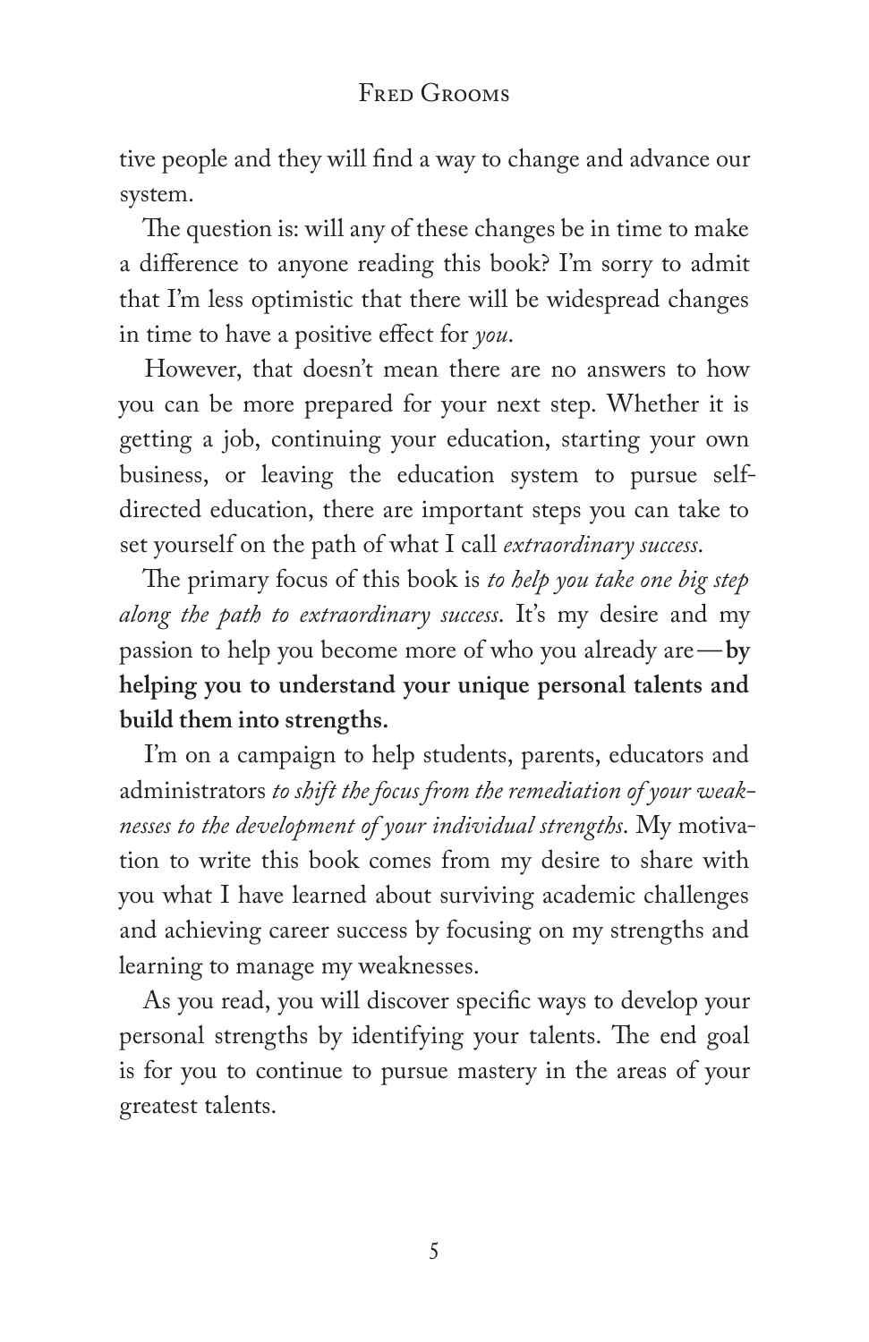tive people and they will find a way to change and advance our system.

The question is: will any of these changes be in time to make a difference to anyone reading this book? I'm sorry to admit that I'm less optimistic that there will be widespread changes in time to have a positive effect for *you*.

However, that doesn't mean there are no answers to how you can be more prepared for your next step. Whether it is getting a job, continuing your education, starting your own business, or leaving the education system to pursue self-directed education, there are important steps you can take to set yourself on the path of what I call *extraordinary success*.

The primary focus of this book is *to help you take one big step along the path to extraordinary success*. It's my desire and my passion to help you become more of who you already are—**by helping you to understand your unique personal talents and build them into strengths.**

I'm on a campaign to help students, parents, educators and administrators *to shift the focus from the remediation of your weaknesses to the development of your individual strengths*. My motivation to write this book comes from my desire to share with you what I have learned about surviving academic challenges and achieving career success by focusing on my strengths and learning to manage my weaknesses.

As you read, you will discover specific ways to develop your personal strengths by identifying your talents. The end goal is for you to continue to pursue mastery in the areas of your greatest talents.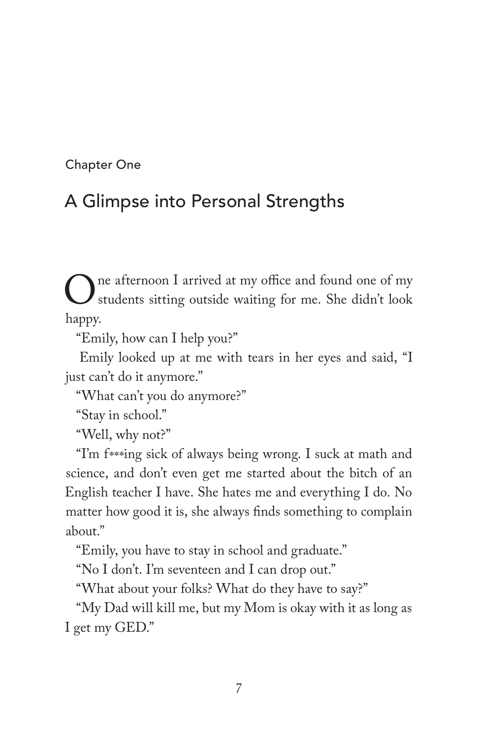Chapter One

# A Glimpse into Personal Strengths

One afternoon I arrived at my office and found one of my students sitting outside waiting for me. She didn't look happy.

"Emily, how can I help you?"

Emily looked up at me with tears in her eyes and said, "I just can't do it anymore."

"What can't you do anymore?"

"Stay in school."

"Well, why not?"

"I'm f***ing sick of always being wrong. I suck at math and science, and don't even get me started about the bitch of an English teacher I have. She hates me and everything I do. No matter how good it is, she always finds something to complain about."

"Emily, you have to stay in school and graduate."

"No I don't. I'm seventeen and I can drop out."

"What about your folks? What do they have to say?"

"My Dad will kill me, but my Mom is okay with it as long as I get my GED."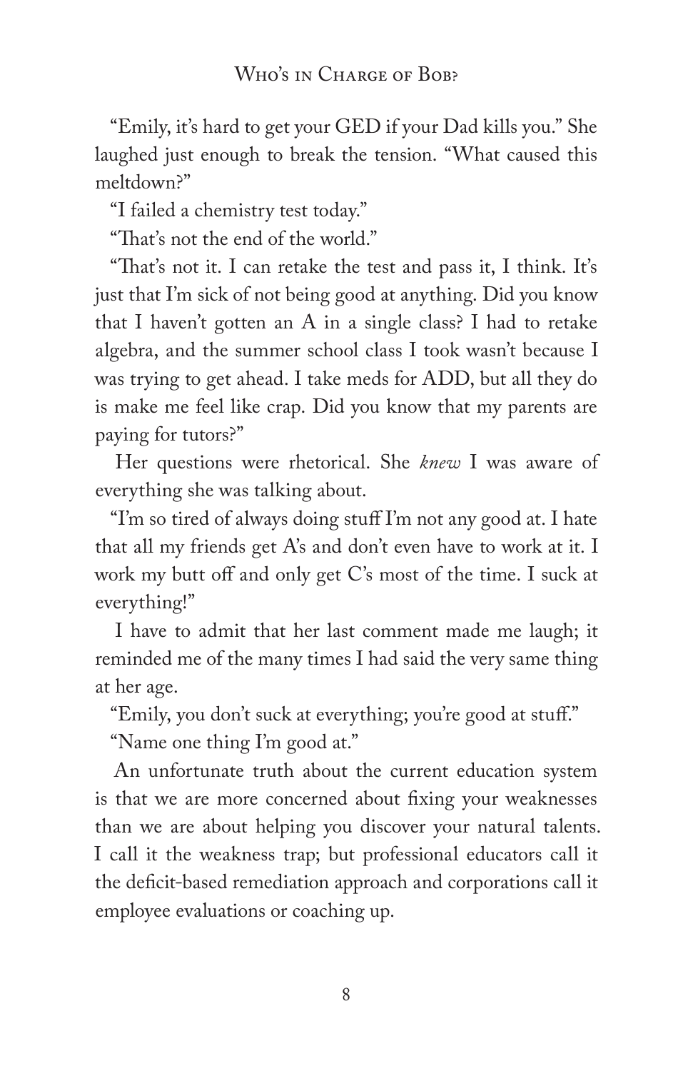"Emily, it's hard to get your GED if your Dad kills you." She laughed just enough to break the tension. "What caused this meltdown?"

"I failed a chemistry test today."

"That's not the end of the world."

"That's not it. I can retake the test and pass it, I think. It's just that I'm sick of not being good at anything. Did you know that I haven't gotten an A in a single class? I had to retake algebra, and the summer school class I took wasn't because I was trying to get ahead. I take meds for ADD, but all they do is make me feel like crap. Did you know that my parents are paying for tutors?"

Her questions were rhetorical. She *knew* I was aware of everything she was talking about.

"I'm so tired of always doing stuff I'm not any good at. I hate that all my friends get A's and don't even have to work at it. I work my butt off and only get C's most of the time. I suck at everything!"

I have to admit that her last comment made me laugh; it reminded me of the many times I had said the very same thing at her age.

"Emily, you don't suck at everything; you're good at stuff."

"Name one thing I'm good at."

An unfortunate truth about the current education system is that we are more concerned about fixing your weaknesses than we are about helping you discover your natural talents. I call it the weakness trap; but professional educators call it the deficit-based remediation approach and corporations call it employee evaluations or coaching up.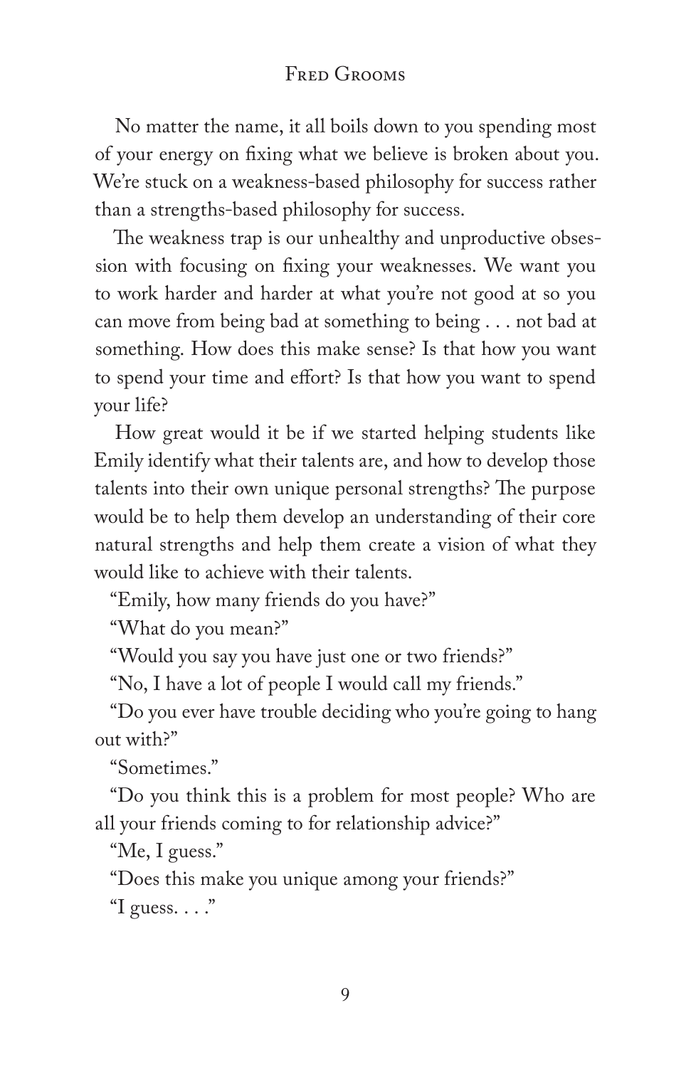No matter the name, it all boils down to you spending most of your energy on fixing what we believe is broken about you. We're stuck on a weakness-based philosophy for success rather than a strengths-based philosophy for success.

The weakness trap is our unhealthy and unproductive obsession with focusing on fixing your weaknesses. We want you to work harder and harder at what you're not good at so you can move from being bad at something to being . . . not bad at something. How does this make sense? Is that how you want to spend your time and effort? Is that how you want to spend your life?

How great would it be if we started helping students like Emily identify what their talents are, and how to develop those talents into their own unique personal strengths? The purpose would be to help them develop an understanding of their core natural strengths and help them create a vision of what they would like to achieve with their talents.

"Emily, how many friends do you have?"

"What do you mean?"

"Would you say you have just one or two friends?"

"No, I have a lot of people I would call my friends."

"Do you ever have trouble deciding who you're going to hang out with?"

"Sometimes."

"Do you think this is a problem for most people? Who are all your friends coming to for relationship advice?"

"Me, I guess."

"Does this make you unique among your friends?"

"I guess. . . ."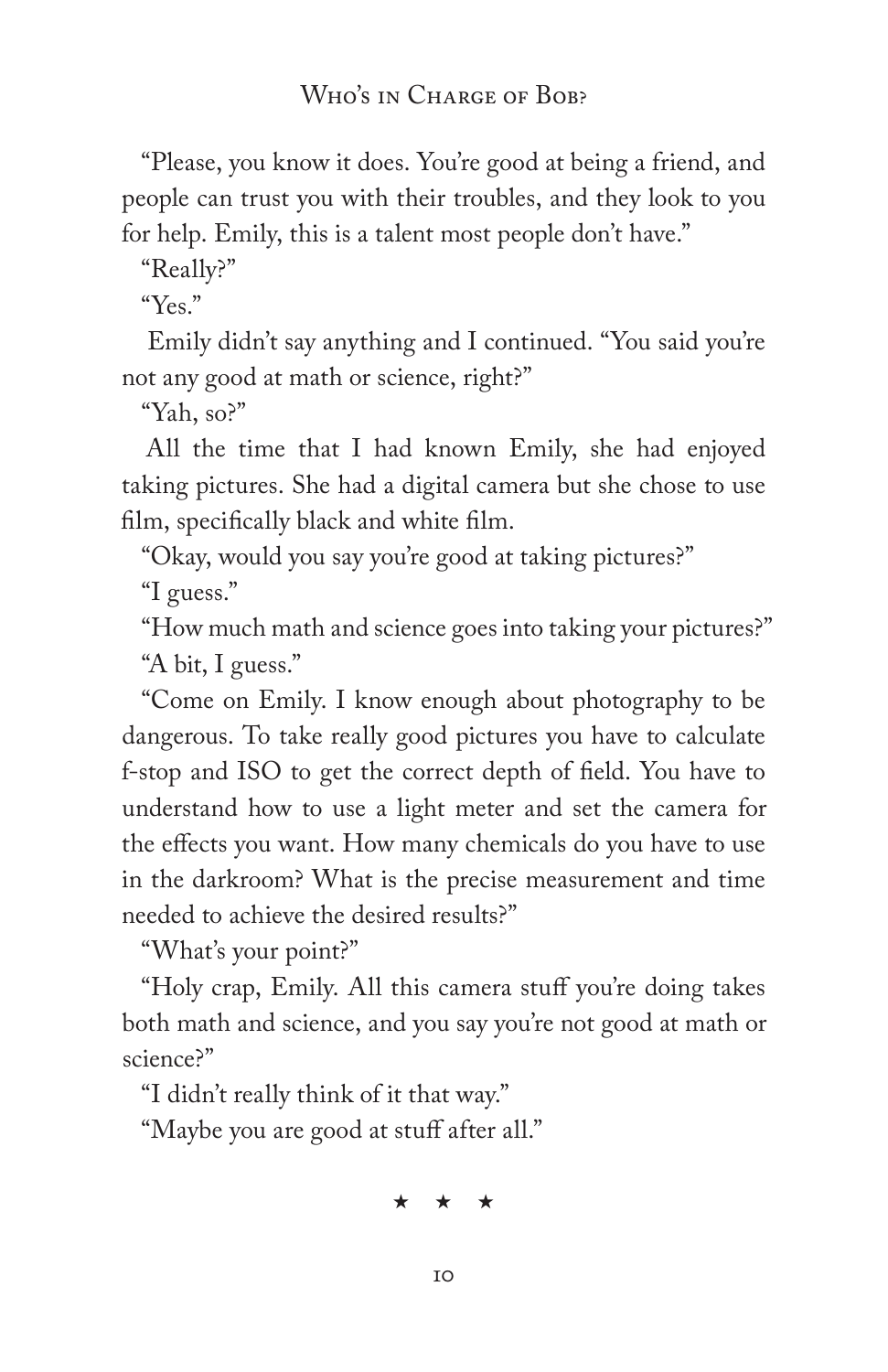"Please, you know it does. You're good at being a friend, and people can trust you with their troubles, and they look to you for help. Emily, this is a talent most people don't have."

"Really?"

"Yes."

Emily didn't say anything and I continued. "You said you're not any good at math or science, right?"

"Yah, so?"

All the time that I had known Emily, she had enjoyed taking pictures. She had a digital camera but she chose to use film, specifically black and white film.

"Okay, would you say you're good at taking pictures?"

"I guess."

"How much math and science goes into taking your pictures?"

"A bit, I guess."

"Come on Emily. I know enough about photography to be dangerous. To take really good pictures you have to calculate f-stop and ISO to get the correct depth of field. You have to understand how to use a light meter and set the camera for the effects you want. How many chemicals do you have to use in the darkroom? What is the precise measurement and time needed to achieve the desired results?"

"What's your point?"

"Holy crap, Emily. All this camera stuff you're doing takes both math and science, and you say you're not good at math or science?"

"I didn't really think of it that way."

"Maybe you are good at stuff after all."

★ ★ ★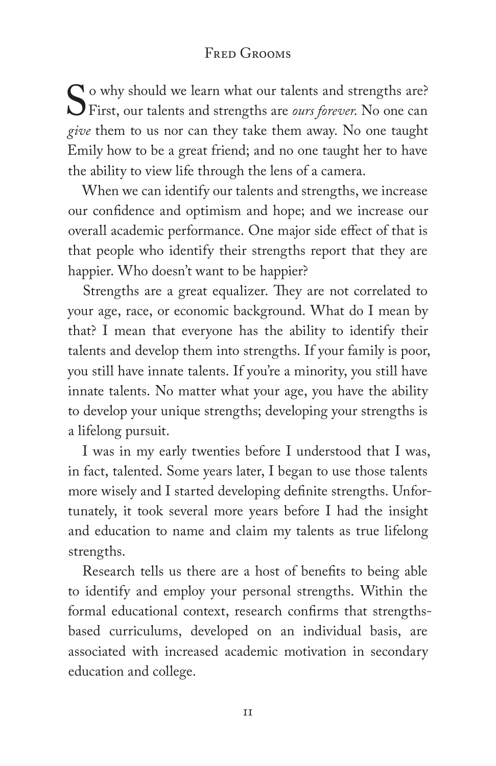So why should we learn what our talents and strengths are? First, our talents and strengths are *ours forever*. No one can *give* them to us nor can they take them away. No one taught Emily how to be a great friend; and no one taught her to have the ability to view life through the lens of a camera.

When we can identify our talents and strengths, we increase our confidence and optimism and hope; and we increase our overall academic performance. One major side effect of that is that people who identify their strengths report that they are happier. Who doesn't want to be happier?

Strengths are a great equalizer. They are not correlated to your age, race, or economic background. What do I mean by that? I mean that everyone has the ability to identify their talents and develop them into strengths. If your family is poor, you still have innate talents. If you're a minority, you still have innate talents. No matter what your age, you have the ability to develop your unique strengths; developing your strengths is a lifelong pursuit.

I was in my early twenties before I understood that I was, in fact, talented. Some years later, I began to use those talents more wisely and I started developing definite strengths. Unfortunately, it took several more years before I had the insight and education to name and claim my talents as true lifelong strengths.

Research tells us there are a host of benefits to being able to identify and employ your personal strengths. Within the formal educational context, research confirms that strengths-based curriculums, developed on an individual basis, are associated with increased academic motivation in secondary education and college.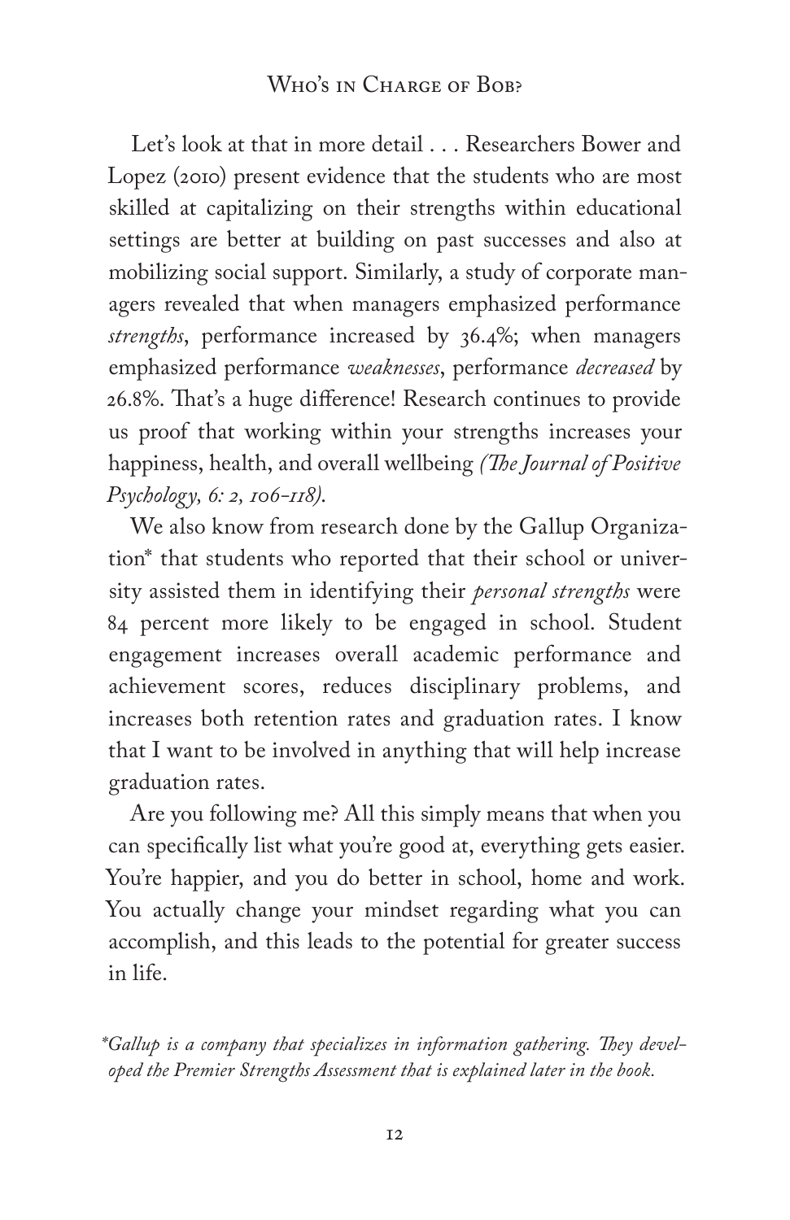Let's look at that in more detail . . . Researchers Bower and Lopez (2010) present evidence that the students who are most skilled at capitalizing on their strengths within educational settings are better at building on past successes and also at mobilizing social support. Similarly, a study of corporate managers revealed that when managers emphasized performance *strengths*, performance increased by 36.4%; when managers emphasized performance *weaknesses*, performance *decreased* by 26.8%. That's a huge difference! Research continues to provide us proof that working within your strengths increases your happiness, health, and overall wellbeing *(The Journal of Positive Psychology, 6: 2, 106-118).*

We also know from research done by the Gallup Organization* that students who reported that their school or university assisted them in identifying their *personal strengths* were 84 percent more likely to be engaged in school. Student engagement increases overall academic performance and achievement scores, reduces disciplinary problems, and increases both retention rates and graduation rates. I know that I want to be involved in anything that will help increase graduation rates.

Are you following me? All this simply means that when you can specifically list what you're good at, everything gets easier. You're happier, and you do better in school, home and work. You actually change your mindset regarding what you can accomplish, and this leads to the potential for greater success in life.

**Gallup is a company that specializes in information gathering. They developed the Premier Strengths Assessment that is explained later in the book.*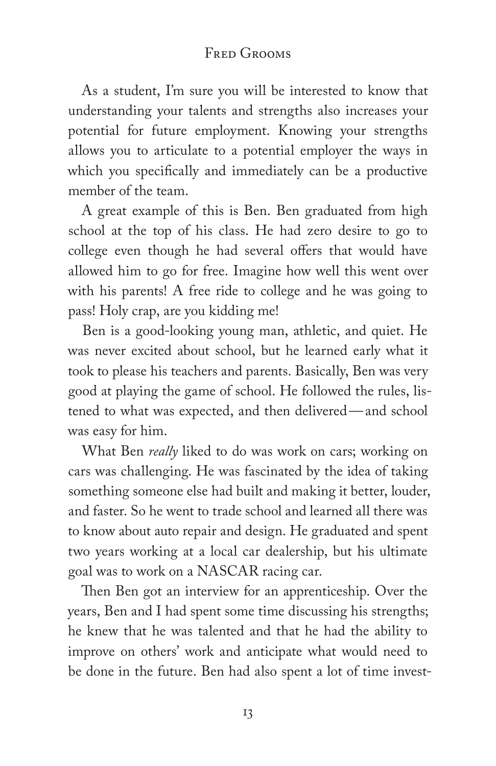As a student, I'm sure you will be interested to know that understanding your talents and strengths also increases your potential for future employment. Knowing your strengths allows you to articulate to a potential employer the ways in which you specifically and immediately can be a productive member of the team.

A great example of this is Ben. Ben graduated from high school at the top of his class. He had zero desire to go to college even though he had several offers that would have allowed him to go for free. Imagine how well this went over with his parents! A free ride to college and he was going to pass! Holy crap, are you kidding me!

Ben is a good-looking young man, athletic, and quiet. He was never excited about school, but he learned early what it took to please his teachers and parents. Basically, Ben was very good at playing the game of school. He followed the rules, listened to what was expected, and then delivered—and school was easy for him.

What Ben *really* liked to do was work on cars; working on cars was challenging. He was fascinated by the idea of taking something someone else had built and making it better, louder, and faster. So he went to trade school and learned all there was to know about auto repair and design. He graduated and spent two years working at a local car dealership, but his ultimate goal was to work on a NASCAR racing car.

Then Ben got an interview for an apprenticeship. Over the years, Ben and I had spent some time discussing his strengths; he knew that he was talented and that he had the ability to improve on others' work and anticipate what would need to be done in the future. Ben had also spent a lot of time invest-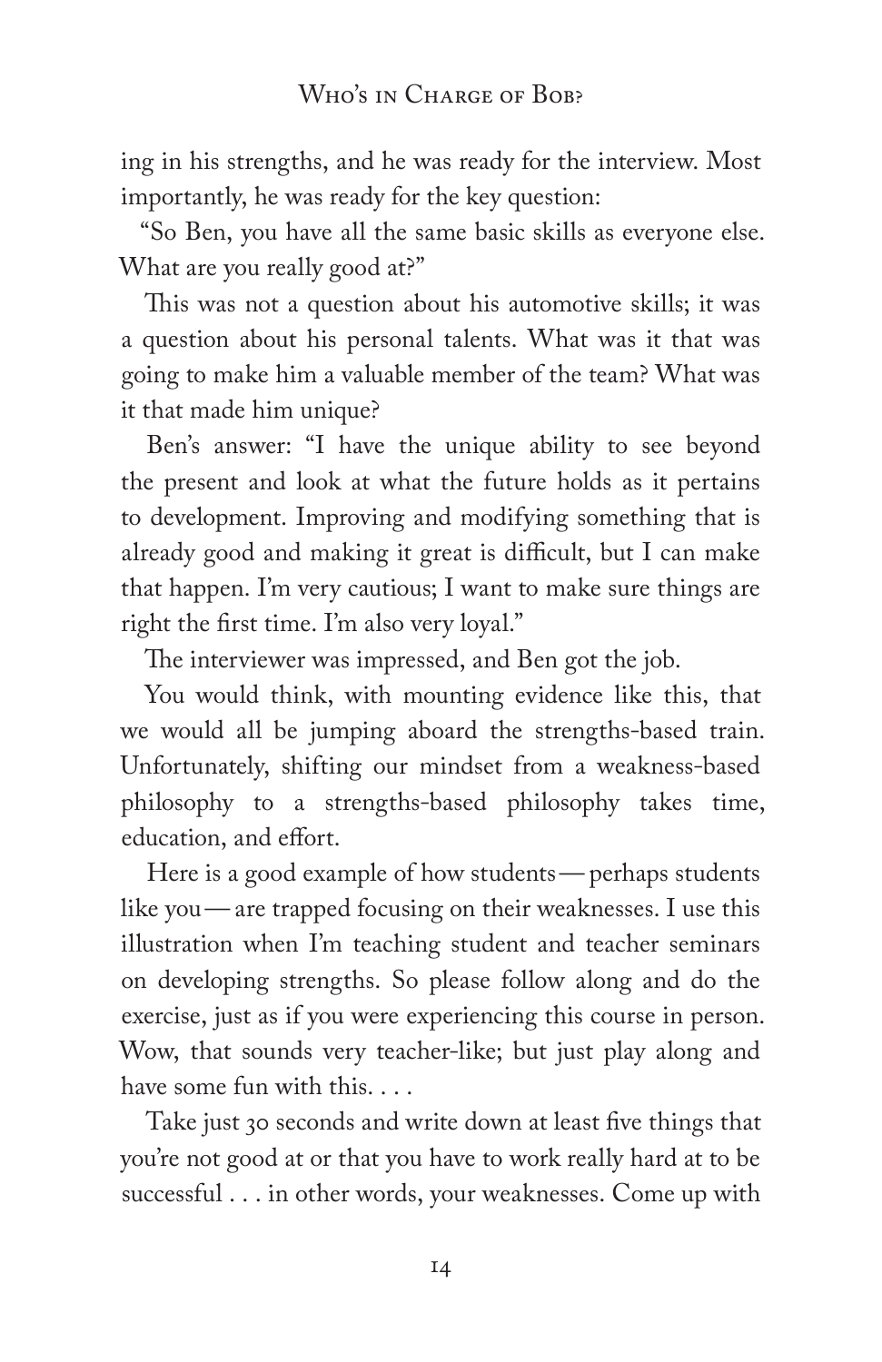ing in his strengths, and he was ready for the interview. Most importantly, he was ready for the key question:

"So Ben, you have all the same basic skills as everyone else. What are you really good at?"

This was not a question about his automotive skills; it was a question about his personal talents. What was it that was going to make him a valuable member of the team? What was it that made him unique?

Ben's answer: "I have the unique ability to see beyond the present and look at what the future holds as it pertains to development. Improving and modifying something that is already good and making it great is difficult, but I can make that happen. I'm very cautious; I want to make sure things are right the first time. I'm also very loyal."

The interviewer was impressed, and Ben got the job.

You would think, with mounting evidence like this, that we would all be jumping aboard the strengths-based train. Unfortunately, shifting our mindset from a weakness-based philosophy to a strengths-based philosophy takes time, education, and effort.

Here is a good example of how students — perhaps students like you — are trapped focusing on their weaknesses. I use this illustration when I'm teaching student and teacher seminars on developing strengths. So please follow along and do the exercise, just as if you were experiencing this course in person. Wow, that sounds very teacher-like; but just play along and have some fun with this. . . .

Take just 30 seconds and write down at least five things that you're not good at or that you have to work really hard at to be successful . . . in other words, your weaknesses. Come up with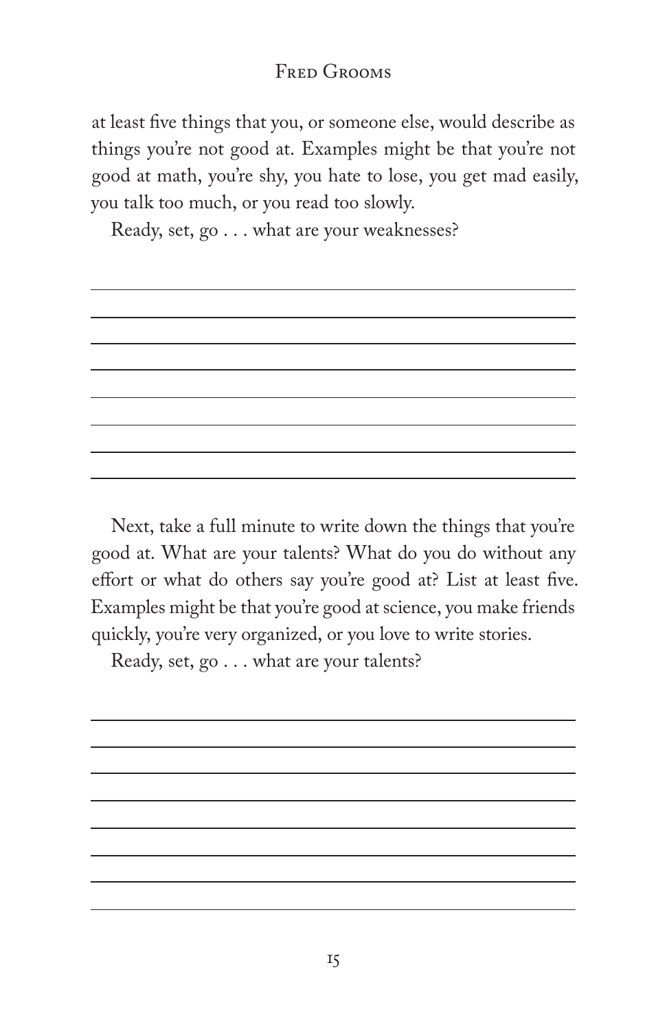at least five things that you, or someone else, would describe as things you're not good at. Examples might be that you're not good at math, you're shy, you hate to lose, you get mad easily, you talk too much, or you read too slowly.

Ready, set, go . . . what are your weaknesses?

\_\_\_\_\_\_\_\_\_\_\_\_\_\_\_\_\_\_\_\_\_\_\_\_\_\_\_\_\_\_\_\_\_\_\_\_\_\_\_\_

\_\_\_\_\_\_\_\_\_\_\_\_\_\_\_\_\_\_\_\_\_\_\_\_\_\_\_\_\_\_\_\_\_\_\_\_\_\_\_\_

\_\_\_\_\_\_\_\_\_\_\_\_\_\_\_\_\_\_\_\_\_\_\_\_\_\_\_\_\_\_\_\_\_\_\_\_\_\_\_\_

\_\_\_\_\_\_\_\_\_\_\_\_\_\_\_\_\_\_\_\_\_\_\_\_\_\_\_\_\_\_\_\_\_\_\_\_\_\_\_\_

\_\_\_\_\_\_\_\_\_\_\_\_\_\_\_\_\_\_\_\_\_\_\_\_\_\_\_\_\_\_\_\_\_\_\_\_\_\_\_\_

\_\_\_\_\_\_\_\_\_\_\_\_\_\_\_\_\_\_\_\_\_\_\_\_\_\_\_\_\_\_\_\_\_\_\_\_\_\_\_\_

\_\_\_\_\_\_\_\_\_\_\_\_\_\_\_\_\_\_\_\_\_\_\_\_\_\_\_\_\_\_\_\_\_\_\_\_\_\_\_\_

\_\_\_\_\_\_\_\_\_\_\_\_\_\_\_\_\_\_\_\_\_\_\_\_\_\_\_\_\_\_\_\_\_\_\_\_\_\_\_\_

Next, take a full minute to write down the things that you're good at. What are your talents? What do you do without any effort or what do others say you're good at? List at least five. Examples might be that you're good at science, you make friends quickly, you're very organized, or you love to write stories.

Ready, set, go . . . what are your talents?

\_\_\_\_\_\_\_\_\_\_\_\_\_\_\_\_\_\_\_\_\_\_\_\_\_\_\_\_\_\_\_\_\_\_\_\_\_\_\_\_

\_\_\_\_\_\_\_\_\_\_\_\_\_\_\_\_\_\_\_\_\_\_\_\_\_\_\_\_\_\_\_\_\_\_\_\_\_\_\_\_

\_\_\_\_\_\_\_\_\_\_\_\_\_\_\_\_\_\_\_\_\_\_\_\_\_\_\_\_\_\_\_\_\_\_\_\_\_\_\_\_

\_\_\_\_\_\_\_\_\_\_\_\_\_\_\_\_\_\_\_\_\_\_\_\_\_\_\_\_\_\_\_\_\_\_\_\_\_\_\_\_

\_\_\_\_\_\_\_\_\_\_\_\_\_\_\_\_\_\_\_\_\_\_\_\_\_\_\_\_\_\_\_\_\_\_\_\_\_\_\_\_

\_\_\_\_\_\_\_\_\_\_\_\_\_\_\_\_\_\_\_\_\_\_\_\_\_\_\_\_\_\_\_\_\_\_\_\_\_\_\_\_

\_\_\_\_\_\_\_\_\_\_\_\_\_\_\_\_\_\_\_\_\_\_\_\_\_\_\_\_\_\_\_\_\_\_\_\_\_\_\_\_

\_\_\_\_\_\_\_\_\_\_\_\_\_\_\_\_\_\_\_\_\_\_\_\_\_\_\_\_\_\_\_\_\_\_\_\_\_\_\_\_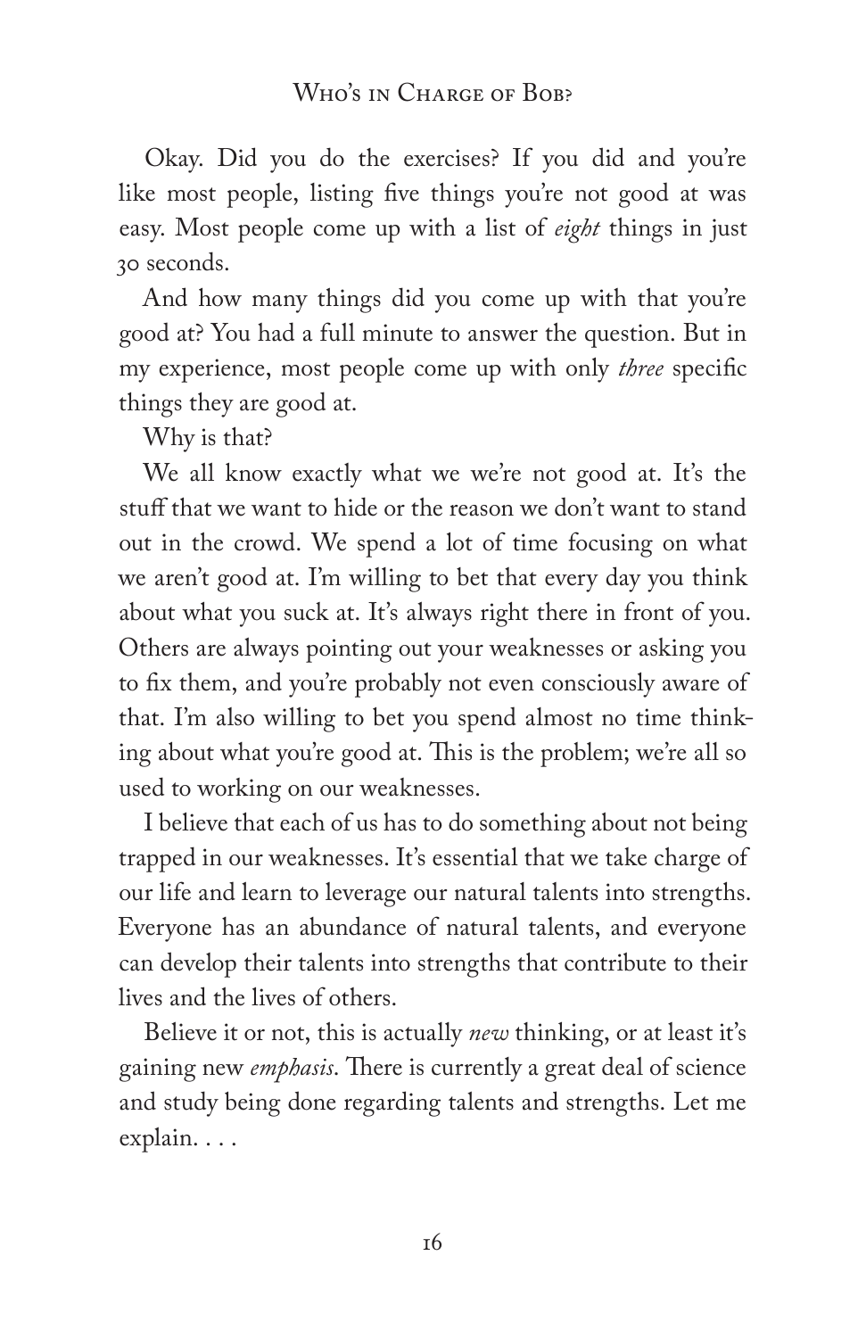Okay. Did you do the exercises? If you did and you're like most people, listing five things you're not good at was easy. Most people come up with a list of *eight* things in just 30 seconds.

And how many things did you come up with that you're good at? You had a full minute to answer the question. But in my experience, most people come up with only *three* specific things they are good at.

Why is that?

We all know exactly what we we're not good at. It's the stuff that we want to hide or the reason we don't want to stand out in the crowd. We spend a lot of time focusing on what we aren't good at. I'm willing to bet that every day you think about what you suck at. It's always right there in front of you. Others are always pointing out your weaknesses or asking you to fix them, and you're probably not even consciously aware of that. I'm also willing to bet you spend almost no time thinking about what you're good at. This is the problem; we're all so used to working on our weaknesses.

I believe that each of us has to do something about not being trapped in our weaknesses. It's essential that we take charge of our life and learn to leverage our natural talents into strengths. Everyone has an abundance of natural talents, and everyone can develop their talents into strengths that contribute to their lives and the lives of others.

Believe it or not, this is actually *new* thinking, or at least it's gaining new *emphasis*. There is currently a great deal of science and study being done regarding talents and strengths. Let me explain. . . .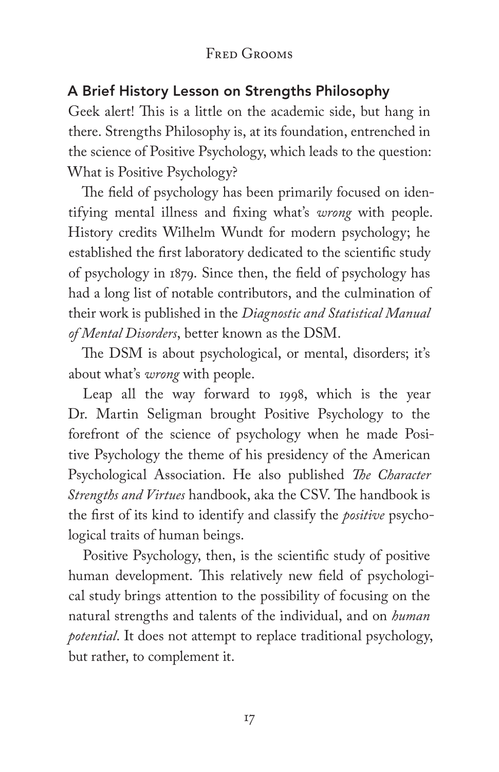## A Brief History Lesson on Strengths Philosophy

Geek alert! This is a little on the academic side, but hang in there. Strengths Philosophy is, at its foundation, entrenched in the science of Positive Psychology, which leads to the question: What is Positive Psychology?

The field of psychology has been primarily focused on identifying mental illness and fixing what's *wrong* with people. History credits Wilhelm Wundt for modern psychology; he established the first laboratory dedicated to the scientific study of psychology in 1879. Since then, the field of psychology has had a long list of notable contributors, and the culmination of their work is published in the *Diagnostic and Statistical Manual of Mental Disorders*, better known as the DSM.

The DSM is about psychological, or mental, disorders; it's about what's *wrong* with people.

Leap all the way forward to 1998, which is the year Dr. Martin Seligman brought Positive Psychology to the forefront of the science of psychology when he made Positive Psychology the theme of his presidency of the American Psychological Association. He also published *The Character Strengths and Virtues* handbook, aka the CSV. The handbook is the first of its kind to identify and classify the *positive* psychological traits of human beings.

Positive Psychology, then, is the scientific study of positive human development. This relatively new field of psychological study brings attention to the possibility of focusing on the natural strengths and talents of the individual, and on *human potential*. It does not attempt to replace traditional psychology, but rather, to complement it.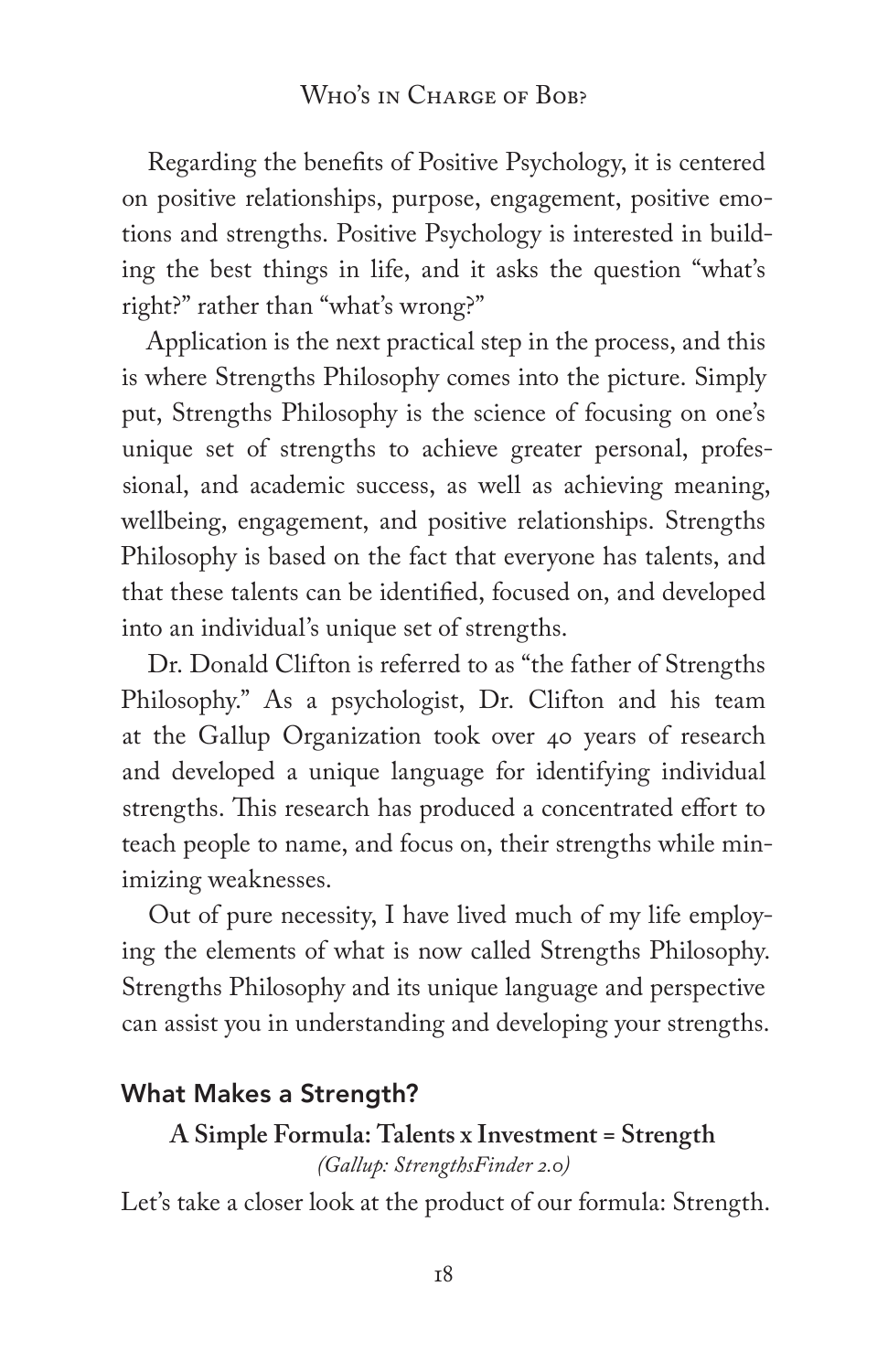Regarding the benefits of Positive Psychology, it is centered on positive relationships, purpose, engagement, positive emotions and strengths. Positive Psychology is interested in building the best things in life, and it asks the question "what's right?" rather than "what's wrong?"

Application is the next practical step in the process, and this is where Strengths Philosophy comes into the picture. Simply put, Strengths Philosophy is the science of focusing on one's unique set of strengths to achieve greater personal, professional, and academic success, as well as achieving meaning, wellbeing, engagement, and positive relationships. Strengths Philosophy is based on the fact that everyone has talents, and that these talents can be identified, focused on, and developed into an individual's unique set of strengths.

Dr. Donald Clifton is referred to as "the father of Strengths Philosophy." As a psychologist, Dr. Clifton and his team at the Gallup Organization took over 40 years of research and developed a unique language for identifying individual strengths. This research has produced a concentrated effort to teach people to name, and focus on, their strengths while minimizing weaknesses.

Out of pure necessity, I have lived much of my life employing the elements of what is now called Strengths Philosophy. Strengths Philosophy and its unique language and perspective can assist you in understanding and developing your strengths.

## What Makes a Strength?

**A Simple Formula: Talents x Investment = Strength**

*(Gallup: StrengthsFinder 2.0)*

Let's take a closer look at the product of our formula: Strength.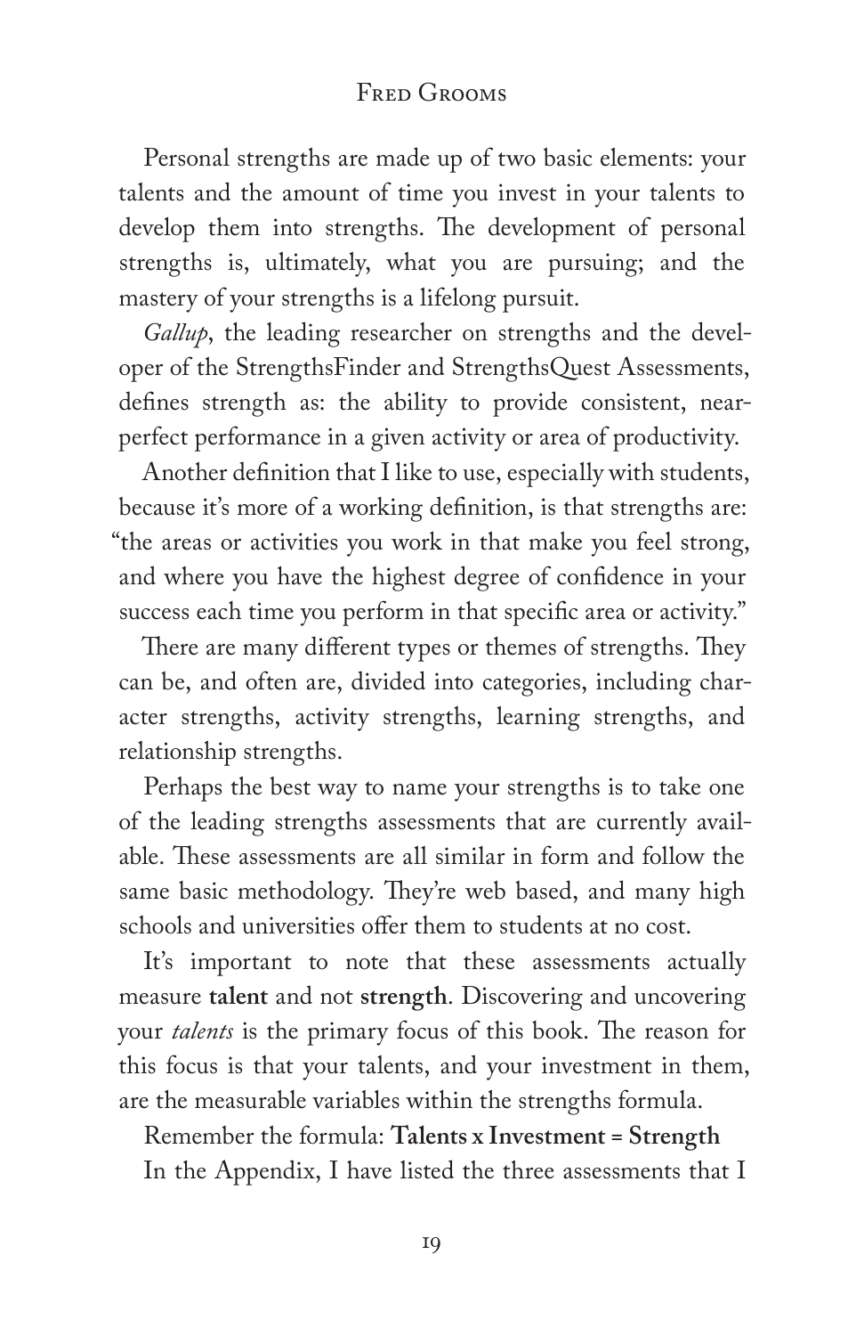Personal strengths are made up of two basic elements: your talents and the amount of time you invest in your talents to develop them into strengths. The development of personal strengths is, ultimately, what you are pursuing; and the mastery of your strengths is a lifelong pursuit.

*Gallup*, the leading researcher on strengths and the developer of the StrengthsFinder and StrengthsQuest Assessments, defines strength as: the ability to provide consistent, near-perfect performance in a given activity or area of productivity.

Another definition that I like to use, especially with students, because it's more of a working definition, is that strengths are: "the areas or activities you work in that make you feel strong, and where you have the highest degree of confidence in your success each time you perform in that specific area or activity."

There are many different types or themes of strengths. They can be, and often are, divided into categories, including character strengths, activity strengths, learning strengths, and relationship strengths.

Perhaps the best way to name your strengths is to take one of the leading strengths assessments that are currently available. These assessments are all similar in form and follow the same basic methodology. They're web based, and many high schools and universities offer them to students at no cost.

It's important to note that these assessments actually measure **talent** and not **strength**. Discovering and uncovering your *talents* is the primary focus of this book. The reason for this focus is that your talents, and your investment in them, are the measurable variables within the strengths formula.

Remember the formula: **Talents x Investment = Strength**

In the Appendix, I have listed the three assessments that I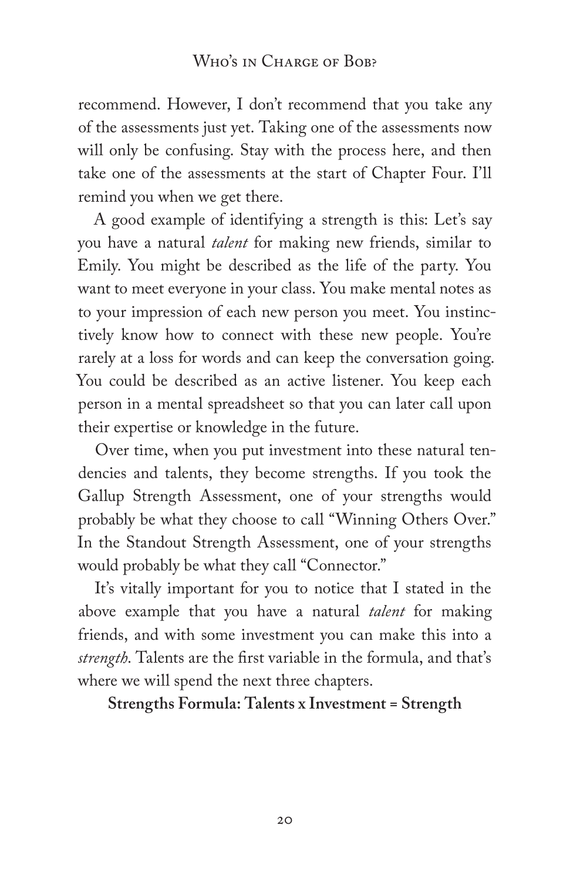recommend. However, I don't recommend that you take any of the assessments just yet. Taking one of the assessments now will only be confusing. Stay with the process here, and then take one of the assessments at the start of Chapter Four. I'll remind you when we get there.

A good example of identifying a strength is this: Let's say you have a natural *talent* for making new friends, similar to Emily. You might be described as the life of the party. You want to meet everyone in your class. You make mental notes as to your impression of each new person you meet. You instinctively know how to connect with these new people. You're rarely at a loss for words and can keep the conversation going. You could be described as an active listener. You keep each person in a mental spreadsheet so that you can later call upon their expertise or knowledge in the future.

Over time, when you put investment into these natural tendencies and talents, they become strengths. If you took the Gallup Strength Assessment, one of your strengths would probably be what they choose to call "Winning Others Over." In the Standout Strength Assessment, one of your strengths would probably be what they call "Connector."

It's vitally important for you to notice that I stated in the above example that you have a natural *talent* for making friends, and with some investment you can make this into a *strength*. Talents are the first variable in the formula, and that's where we will spend the next three chapters.

**Strengths Formula: Talents x Investment = Strength**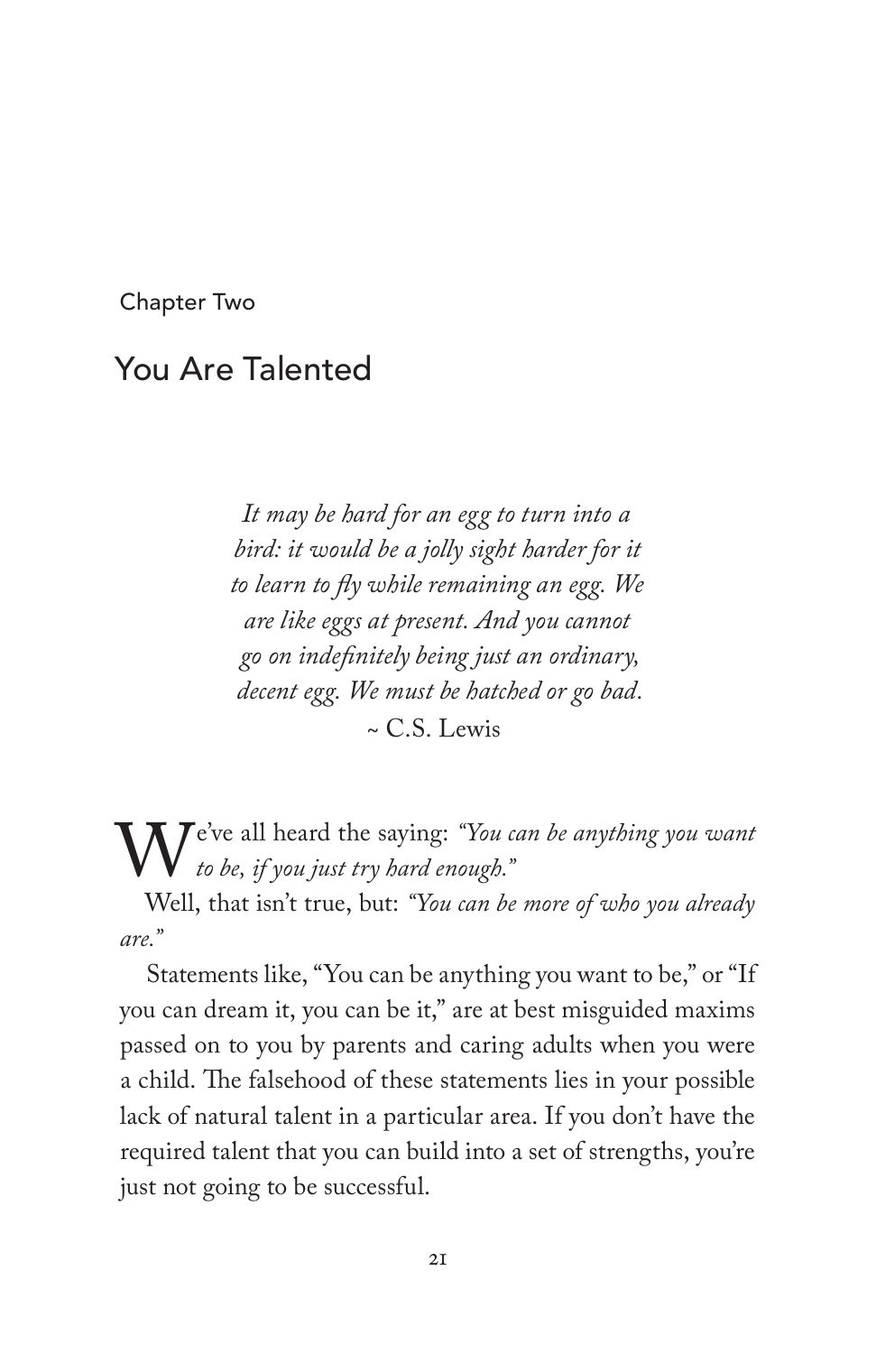Chapter Two

# You Are Talented

> *It may be hard for an egg to turn into a bird: it would be a jolly sight harder for it to learn to fly while remaining an egg. We are like eggs at present. And you cannot go on indefinitely being just an ordinary, decent egg. We must be hatched or go bad.*
> ~ C.S. Lewis

We've all heard the saying: *"You can be anything you want to be, if you just try hard enough."*

Well, that isn't true, but: *"You can be more of who you already are."*

Statements like, "You can be anything you want to be," or "If you can dream it, you can be it," are at best misguided maxims passed on to you by parents and caring adults when you were a child. The falsehood of these statements lies in your possible lack of natural talent in a particular area. If you don't have the required talent that you can build into a set of strengths, you're just not going to be successful.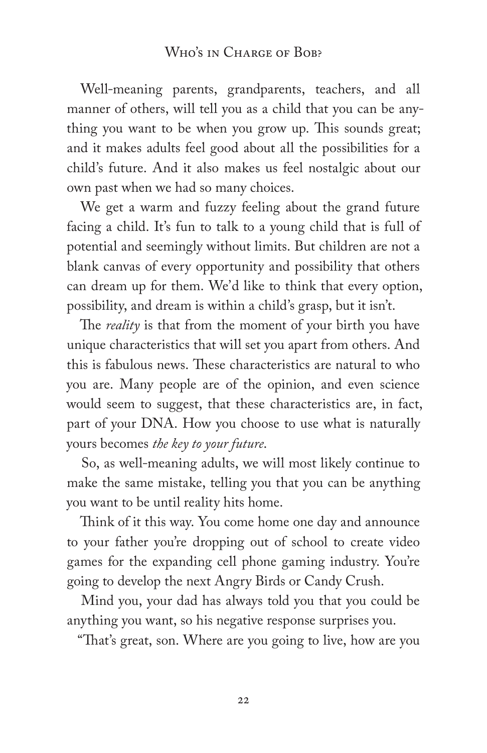Well-meaning parents, grandparents, teachers, and all manner of others, will tell you as a child that you can be anything you want to be when you grow up. This sounds great; and it makes adults feel good about all the possibilities for a child's future. And it also makes us feel nostalgic about our own past when we had so many choices.

We get a warm and fuzzy feeling about the grand future facing a child. It's fun to talk to a young child that is full of potential and seemingly without limits. But children are not a blank canvas of every opportunity and possibility that others can dream up for them. We'd like to think that every option, possibility, and dream is within a child's grasp, but it isn't.

The *reality* is that from the moment of your birth you have unique characteristics that will set you apart from others. And this is fabulous news. These characteristics are natural to who you are. Many people are of the opinion, and even science would seem to suggest, that these characteristics are, in fact, part of your DNA. How you choose to use what is naturally yours becomes *the key to your future*.

So, as well-meaning adults, we will most likely continue to make the same mistake, telling you that you can be anything you want to be until reality hits home.

Think of it this way. You come home one day and announce to your father you're dropping out of school to create video games for the expanding cell phone gaming industry. You're going to develop the next Angry Birds or Candy Crush.

Mind you, your dad has always told you that you could be anything you want, so his negative response surprises you.

"That's great, son. Where are you going to live, how are you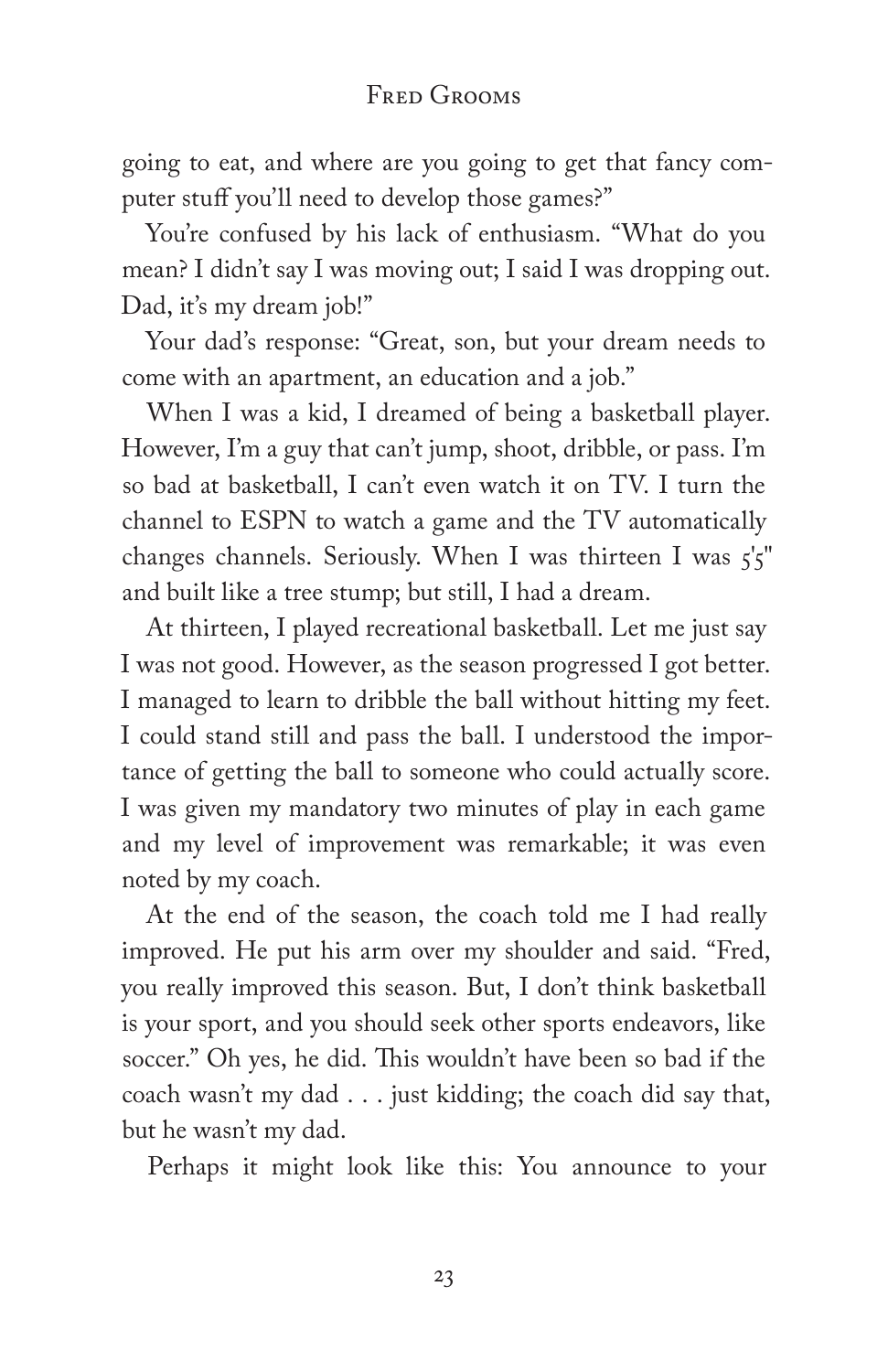going to eat, and where are you going to get that fancy computer stuff you'll need to develop those games?"

You're confused by his lack of enthusiasm. "What do you mean? I didn't say I was moving out; I said I was dropping out. Dad, it's my dream job!"

Your dad's response: "Great, son, but your dream needs to come with an apartment, an education and a job."

When I was a kid, I dreamed of being a basketball player. However, I'm a guy that can't jump, shoot, dribble, or pass. I'm so bad at basketball, I can't even watch it on TV. I turn the channel to ESPN to watch a game and the TV automatically changes channels. Seriously. When I was thirteen I was 5'5" and built like a tree stump; but still, I had a dream.

At thirteen, I played recreational basketball. Let me just say I was not good. However, as the season progressed I got better. I managed to learn to dribble the ball without hitting my feet. I could stand still and pass the ball. I understood the importance of getting the ball to someone who could actually score. I was given my mandatory two minutes of play in each game and my level of improvement was remarkable; it was even noted by my coach.

At the end of the season, the coach told me I had really improved. He put his arm over my shoulder and said. "Fred, you really improved this season. But, I don't think basketball is your sport, and you should seek other sports endeavors, like soccer." Oh yes, he did. This wouldn't have been so bad if the coach wasn't my dad . . . just kidding; the coach did say that, but he wasn't my dad.

Perhaps it might look like this: You announce to your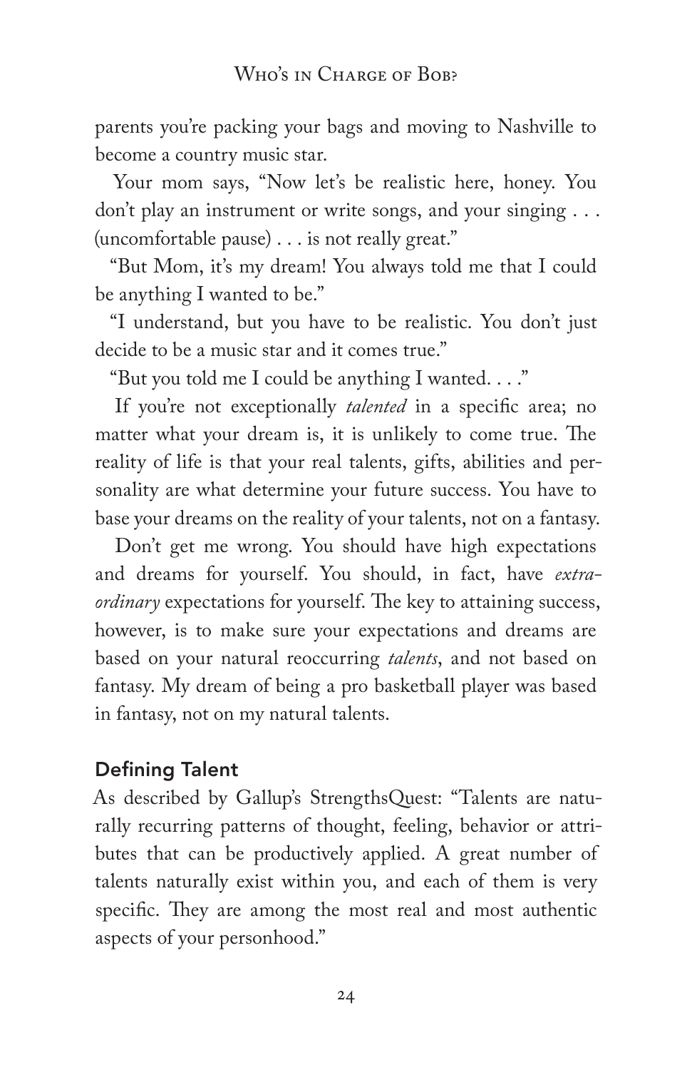parents you're packing your bags and moving to Nashville to become a country music star.

Your mom says, "Now let's be realistic here, honey. You don't play an instrument or write songs, and your singing . . . (uncomfortable pause) . . . is not really great."

"But Mom, it's my dream! You always told me that I could be anything I wanted to be."

"I understand, but you have to be realistic. You don't just decide to be a music star and it comes true."

"But you told me I could be anything I wanted. . . ."

If you're not exceptionally *talented* in a specific area; no matter what your dream is, it is unlikely to come true. The reality of life is that your real talents, gifts, abilities and personality are what determine your future success. You have to base your dreams on the reality of your talents, not on a fantasy.

Don't get me wrong. You should have high expectations and dreams for yourself. You should, in fact, have *extraordinary* expectations for yourself. The key to attaining success, however, is to make sure your expectations and dreams are based on your natural reoccurring *talents*, and not based on fantasy. My dream of being a pro basketball player was based in fantasy, not on my natural talents.

### Defining Talent

As described by Gallup's StrengthsQuest: "Talents are naturally recurring patterns of thought, feeling, behavior or attributes that can be productively applied. A great number of talents naturally exist within you, and each of them is very specific. They are among the most real and most authentic aspects of your personhood."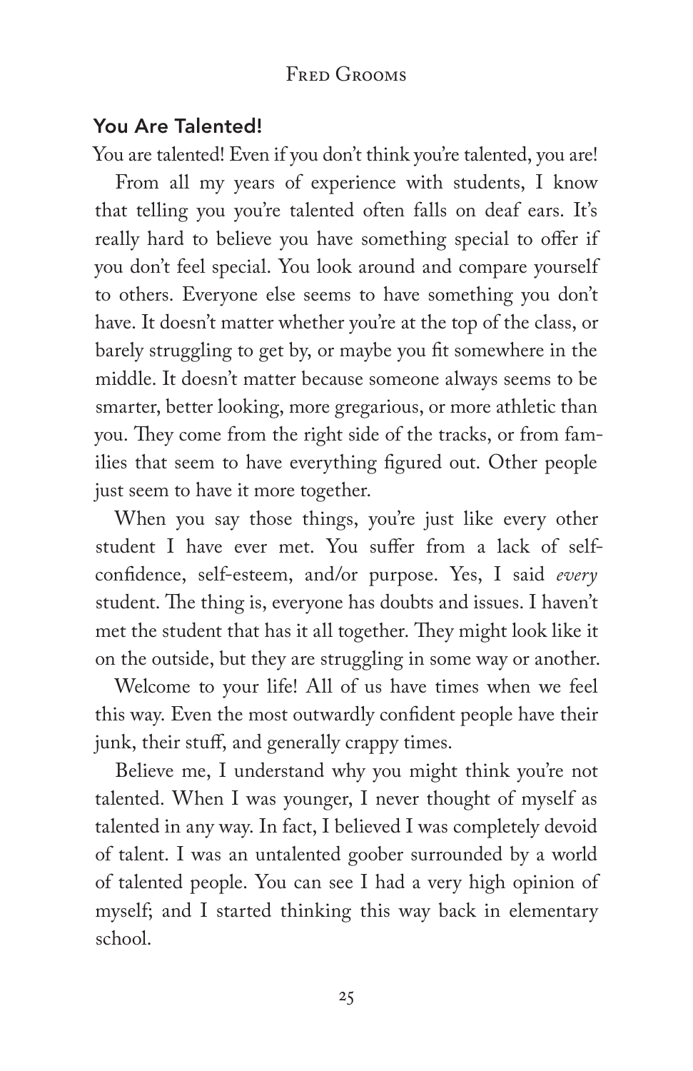## You Are Talented!

You are talented! Even if you don't think you're talented, you are!

From all my years of experience with students, I know that telling you you're talented often falls on deaf ears. It's really hard to believe you have something special to offer if you don't feel special. You look around and compare yourself to others. Everyone else seems to have something you don't have. It doesn't matter whether you're at the top of the class, or barely struggling to get by, or maybe you fit somewhere in the middle. It doesn't matter because someone always seems to be smarter, better looking, more gregarious, or more athletic than you. They come from the right side of the tracks, or from families that seem to have everything figured out. Other people just seem to have it more together.

When you say those things, you're just like every other student I have ever met. You suffer from a lack of self-confidence, self-esteem, and/or purpose. Yes, I said *every* student. The thing is, everyone has doubts and issues. I haven't met the student that has it all together. They might look like it on the outside, but they are struggling in some way or another.

Welcome to your life! All of us have times when we feel this way. Even the most outwardly confident people have their junk, their stuff, and generally crappy times.

Believe me, I understand why you might think you're not talented. When I was younger, I never thought of myself as talented in any way. In fact, I believed I was completely devoid of talent. I was an untalented goober surrounded by a world of talented people. You can see I had a very high opinion of myself; and I started thinking this way back in elementary school.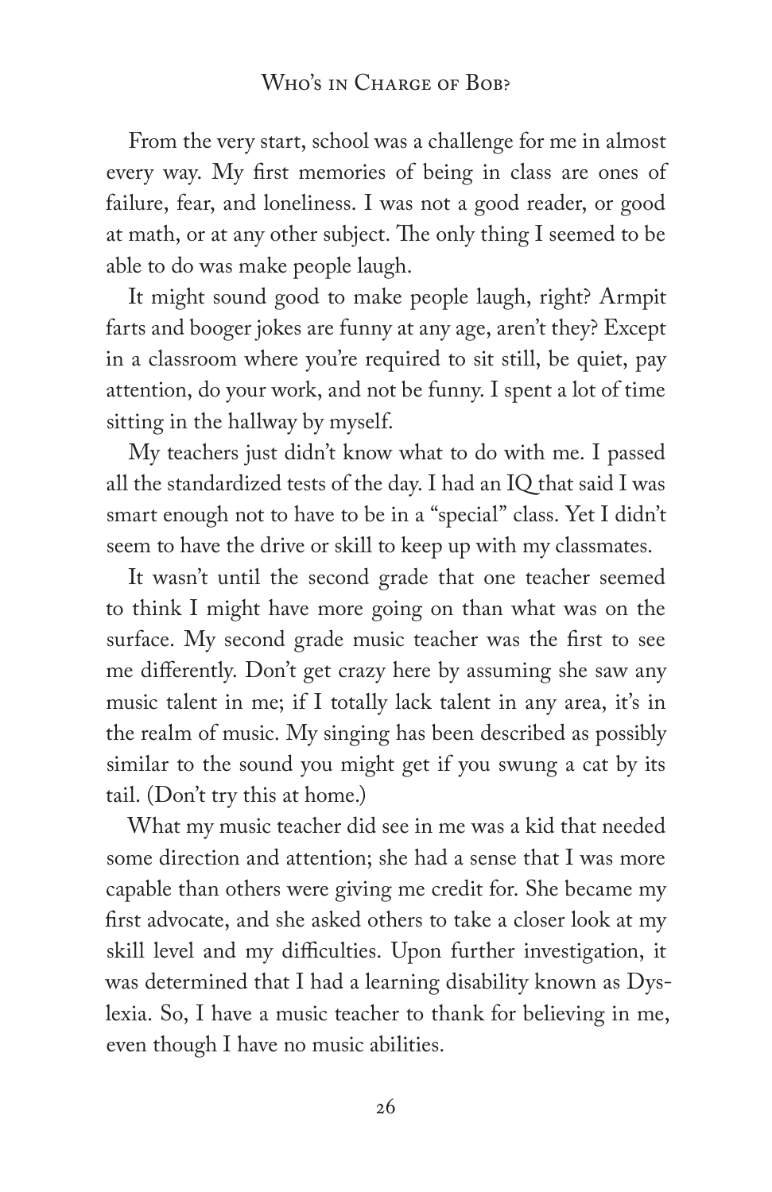From the very start, school was a challenge for me in almost every way. My first memories of being in class are ones of failure, fear, and loneliness. I was not a good reader, or good at math, or at any other subject. The only thing I seemed to be able to do was make people laugh.

It might sound good to make people laugh, right? Armpit farts and booger jokes are funny at any age, aren't they? Except in a classroom where you're required to sit still, be quiet, pay attention, do your work, and not be funny. I spent a lot of time sitting in the hallway by myself.

My teachers just didn't know what to do with me. I passed all the standardized tests of the day. I had an IQ that said I was smart enough not to have to be in a "special" class. Yet I didn't seem to have the drive or skill to keep up with my classmates.

It wasn't until the second grade that one teacher seemed to think I might have more going on than what was on the surface. My second grade music teacher was the first to see me differently. Don't get crazy here by assuming she saw any music talent in me; if I totally lack talent in any area, it's in the realm of music. My singing has been described as possibly similar to the sound you might get if you swung a cat by its tail. (Don't try this at home.)

What my music teacher did see in me was a kid that needed some direction and attention; she had a sense that I was more capable than others were giving me credit for. She became my first advocate, and she asked others to take a closer look at my skill level and my difficulties. Upon further investigation, it was determined that I had a learning disability known as Dyslexia. So, I have a music teacher to thank for believing in me, even though I have no music abilities.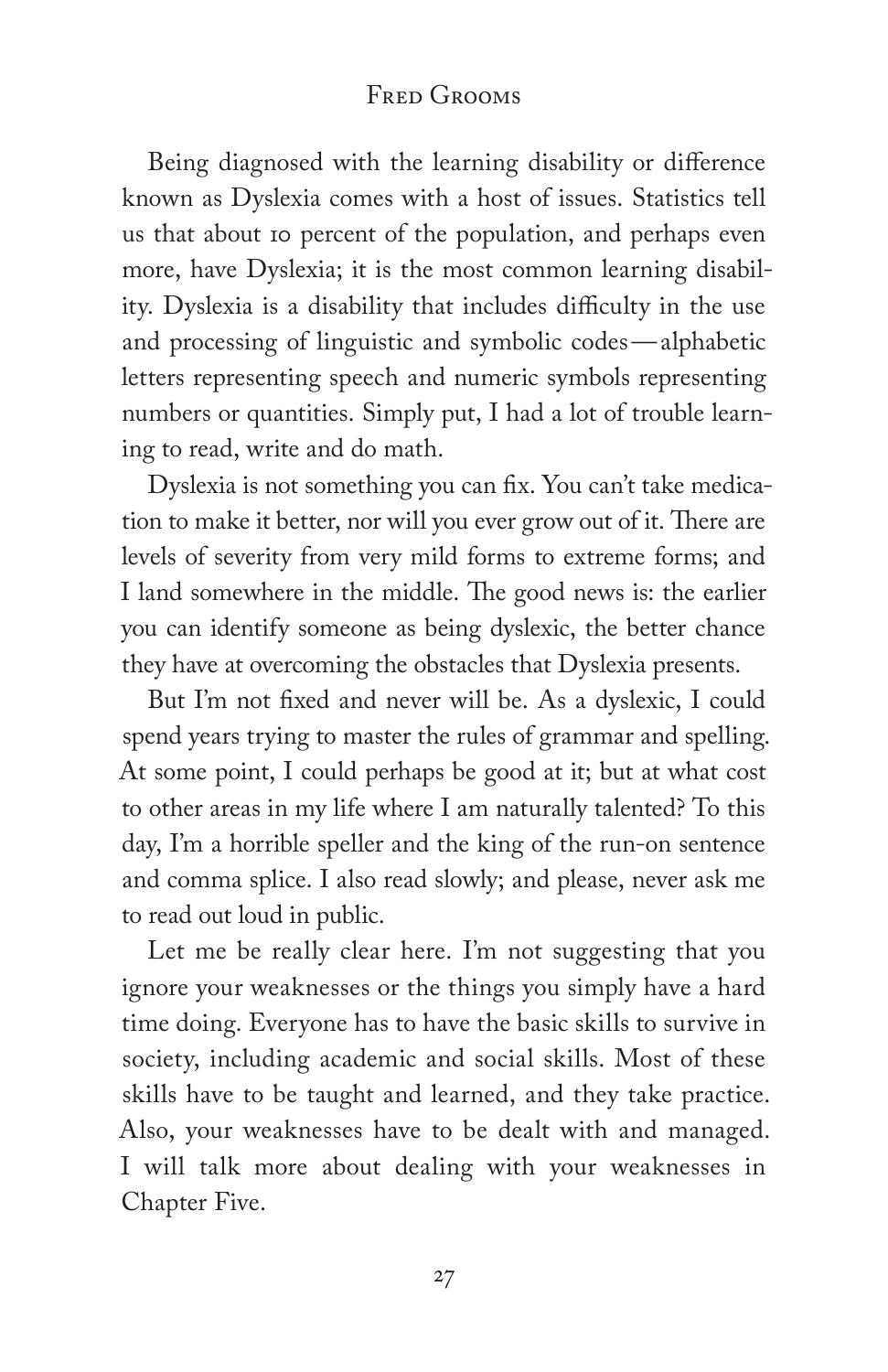Being diagnosed with the learning disability or difference known as Dyslexia comes with a host of issues. Statistics tell us that about 10 percent of the population, and perhaps even more, have Dyslexia; it is the most common learning disability. Dyslexia is a disability that includes difficulty in the use and processing of linguistic and symbolic codes—alphabetic letters representing speech and numeric symbols representing numbers or quantities. Simply put, I had a lot of trouble learning to read, write and do math.

Dyslexia is not something you can fix. You can't take medication to make it better, nor will you ever grow out of it. There are levels of severity from very mild forms to extreme forms; and I land somewhere in the middle. The good news is: the earlier you can identify someone as being dyslexic, the better chance they have at overcoming the obstacles that Dyslexia presents.

But I'm not fixed and never will be. As a dyslexic, I could spend years trying to master the rules of grammar and spelling. At some point, I could perhaps be good at it; but at what cost to other areas in my life where I am naturally talented? To this day, I'm a horrible speller and the king of the run-on sentence and comma splice. I also read slowly; and please, never ask me to read out loud in public.

Let me be really clear here. I'm not suggesting that you ignore your weaknesses or the things you simply have a hard time doing. Everyone has to have the basic skills to survive in society, including academic and social skills. Most of these skills have to be taught and learned, and they take practice. Also, your weaknesses have to be dealt with and managed. I will talk more about dealing with your weaknesses in Chapter Five.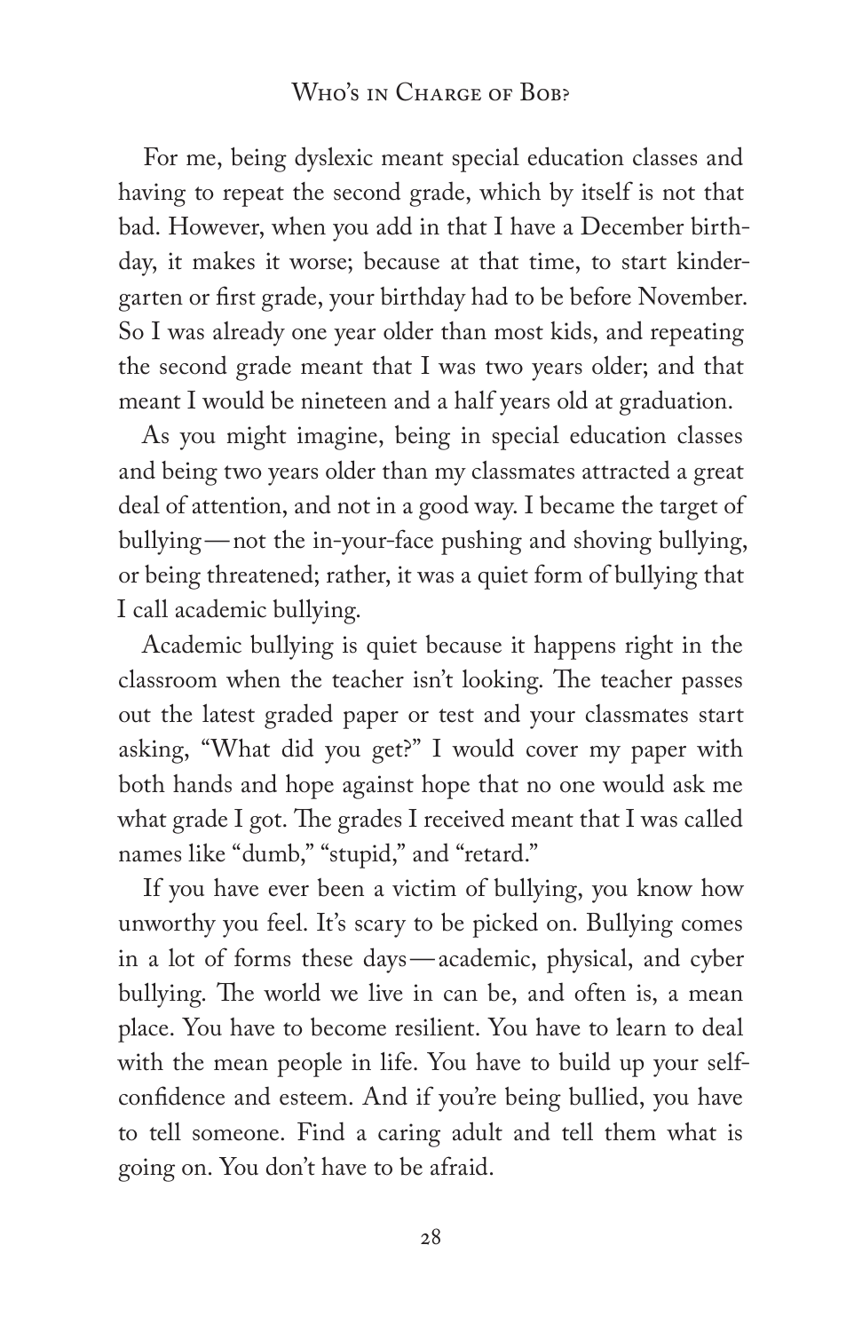For me, being dyslexic meant special education classes and having to repeat the second grade, which by itself is not that bad. However, when you add in that I have a December birthday, it makes it worse; because at that time, to start kindergarten or first grade, your birthday had to be before November. So I was already one year older than most kids, and repeating the second grade meant that I was two years older; and that meant I would be nineteen and a half years old at graduation.

As you might imagine, being in special education classes and being two years older than my classmates attracted a great deal of attention, and not in a good way. I became the target of bullying—not the in-your-face pushing and shoving bullying, or being threatened; rather, it was a quiet form of bullying that I call academic bullying.

Academic bullying is quiet because it happens right in the classroom when the teacher isn't looking. The teacher passes out the latest graded paper or test and your classmates start asking, "What did you get?" I would cover my paper with both hands and hope against hope that no one would ask me what grade I got. The grades I received meant that I was called names like "dumb," "stupid," and "retard."

If you have ever been a victim of bullying, you know how unworthy you feel. It's scary to be picked on. Bullying comes in a lot of forms these days—academic, physical, and cyber bullying. The world we live in can be, and often is, a mean place. You have to become resilient. You have to learn to deal with the mean people in life. You have to build up your self-confidence and esteem. And if you're being bullied, you have to tell someone. Find a caring adult and tell them what is going on. You don't have to be afraid.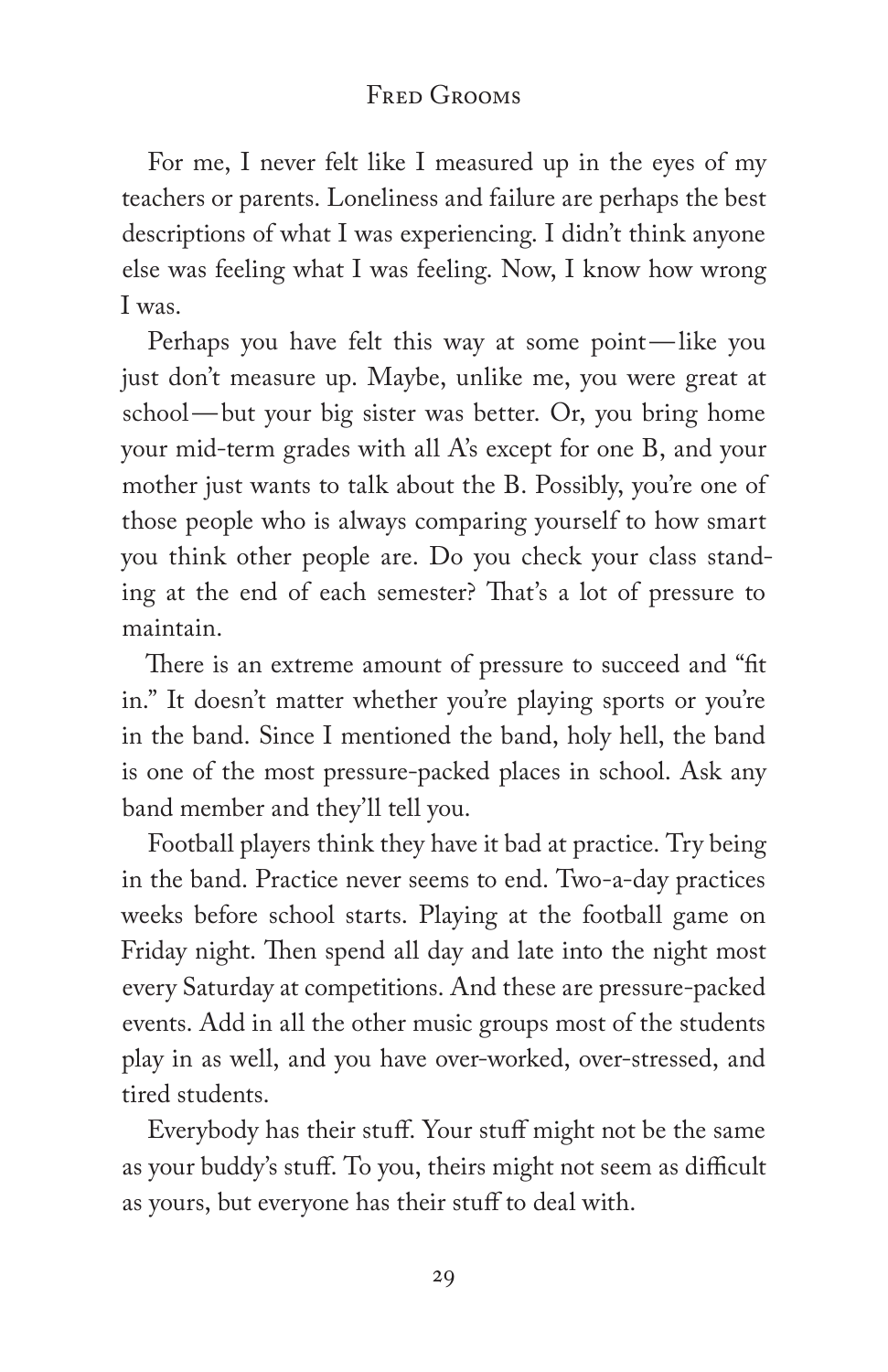For me, I never felt like I measured up in the eyes of my teachers or parents. Loneliness and failure are perhaps the best descriptions of what I was experiencing. I didn't think anyone else was feeling what I was feeling. Now, I know how wrong I was.

Perhaps you have felt this way at some point—like you just don't measure up. Maybe, unlike me, you were great at school—but your big sister was better. Or, you bring home your mid-term grades with all A's except for one B, and your mother just wants to talk about the B. Possibly, you're one of those people who is always comparing yourself to how smart you think other people are. Do you check your class standing at the end of each semester? That's a lot of pressure to maintain.

There is an extreme amount of pressure to succeed and "fit in." It doesn't matter whether you're playing sports or you're in the band. Since I mentioned the band, holy hell, the band is one of the most pressure-packed places in school. Ask any band member and they'll tell you.

Football players think they have it bad at practice. Try being in the band. Practice never seems to end. Two-a-day practices weeks before school starts. Playing at the football game on Friday night. Then spend all day and late into the night most every Saturday at competitions. And these are pressure-packed events. Add in all the other music groups most of the students play in as well, and you have over-worked, over-stressed, and tired students.

Everybody has their stuff. Your stuff might not be the same as your buddy's stuff. To you, theirs might not seem as difficult as yours, but everyone has their stuff to deal with.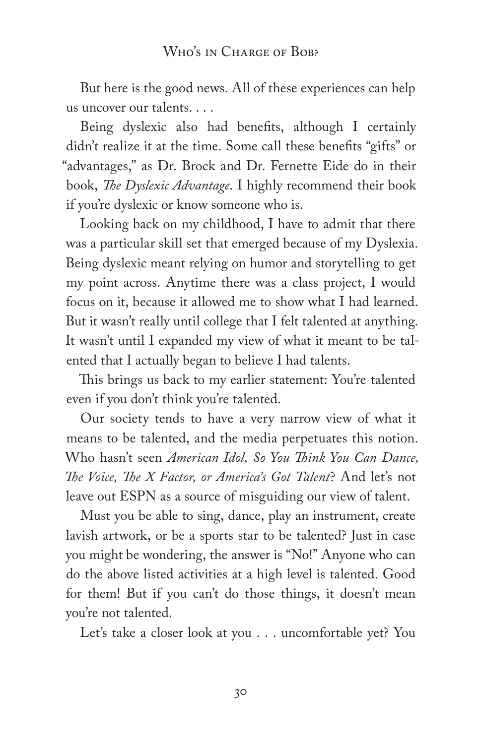But here is the good news. All of these experiences can help us uncover our talents. . . .

Being dyslexic also had benefits, although I certainly didn't realize it at the time. Some call these benefits "gifts" or "advantages," as Dr. Brock and Dr. Fernette Eide do in their book, *The Dyslexic Advantage*. I highly recommend their book if you're dyslexic or know someone who is.

Looking back on my childhood, I have to admit that there was a particular skill set that emerged because of my Dyslexia. Being dyslexic meant relying on humor and storytelling to get my point across. Anytime there was a class project, I would focus on it, because it allowed me to show what I had learned. But it wasn't really until college that I felt talented at anything. It wasn't until I expanded my view of what it meant to be talented that I actually began to believe I had talents.

This brings us back to my earlier statement: You're talented even if you don't think you're talented.

Our society tends to have a very narrow view of what it means to be talented, and the media perpetuates this notion. Who hasn't seen *American Idol, So You Think You Can Dance, The Voice, The X Factor, or America's Got Talent*? And let's not leave out ESPN as a source of misguiding our view of talent.

Must you be able to sing, dance, play an instrument, create lavish artwork, or be a sports star to be talented? Just in case you might be wondering, the answer is "No!" Anyone who can do the above listed activities at a high level is talented. Good for them! But if you can't do those things, it doesn't mean you're not talented.

Let's take a closer look at you . . . uncomfortable yet? You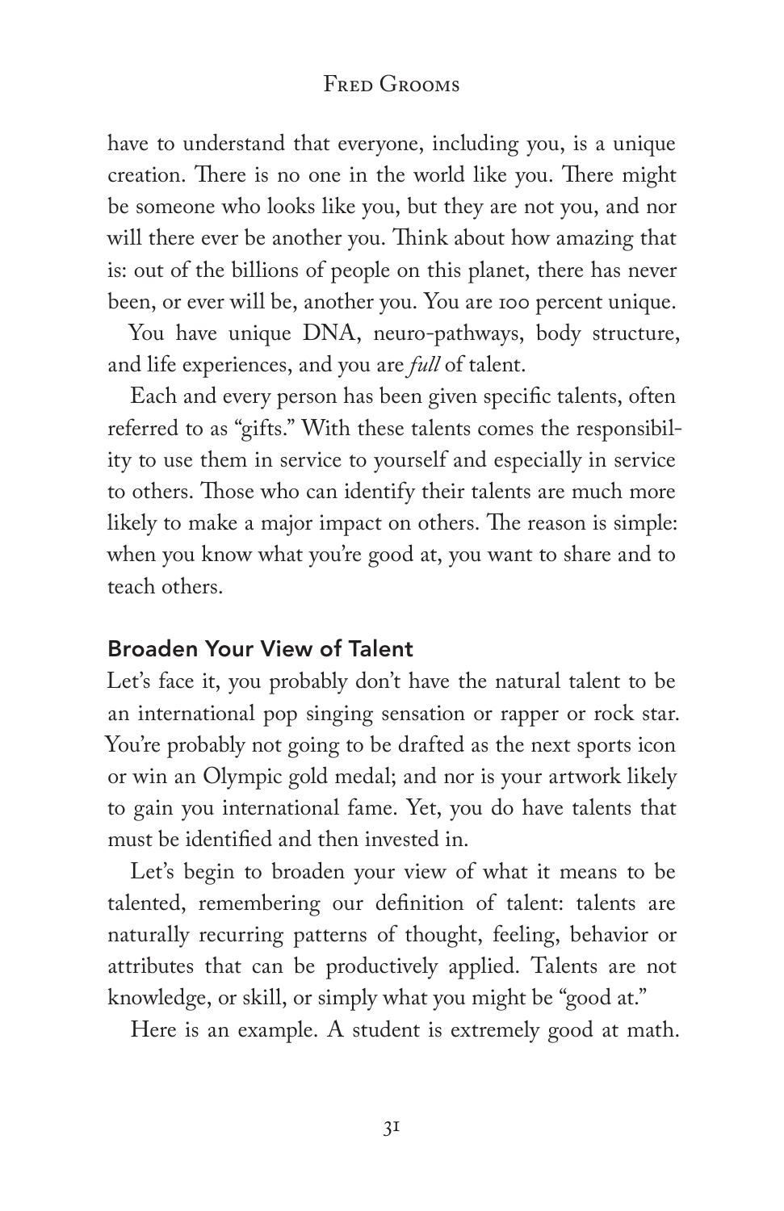have to understand that everyone, including you, is a unique creation. There is no one in the world like you. There might be someone who looks like you, but they are not you, and nor will there ever be another you. Think about how amazing that is: out of the billions of people on this planet, there has never been, or ever will be, another you. You are 100 percent unique.

You have unique DNA, neuro-pathways, body structure, and life experiences, and you are *full* of talent.

Each and every person has been given specific talents, often referred to as "gifts." With these talents comes the responsibility to use them in service to yourself and especially in service to others. Those who can identify their talents are much more likely to make a major impact on others. The reason is simple: when you know what you're good at, you want to share and to teach others.

## Broaden Your View of Talent

Let's face it, you probably don't have the natural talent to be an international pop singing sensation or rapper or rock star. You're probably not going to be drafted as the next sports icon or win an Olympic gold medal; and nor is your artwork likely to gain you international fame. Yet, you do have talents that must be identified and then invested in.

Let's begin to broaden your view of what it means to be talented, remembering our definition of talent: talents are naturally recurring patterns of thought, feeling, behavior or attributes that can be productively applied. Talents are not knowledge, or skill, or simply what you might be "good at."

Here is an example. A student is extremely good at math.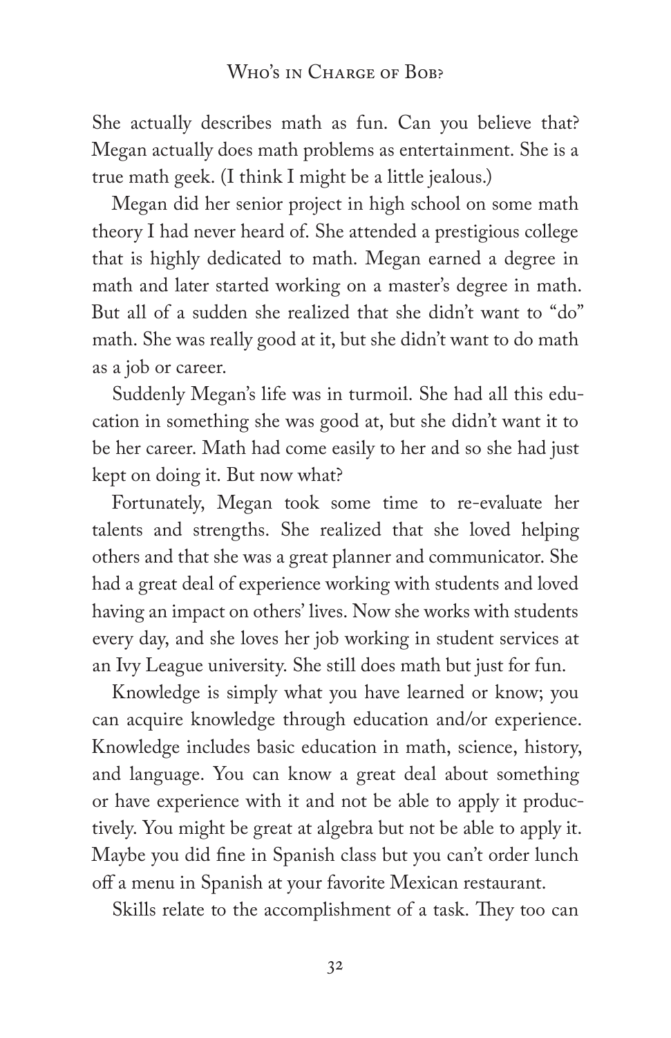She actually describes math as fun. Can you believe that? Megan actually does math problems as entertainment. She is a true math geek. (I think I might be a little jealous.)

Megan did her senior project in high school on some math theory I had never heard of. She attended a prestigious college that is highly dedicated to math. Megan earned a degree in math and later started working on a master's degree in math. But all of a sudden she realized that she didn't want to "do" math. She was really good at it, but she didn't want to do math as a job or career.

Suddenly Megan's life was in turmoil. She had all this education in something she was good at, but she didn't want it to be her career. Math had come easily to her and so she had just kept on doing it. But now what?

Fortunately, Megan took some time to re-evaluate her talents and strengths. She realized that she loved helping others and that she was a great planner and communicator. She had a great deal of experience working with students and loved having an impact on others' lives. Now she works with students every day, and she loves her job working in student services at an Ivy League university. She still does math but just for fun.

Knowledge is simply what you have learned or know; you can acquire knowledge through education and/or experience. Knowledge includes basic education in math, science, history, and language. You can know a great deal about something or have experience with it and not be able to apply it productively. You might be great at algebra but not be able to apply it. Maybe you did fine in Spanish class but you can't order lunch off a menu in Spanish at your favorite Mexican restaurant.

Skills relate to the accomplishment of a task. They too can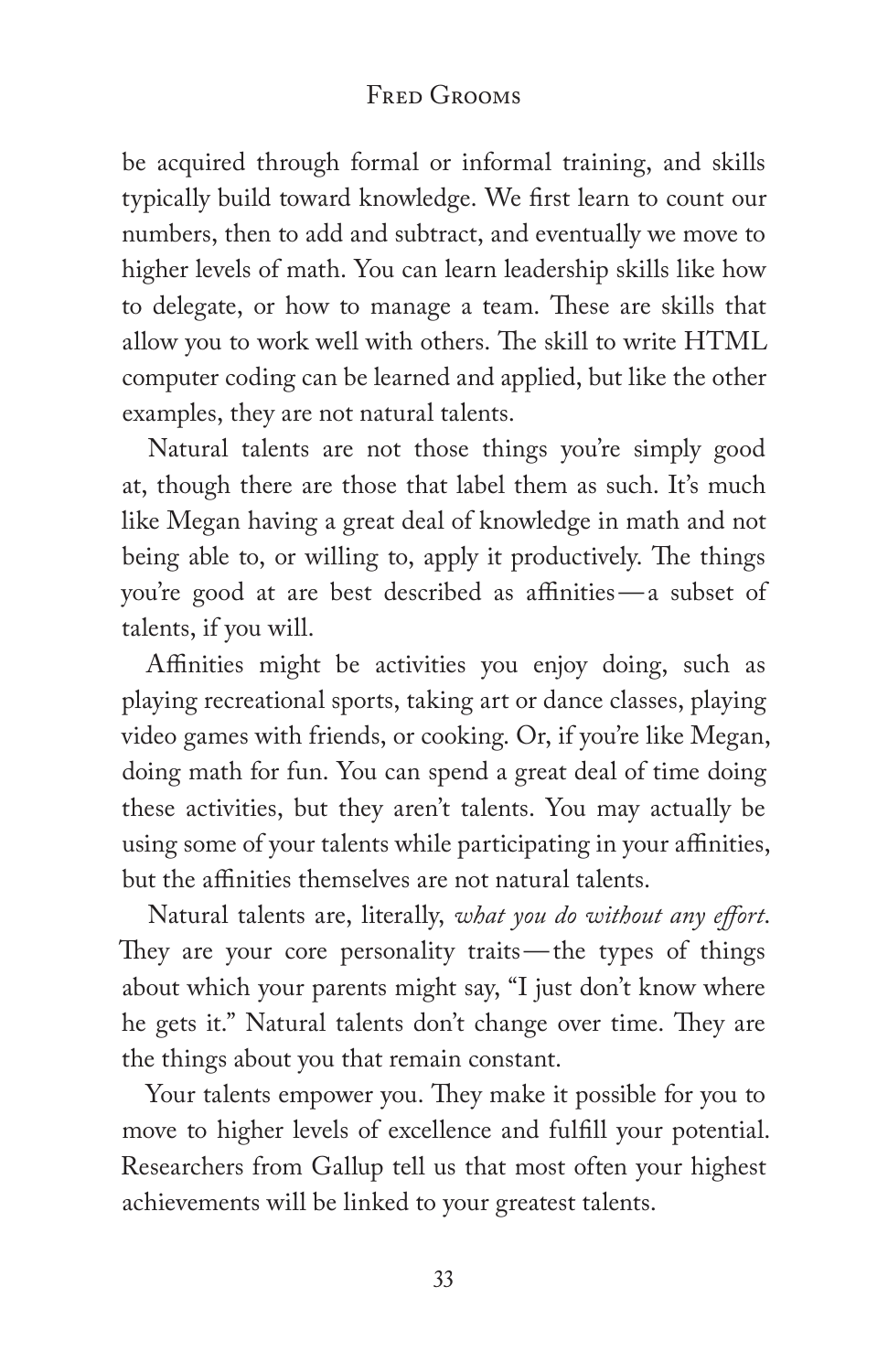be acquired through formal or informal training, and skills typically build toward knowledge. We first learn to count our numbers, then to add and subtract, and eventually we move to higher levels of math. You can learn leadership skills like how to delegate, or how to manage a team. These are skills that allow you to work well with others. The skill to write HTML computer coding can be learned and applied, but like the other examples, they are not natural talents.

Natural talents are not those things you're simply good at, though there are those that label them as such. It's much like Megan having a great deal of knowledge in math and not being able to, or willing to, apply it productively. The things you're good at are best described as affinities—a subset of talents, if you will.

Affinities might be activities you enjoy doing, such as playing recreational sports, taking art or dance classes, playing video games with friends, or cooking. Or, if you're like Megan, doing math for fun. You can spend a great deal of time doing these activities, but they aren't talents. You may actually be using some of your talents while participating in your affinities, but the affinities themselves are not natural talents.

Natural talents are, literally, *what you do without any effort*. They are your core personality traits—the types of things about which your parents might say, "I just don't know where he gets it." Natural talents don't change over time. They are the things about you that remain constant.

Your talents empower you. They make it possible for you to move to higher levels of excellence and fulfill your potential. Researchers from Gallup tell us that most often your highest achievements will be linked to your greatest talents.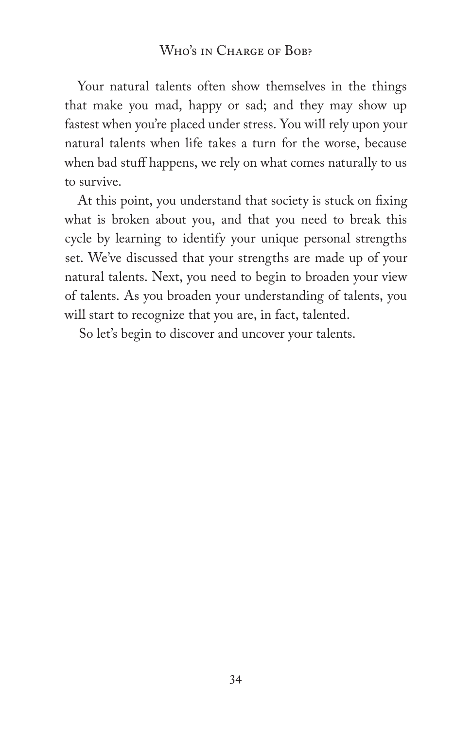Your natural talents often show themselves in the things that make you mad, happy or sad; and they may show up fastest when you're placed under stress. You will rely upon your natural talents when life takes a turn for the worse, because when bad stuff happens, we rely on what comes naturally to us to survive.

At this point, you understand that society is stuck on fixing what is broken about you, and that you need to break this cycle by learning to identify your unique personal strengths set. We've discussed that your strengths are made up of your natural talents. Next, you need to begin to broaden your view of talents. As you broaden your understanding of talents, you will start to recognize that you are, in fact, talented.

So let's begin to discover and uncover your talents.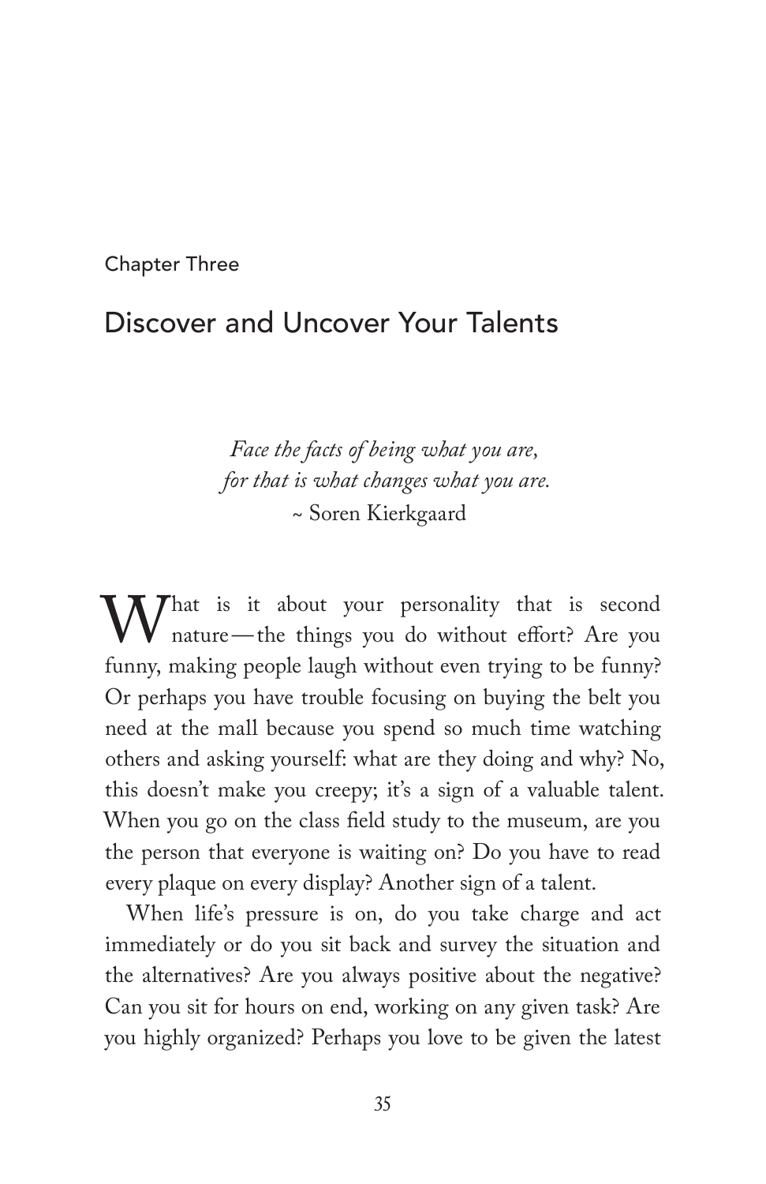Chapter Three

# Discover and Uncover Your Talents

*Face the facts of being what you are,*
*for that is what changes what you are.*
~ Soren Kierkgaard

What is it about your personality that is second nature—the things you do without effort? Are you funny, making people laugh without even trying to be funny? Or perhaps you have trouble focusing on buying the belt you need at the mall because you spend so much time watching others and asking yourself: what are they doing and why? No, this doesn't make you creepy; it's a sign of a valuable talent. When you go on the class field study to the museum, are you the person that everyone is waiting on? Do you have to read every plaque on every display? Another sign of a talent.

When life's pressure is on, do you take charge and act immediately or do you sit back and survey the situation and the alternatives? Are you always positive about the negative? Can you sit for hours on end, working on any given task? Are you highly organized? Perhaps you love to be given the latest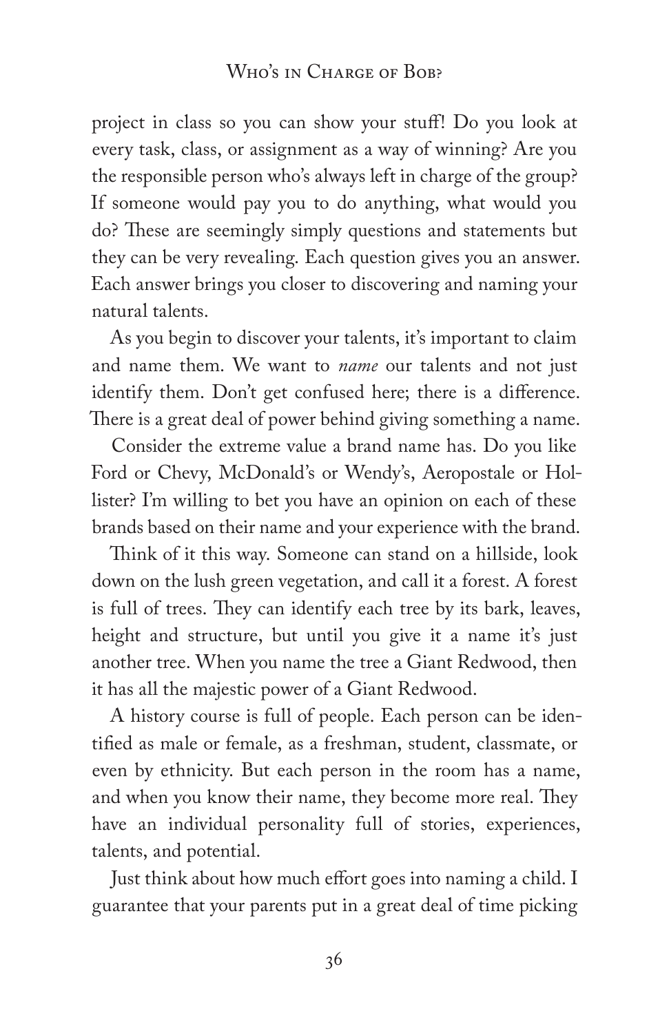project in class so you can show your stuff! Do you look at every task, class, or assignment as a way of winning? Are you the responsible person who's always left in charge of the group? If someone would pay you to do anything, what would you do? These are seemingly simply questions and statements but they can be very revealing. Each question gives you an answer. Each answer brings you closer to discovering and naming your natural talents.

As you begin to discover your talents, it's important to claim and name them. We want to *name* our talents and not just identify them. Don't get confused here; there is a difference. There is a great deal of power behind giving something a name.

Consider the extreme value a brand name has. Do you like Ford or Chevy, McDonald's or Wendy's, Aeropostale or Hollister? I'm willing to bet you have an opinion on each of these brands based on their name and your experience with the brand.

Think of it this way. Someone can stand on a hillside, look down on the lush green vegetation, and call it a forest. A forest is full of trees. They can identify each tree by its bark, leaves, height and structure, but until you give it a name it's just another tree. When you name the tree a Giant Redwood, then it has all the majestic power of a Giant Redwood.

A history course is full of people. Each person can be identified as male or female, as a freshman, student, classmate, or even by ethnicity. But each person in the room has a name, and when you know their name, they become more real. They have an individual personality full of stories, experiences, talents, and potential.

Just think about how much effort goes into naming a child. I guarantee that your parents put in a great deal of time picking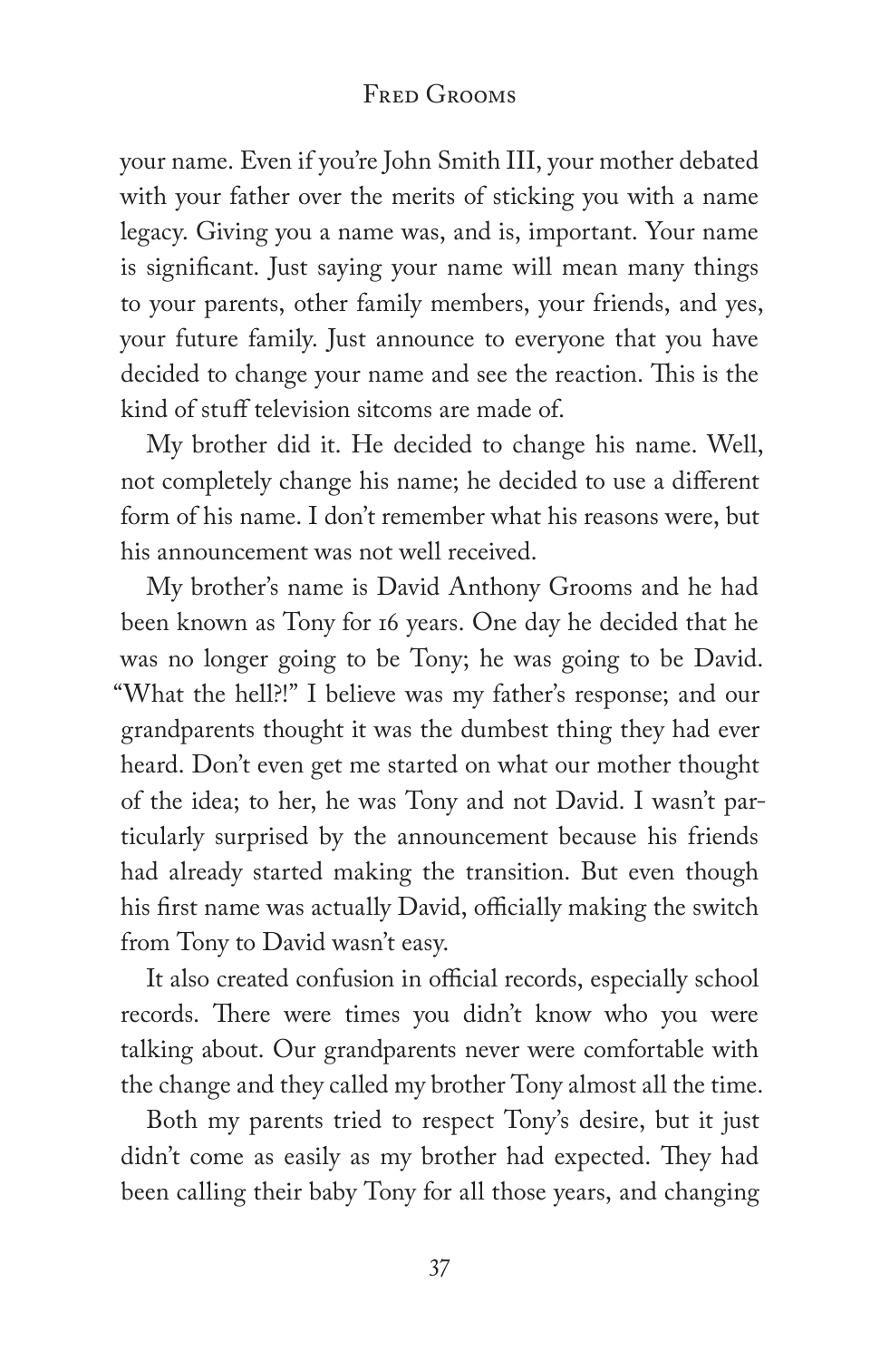your name. Even if you're John Smith III, your mother debated with your father over the merits of sticking you with a name legacy. Giving you a name was, and is, important. Your name is significant. Just saying your name will mean many things to your parents, other family members, your friends, and yes, your future family. Just announce to everyone that you have decided to change your name and see the reaction. This is the kind of stuff television sitcoms are made of.

My brother did it. He decided to change his name. Well, not completely change his name; he decided to use a different form of his name. I don't remember what his reasons were, but his announcement was not well received.

My brother's name is David Anthony Grooms and he had been known as Tony for 16 years. One day he decided that he was no longer going to be Tony; he was going to be David. "What the hell?!" I believe was my father's response; and our grandparents thought it was the dumbest thing they had ever heard. Don't even get me started on what our mother thought of the idea; to her, he was Tony and not David. I wasn't particularly surprised by the announcement because his friends had already started making the transition. But even though his first name was actually David, officially making the switch from Tony to David wasn't easy.

It also created confusion in official records, especially school records. There were times you didn't know who you were talking about. Our grandparents never were comfortable with the change and they called my brother Tony almost all the time.

Both my parents tried to respect Tony's desire, but it just didn't come as easily as my brother had expected. They had been calling their baby Tony for all those years, and changing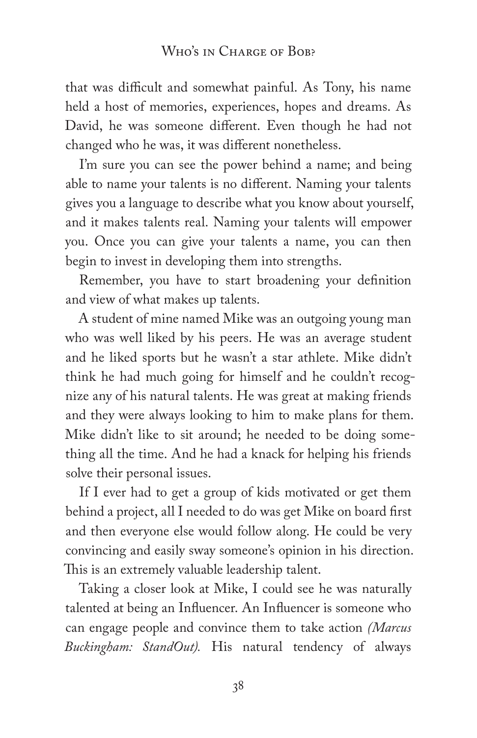that was difficult and somewhat painful. As Tony, his name held a host of memories, experiences, hopes and dreams. As David, he was someone different. Even though he had not changed who he was, it was different nonetheless.

I'm sure you can see the power behind a name; and being able to name your talents is no different. Naming your talents gives you a language to describe what you know about yourself, and it makes talents real. Naming your talents will empower you. Once you can give your talents a name, you can then begin to invest in developing them into strengths.

Remember, you have to start broadening your definition and view of what makes up talents.

A student of mine named Mike was an outgoing young man who was well liked by his peers. He was an average student and he liked sports but he wasn't a star athlete. Mike didn't think he had much going for himself and he couldn't recognize any of his natural talents. He was great at making friends and they were always looking to him to make plans for them. Mike didn't like to sit around; he needed to be doing something all the time. And he had a knack for helping his friends solve their personal issues.

If I ever had to get a group of kids motivated or get them behind a project, all I needed to do was get Mike on board first and then everyone else would follow along. He could be very convincing and easily sway someone's opinion in his direction. This is an extremely valuable leadership talent.

Taking a closer look at Mike, I could see he was naturally talented at being an Influencer. An Influencer is someone who can engage people and convince them to take action *(Marcus Buckingham: StandOut).* His natural tendency of always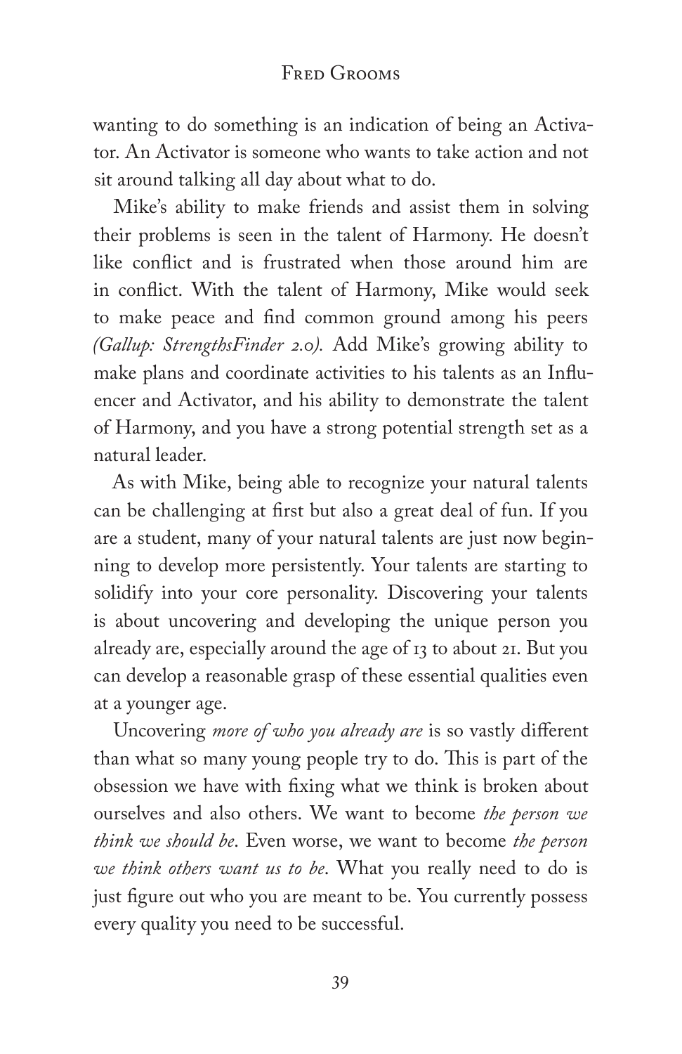wanting to do something is an indication of being an Activator. An Activator is someone who wants to take action and not sit around talking all day about what to do.

Mike's ability to make friends and assist them in solving their problems is seen in the talent of Harmony. He doesn't like conflict and is frustrated when those around him are in conflict. With the talent of Harmony, Mike would seek to make peace and find common ground among his peers *(Gallup: StrengthsFinder 2.0).* Add Mike's growing ability to make plans and coordinate activities to his talents as an Influencer and Activator, and his ability to demonstrate the talent of Harmony, and you have a strong potential strength set as a natural leader.

As with Mike, being able to recognize your natural talents can be challenging at first but also a great deal of fun. If you are a student, many of your natural talents are just now beginning to develop more persistently. Your talents are starting to solidify into your core personality. Discovering your talents is about uncovering and developing the unique person you already are, especially around the age of 13 to about 21. But you can develop a reasonable grasp of these essential qualities even at a younger age.

Uncovering *more of who you already are* is so vastly different than what so many young people try to do. This is part of the obsession we have with fixing what we think is broken about ourselves and also others. We want to become *the person we think we should be*. Even worse, we want to become *the person we think others want us to be*. What you really need to do is just figure out who you are meant to be. You currently possess every quality you need to be successful.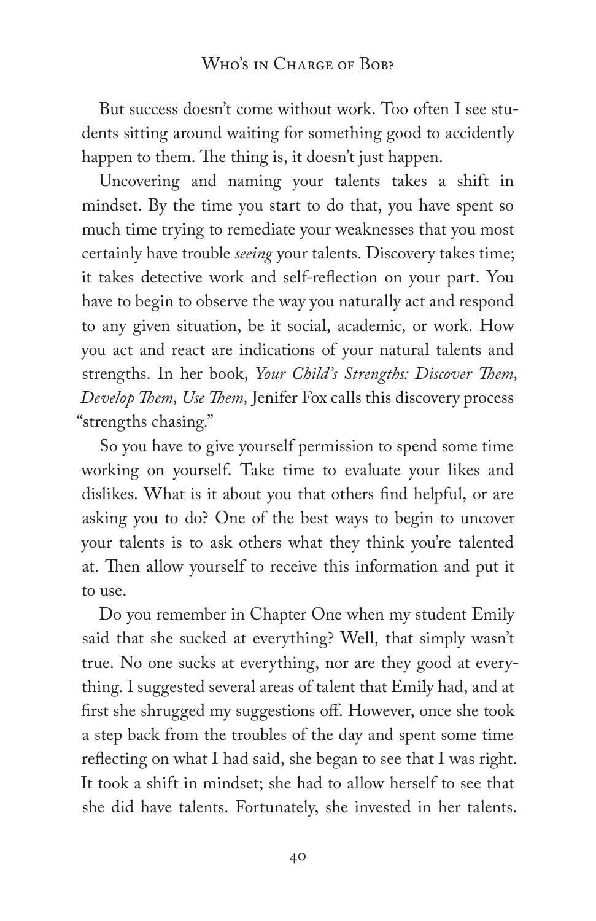But success doesn't come without work. Too often I see students sitting around waiting for something good to accidently happen to them. The thing is, it doesn't just happen.

Uncovering and naming your talents takes a shift in mindset. By the time you start to do that, you have spent so much time trying to remediate your weaknesses that you most certainly have trouble *seeing* your talents. Discovery takes time; it takes detective work and self-reflection on your part. You have to begin to observe the way you naturally act and respond to any given situation, be it social, academic, or work. How you act and react are indications of your natural talents and strengths. In her book, *Your Child's Strengths: Discover Them, Develop Them, Use Them,* Jenifer Fox calls this discovery process "strengths chasing."

So you have to give yourself permission to spend some time working on yourself. Take time to evaluate your likes and dislikes. What is it about you that others find helpful, or are asking you to do? One of the best ways to begin to uncover your talents is to ask others what they think you're talented at. Then allow yourself to receive this information and put it to use.

Do you remember in Chapter One when my student Emily said that she sucked at everything? Well, that simply wasn't true. No one sucks at everything, nor are they good at everything. I suggested several areas of talent that Emily had, and at first she shrugged my suggestions off. However, once she took a step back from the troubles of the day and spent some time reflecting on what I had said, she began to see that I was right. It took a shift in mindset; she had to allow herself to see that she did have talents. Fortunately, she invested in her talents.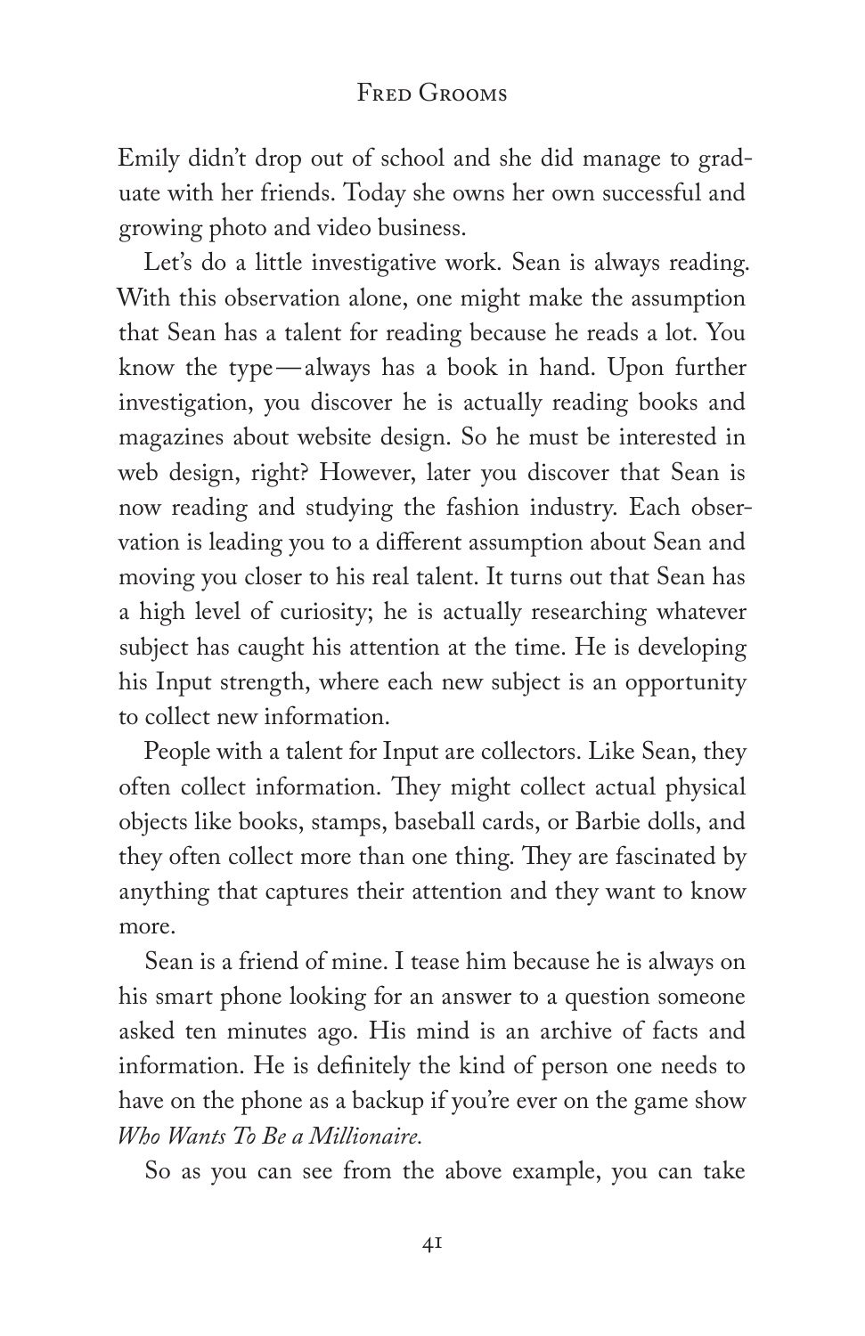Emily didn't drop out of school and she did manage to graduate with her friends. Today she owns her own successful and growing photo and video business.

Let's do a little investigative work. Sean is always reading. With this observation alone, one might make the assumption that Sean has a talent for reading because he reads a lot. You know the type—always has a book in hand. Upon further investigation, you discover he is actually reading books and magazines about website design. So he must be interested in web design, right? However, later you discover that Sean is now reading and studying the fashion industry. Each observation is leading you to a different assumption about Sean and moving you closer to his real talent. It turns out that Sean has a high level of curiosity; he is actually researching whatever subject has caught his attention at the time. He is developing his Input strength, where each new subject is an opportunity to collect new information.

People with a talent for Input are collectors. Like Sean, they often collect information. They might collect actual physical objects like books, stamps, baseball cards, or Barbie dolls, and they often collect more than one thing. They are fascinated by anything that captures their attention and they want to know more.

Sean is a friend of mine. I tease him because he is always on his smart phone looking for an answer to a question someone asked ten minutes ago. His mind is an archive of facts and information. He is definitely the kind of person one needs to have on the phone as a backup if you're ever on the game show *Who Wants To Be a Millionaire.*

So as you can see from the above example, you can take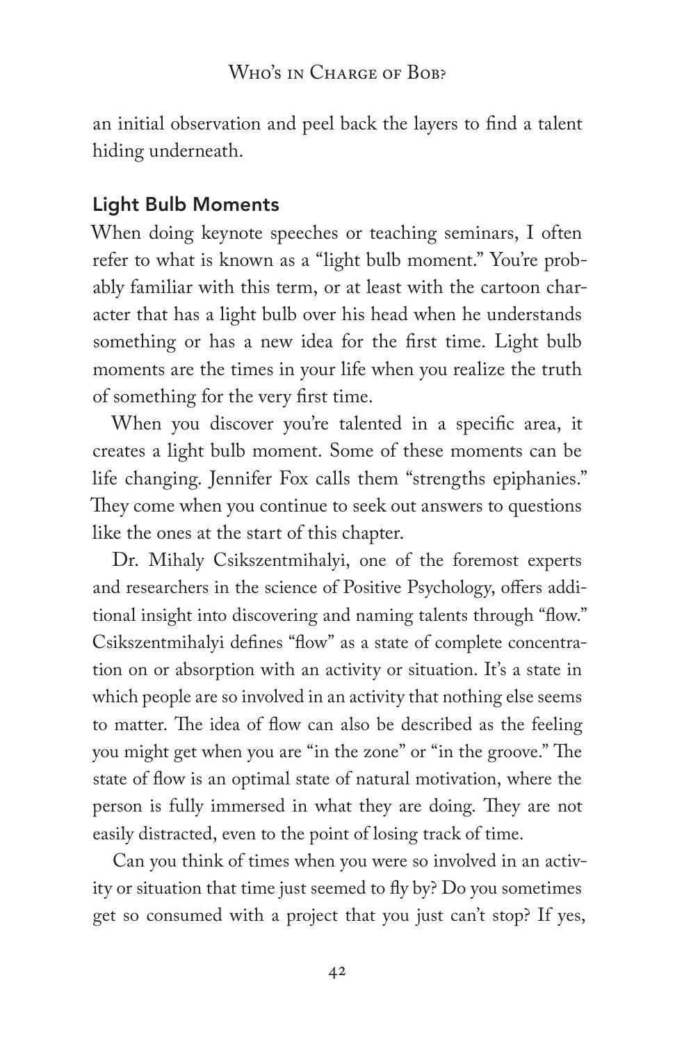an initial observation and peel back the layers to find a talent hiding underneath.

## Light Bulb Moments

When doing keynote speeches or teaching seminars, I often refer to what is known as a "light bulb moment." You're probably familiar with this term, or at least with the cartoon character that has a light bulb over his head when he understands something or has a new idea for the first time. Light bulb moments are the times in your life when you realize the truth of something for the very first time.

When you discover you're talented in a specific area, it creates a light bulb moment. Some of these moments can be life changing. Jennifer Fox calls them "strengths epiphanies." They come when you continue to seek out answers to questions like the ones at the start of this chapter.

Dr. Mihaly Csikszentmihalyi, one of the foremost experts and researchers in the science of Positive Psychology, offers additional insight into discovering and naming talents through "flow." Csikszentmihalyi defines "flow" as a state of complete concentration on or absorption with an activity or situation. It's a state in which people are so involved in an activity that nothing else seems to matter. The idea of flow can also be described as the feeling you might get when you are "in the zone" or "in the groove." The state of flow is an optimal state of natural motivation, where the person is fully immersed in what they are doing. They are not easily distracted, even to the point of losing track of time.

Can you think of times when you were so involved in an activity or situation that time just seemed to fly by? Do you sometimes get so consumed with a project that you just can't stop? If yes,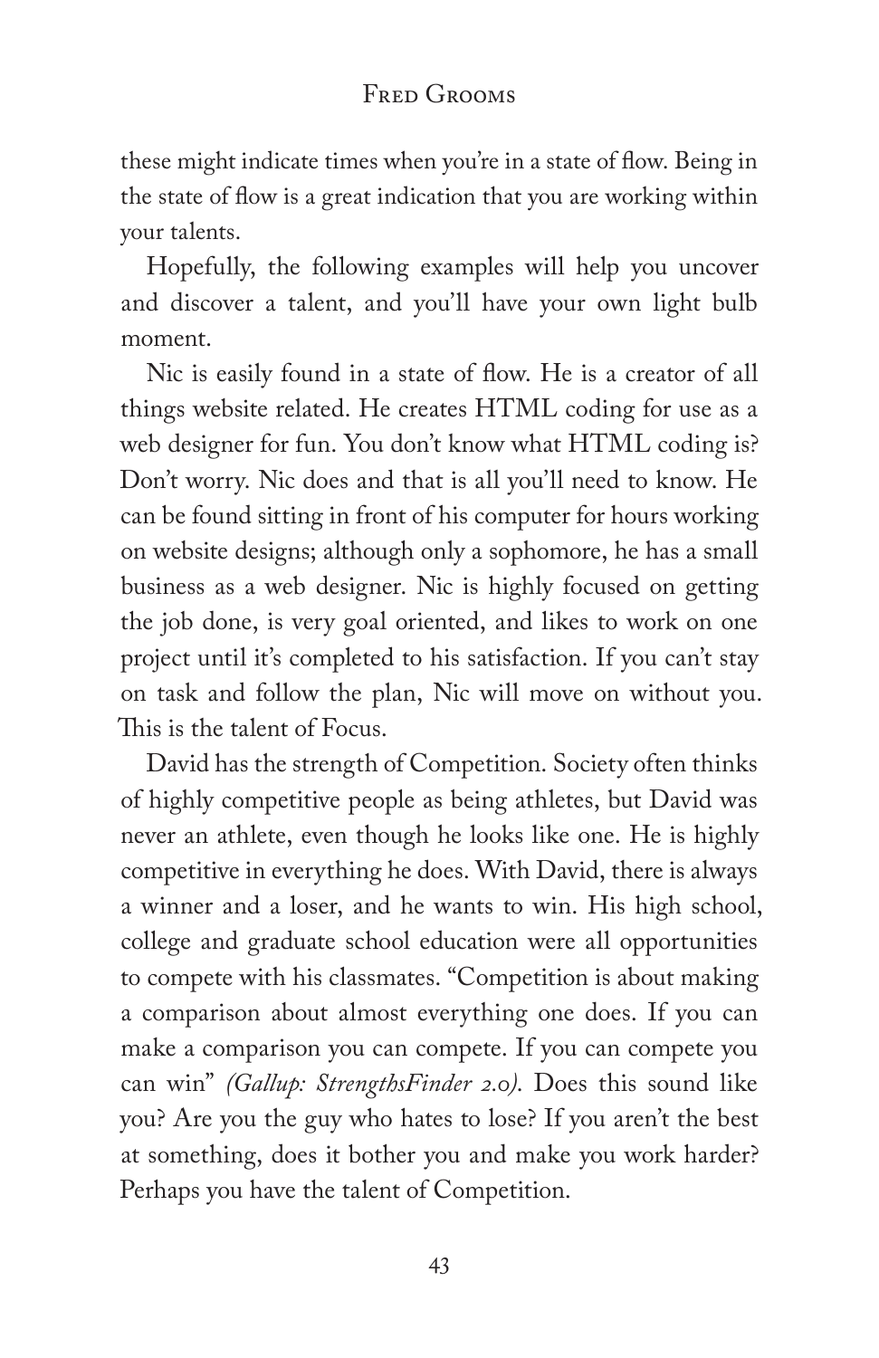these might indicate times when you're in a state of flow. Being in the state of flow is a great indication that you are working within your talents.

Hopefully, the following examples will help you uncover and discover a talent, and you'll have your own light bulb moment.

Nic is easily found in a state of flow. He is a creator of all things website related. He creates HTML coding for use as a web designer for fun. You don't know what HTML coding is? Don't worry. Nic does and that is all you'll need to know. He can be found sitting in front of his computer for hours working on website designs; although only a sophomore, he has a small business as a web designer. Nic is highly focused on getting the job done, is very goal oriented, and likes to work on one project until it's completed to his satisfaction. If you can't stay on task and follow the plan, Nic will move on without you. This is the talent of Focus.

David has the strength of Competition. Society often thinks of highly competitive people as being athletes, but David was never an athlete, even though he looks like one. He is highly competitive in everything he does. With David, there is always a winner and a loser, and he wants to win. His high school, college and graduate school education were all opportunities to compete with his classmates. "Competition is about making a comparison about almost everything one does. If you can make a comparison you can compete. If you can compete you can win" *(Gallup: StrengthsFinder 2.0)*. Does this sound like you? Are you the guy who hates to lose? If you aren't the best at something, does it bother you and make you work harder? Perhaps you have the talent of Competition.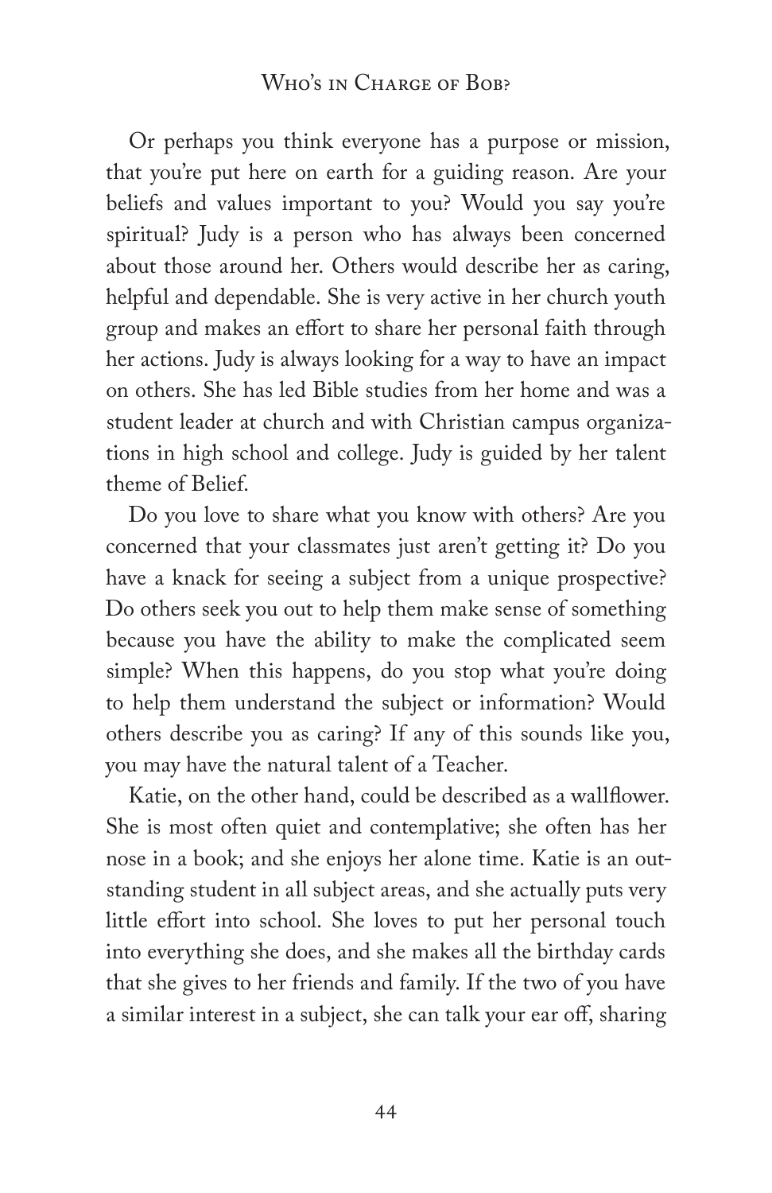Or perhaps you think everyone has a purpose or mission, that you're put here on earth for a guiding reason. Are your beliefs and values important to you? Would you say you're spiritual? Judy is a person who has always been concerned about those around her. Others would describe her as caring, helpful and dependable. She is very active in her church youth group and makes an effort to share her personal faith through her actions. Judy is always looking for a way to have an impact on others. She has led Bible studies from her home and was a student leader at church and with Christian campus organizations in high school and college. Judy is guided by her talent theme of Belief.

Do you love to share what you know with others? Are you concerned that your classmates just aren't getting it? Do you have a knack for seeing a subject from a unique prospective? Do others seek you out to help them make sense of something because you have the ability to make the complicated seem simple? When this happens, do you stop what you're doing to help them understand the subject or information? Would others describe you as caring? If any of this sounds like you, you may have the natural talent of a Teacher.

Katie, on the other hand, could be described as a wallflower. She is most often quiet and contemplative; she often has her nose in a book; and she enjoys her alone time. Katie is an outstanding student in all subject areas, and she actually puts very little effort into school. She loves to put her personal touch into everything she does, and she makes all the birthday cards that she gives to her friends and family. If the two of you have a similar interest in a subject, she can talk your ear off, sharing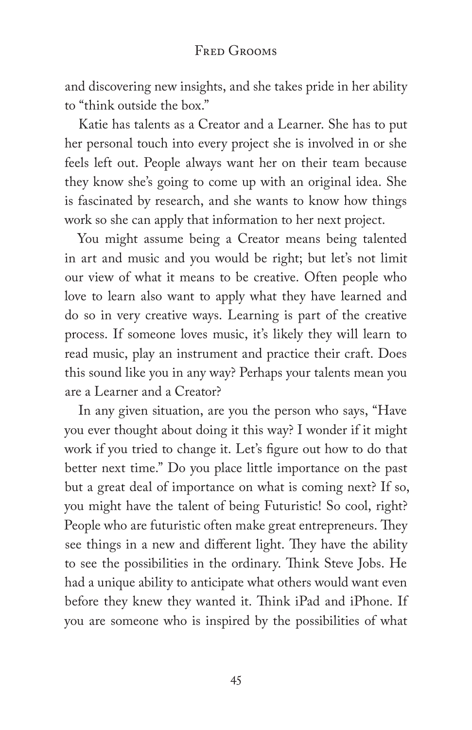and discovering new insights, and she takes pride in her ability to "think outside the box."

Katie has talents as a Creator and a Learner. She has to put her personal touch into every project she is involved in or she feels left out. People always want her on their team because they know she's going to come up with an original idea. She is fascinated by research, and she wants to know how things work so she can apply that information to her next project.

You might assume being a Creator means being talented in art and music and you would be right; but let's not limit our view of what it means to be creative. Often people who love to learn also want to apply what they have learned and do so in very creative ways. Learning is part of the creative process. If someone loves music, it's likely they will learn to read music, play an instrument and practice their craft. Does this sound like you in any way? Perhaps your talents mean you are a Learner and a Creator?

In any given situation, are you the person who says, "Have you ever thought about doing it this way? I wonder if it might work if you tried to change it. Let's figure out how to do that better next time." Do you place little importance on the past but a great deal of importance on what is coming next? If so, you might have the talent of being Futuristic! So cool, right? People who are futuristic often make great entrepreneurs. They see things in a new and different light. They have the ability to see the possibilities in the ordinary. Think Steve Jobs. He had a unique ability to anticipate what others would want even before they knew they wanted it. Think iPad and iPhone. If you are someone who is inspired by the possibilities of what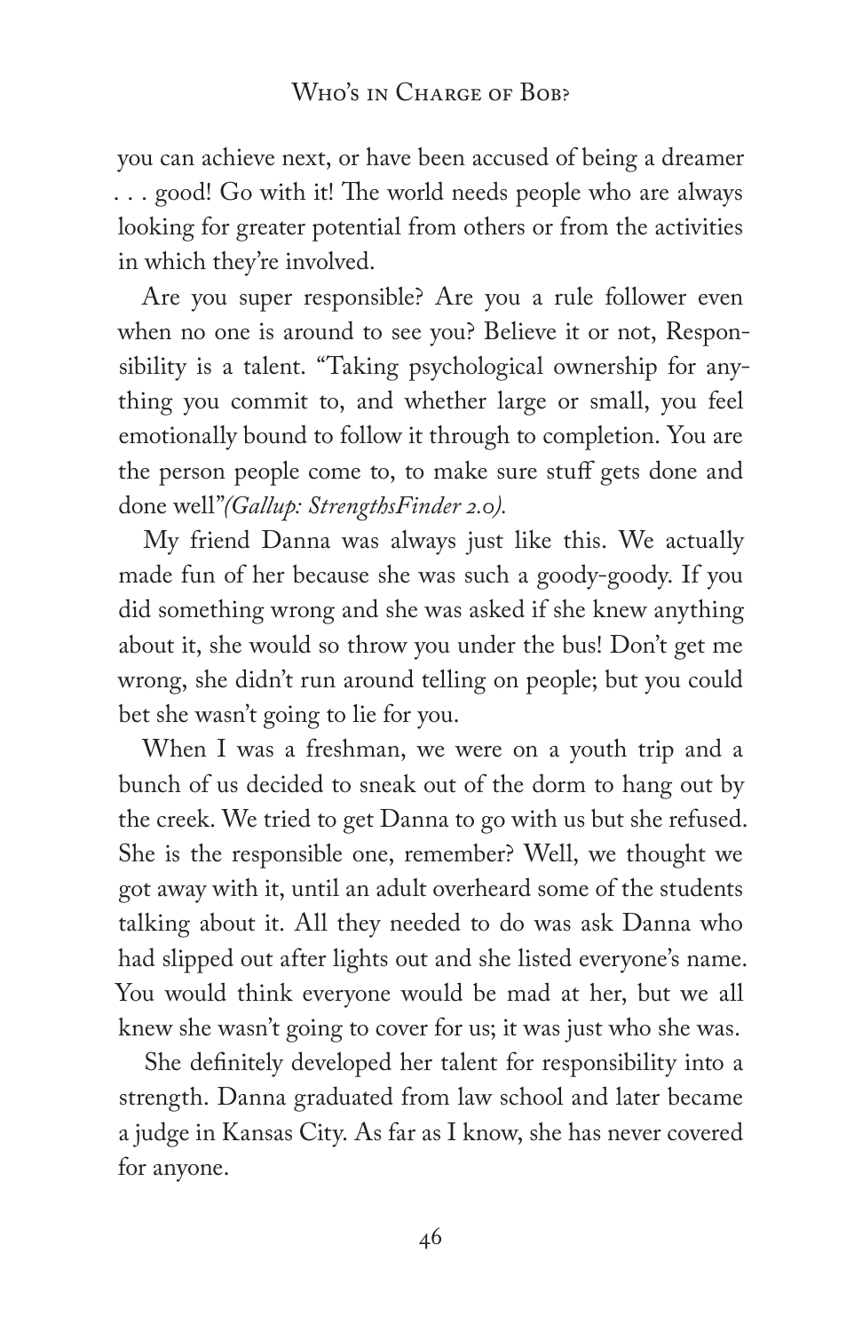you can achieve next, or have been accused of being a dreamer . . . good! Go with it! The world needs people who are always looking for greater potential from others or from the activities in which they're involved.

Are you super responsible? Are you a rule follower even when no one is around to see you? Believe it or not, Responsibility is a talent. "Taking psychological ownership for anything you commit to, and whether large or small, you feel emotionally bound to follow it through to completion. You are the person people come to, to make sure stuff gets done and done well"*(Gallup: StrengthsFinder 2.0).*

My friend Danna was always just like this. We actually made fun of her because she was such a goody-goody. If you did something wrong and she was asked if she knew anything about it, she would so throw you under the bus! Don't get me wrong, she didn't run around telling on people; but you could bet she wasn't going to lie for you.

When I was a freshman, we were on a youth trip and a bunch of us decided to sneak out of the dorm to hang out by the creek. We tried to get Danna to go with us but she refused. She is the responsible one, remember? Well, we thought we got away with it, until an adult overheard some of the students talking about it. All they needed to do was ask Danna who had slipped out after lights out and she listed everyone's name. You would think everyone would be mad at her, but we all knew she wasn't going to cover for us; it was just who she was.

She definitely developed her talent for responsibility into a strength. Danna graduated from law school and later became a judge in Kansas City. As far as I know, she has never covered for anyone.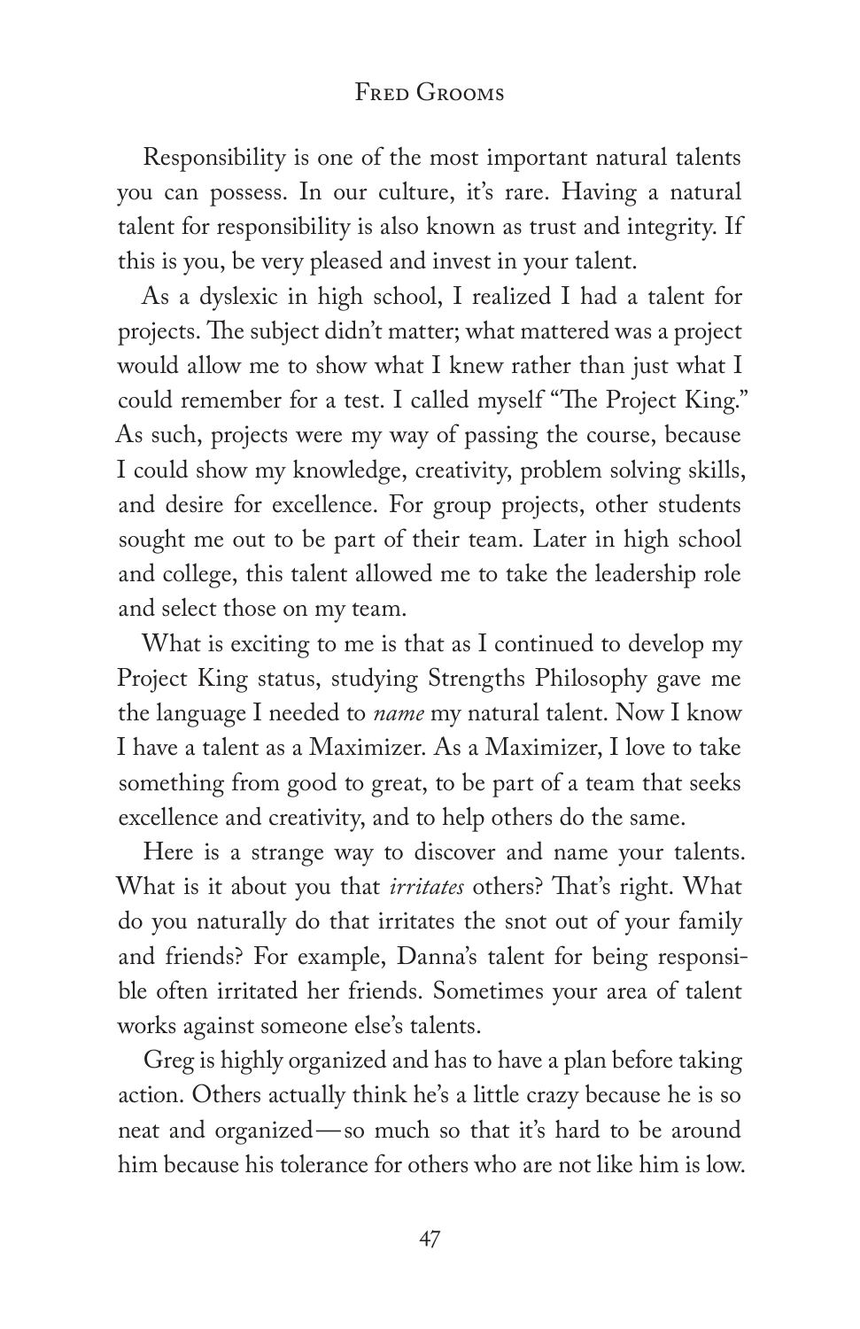Responsibility is one of the most important natural talents you can possess. In our culture, it's rare. Having a natural talent for responsibility is also known as trust and integrity. If this is you, be very pleased and invest in your talent.

As a dyslexic in high school, I realized I had a talent for projects. The subject didn't matter; what mattered was a project would allow me to show what I knew rather than just what I could remember for a test. I called myself "The Project King." As such, projects were my way of passing the course, because I could show my knowledge, creativity, problem solving skills, and desire for excellence. For group projects, other students sought me out to be part of their team. Later in high school and college, this talent allowed me to take the leadership role and select those on my team.

What is exciting to me is that as I continued to develop my Project King status, studying Strengths Philosophy gave me the language I needed to *name* my natural talent. Now I know I have a talent as a Maximizer. As a Maximizer, I love to take something from good to great, to be part of a team that seeks excellence and creativity, and to help others do the same.

Here is a strange way to discover and name your talents. What is it about you that *irritates* others? That's right. What do you naturally do that irritates the snot out of your family and friends? For example, Danna's talent for being responsible often irritated her friends. Sometimes your area of talent works against someone else's talents.

Greg is highly organized and has to have a plan before taking action. Others actually think he's a little crazy because he is so neat and organized—so much so that it's hard to be around him because his tolerance for others who are not like him is low.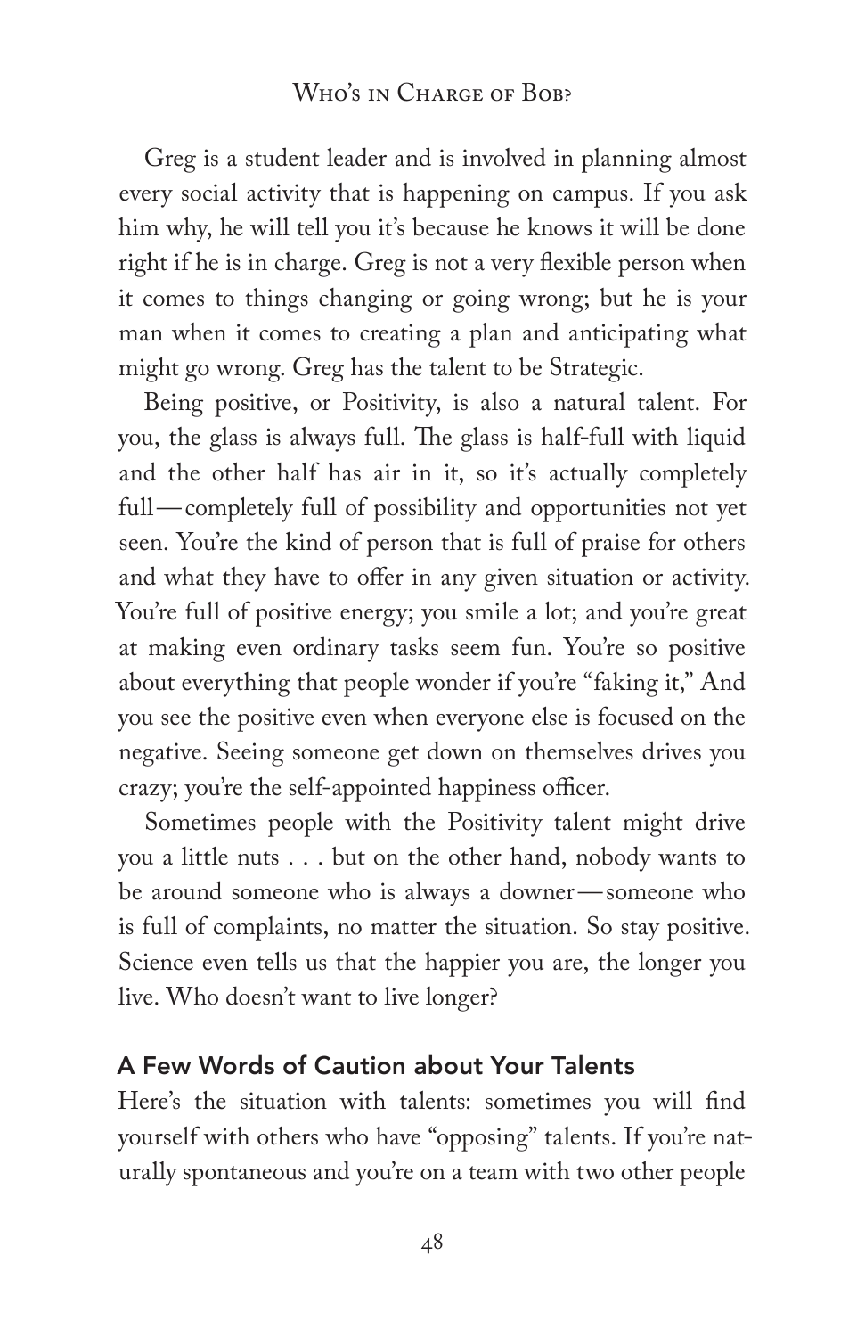Greg is a student leader and is involved in planning almost every social activity that is happening on campus. If you ask him why, he will tell you it's because he knows it will be done right if he is in charge. Greg is not a very flexible person when it comes to things changing or going wrong; but he is your man when it comes to creating a plan and anticipating what might go wrong. Greg has the talent to be Strategic.

Being positive, or Positivity, is also a natural talent. For you, the glass is always full. The glass is half-full with liquid and the other half has air in it, so it's actually completely full—completely full of possibility and opportunities not yet seen. You're the kind of person that is full of praise for others and what they have to offer in any given situation or activity. You're full of positive energy; you smile a lot; and you're great at making even ordinary tasks seem fun. You're so positive about everything that people wonder if you're "faking it," And you see the positive even when everyone else is focused on the negative. Seeing someone get down on themselves drives you crazy; you're the self-appointed happiness officer.

Sometimes people with the Positivity talent might drive you a little nuts . . . but on the other hand, nobody wants to be around someone who is always a downer—someone who is full of complaints, no matter the situation. So stay positive. Science even tells us that the happier you are, the longer you live. Who doesn't want to live longer?

## A Few Words of Caution about Your Talents

Here's the situation with talents: sometimes you will find yourself with others who have "opposing" talents. If you're naturally spontaneous and you're on a team with two other people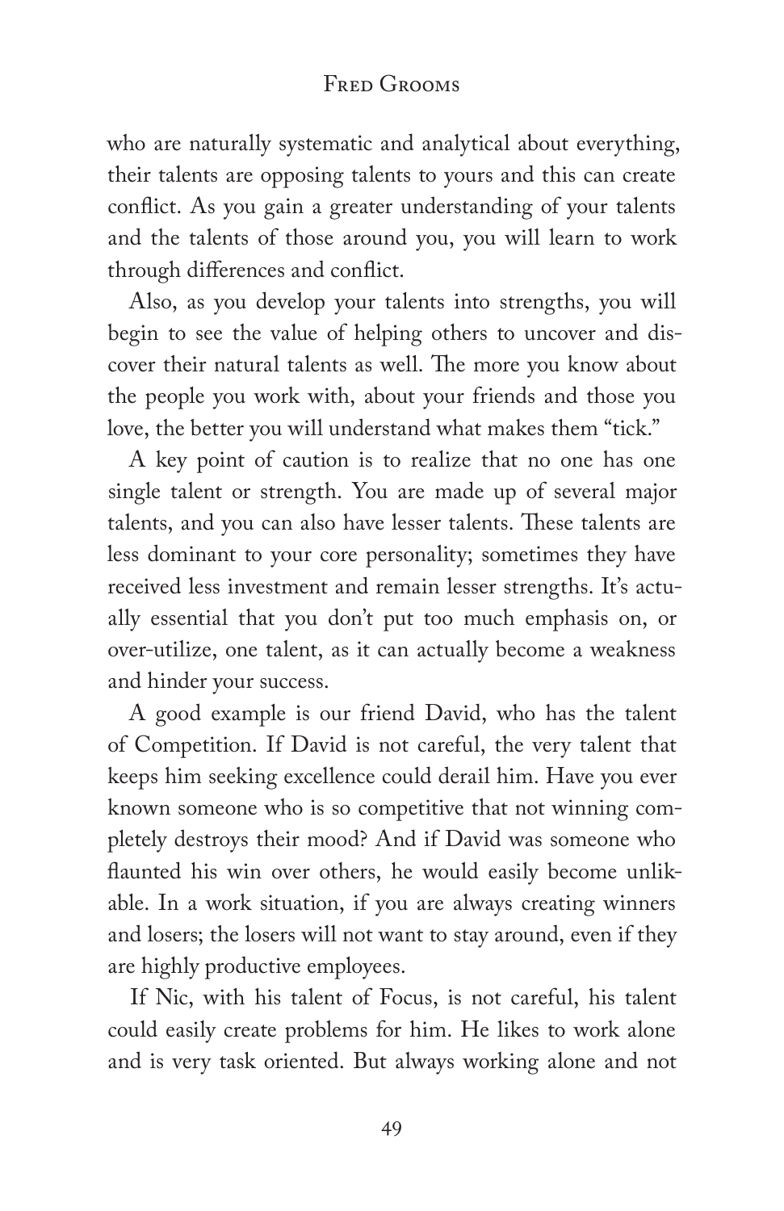who are naturally systematic and analytical about everything, their talents are opposing talents to yours and this can create conflict. As you gain a greater understanding of your talents and the talents of those around you, you will learn to work through differences and conflict.

Also, as you develop your talents into strengths, you will begin to see the value of helping others to uncover and discover their natural talents as well. The more you know about the people you work with, about your friends and those you love, the better you will understand what makes them "tick."

A key point of caution is to realize that no one has one single talent or strength. You are made up of several major talents, and you can also have lesser talents. These talents are less dominant to your core personality; sometimes they have received less investment and remain lesser strengths. It's actually essential that you don't put too much emphasis on, or over-utilize, one talent, as it can actually become a weakness and hinder your success.

A good example is our friend David, who has the talent of Competition. If David is not careful, the very talent that keeps him seeking excellence could derail him. Have you ever known someone who is so competitive that not winning completely destroys their mood? And if David was someone who flaunted his win over others, he would easily become unlikable. In a work situation, if you are always creating winners and losers; the losers will not want to stay around, even if they are highly productive employees.

If Nic, with his talent of Focus, is not careful, his talent could easily create problems for him. He likes to work alone and is very task oriented. But always working alone and not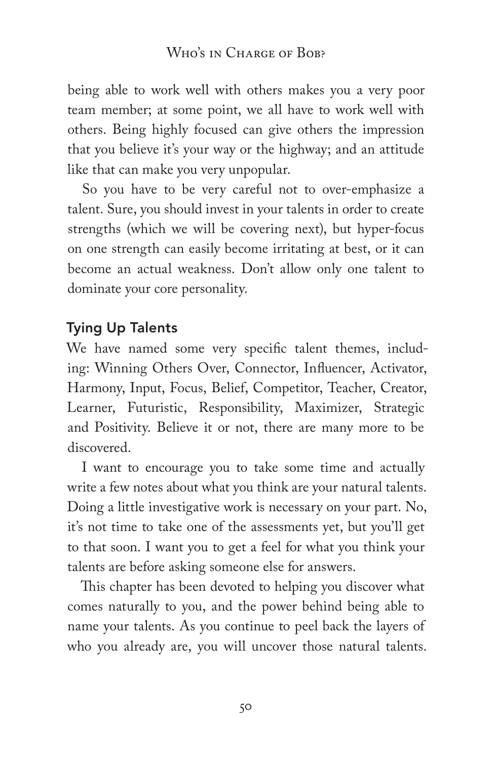being able to work well with others makes you a very poor team member; at some point, we all have to work well with others. Being highly focused can give others the impression that you believe it's your way or the highway; and an attitude like that can make you very unpopular.

So you have to be very careful not to over-emphasize a talent. Sure, you should invest in your talents in order to create strengths (which we will be covering next), but hyper-focus on one strength can easily become irritating at best, or it can become an actual weakness. Don't allow only one talent to dominate your core personality.

## Tying Up Talents

We have named some very specific talent themes, including: Winning Others Over, Connector, Influencer, Activator, Harmony, Input, Focus, Belief, Competitor, Teacher, Creator, Learner, Futuristic, Responsibility, Maximizer, Strategic and Positivity. Believe it or not, there are many more to be discovered.

I want to encourage you to take some time and actually write a few notes about what you think are your natural talents. Doing a little investigative work is necessary on your part. No, it's not time to take one of the assessments yet, but you'll get to that soon. I want you to get a feel for what you think your talents are before asking someone else for answers.

This chapter has been devoted to helping you discover what comes naturally to you, and the power behind being able to name your talents. As you continue to peel back the layers of who you already are, you will uncover those natural talents.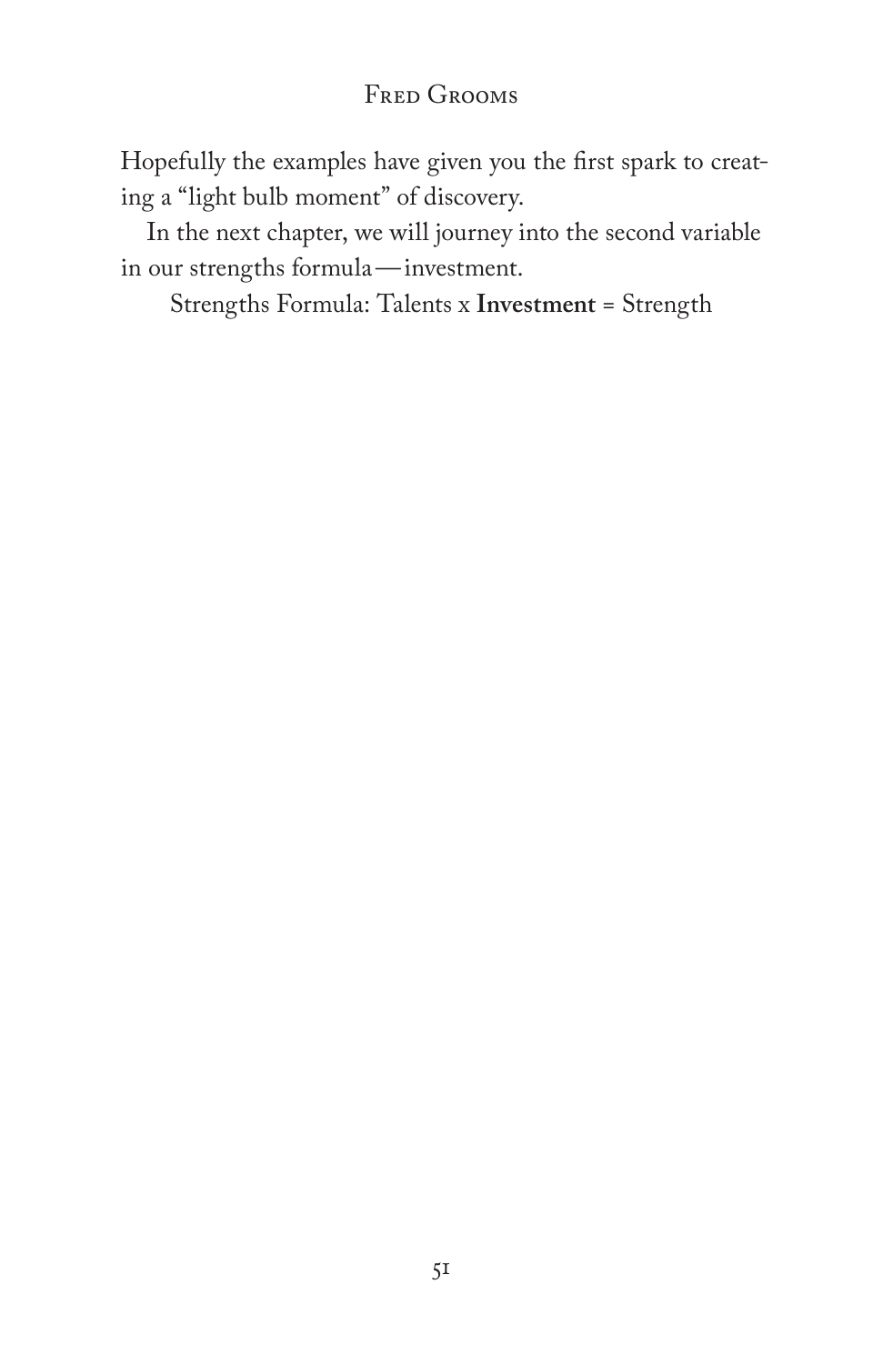Hopefully the examples have given you the first spark to creating a "light bulb moment" of discovery.

In the next chapter, we will journey into the second variable in our strengths formula—investment.

Strengths Formula: Talents x **Investment** = Strength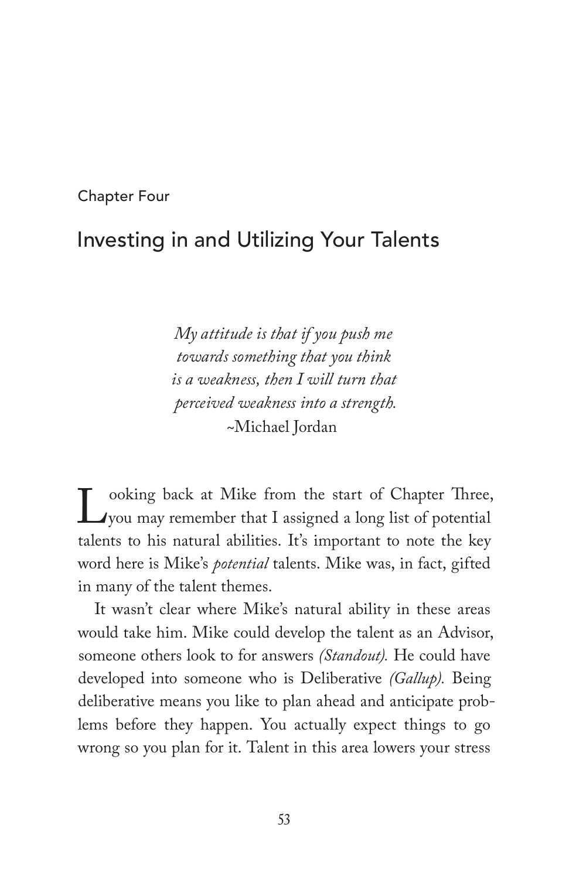Chapter Four

# Investing in and Utilizing Your Talents

> *My attitude is that if you push me towards something that you think is a weakness, then I will turn that perceived weakness into a strength.*
>
> ~Michael Jordan

Looking back at Mike from the start of Chapter Three, you may remember that I assigned a long list of potential talents to his natural abilities. It's important to note the key word here is Mike's *potential* talents. Mike was, in fact, gifted in many of the talent themes.

It wasn't clear where Mike's natural ability in these areas would take him. Mike could develop the talent as an Advisor, someone others look to for answers *(Standout).* He could have developed into someone who is Deliberative *(Gallup).* Being deliberative means you like to plan ahead and anticipate problems before they happen. You actually expect things to go wrong so you plan for it. Talent in this area lowers your stress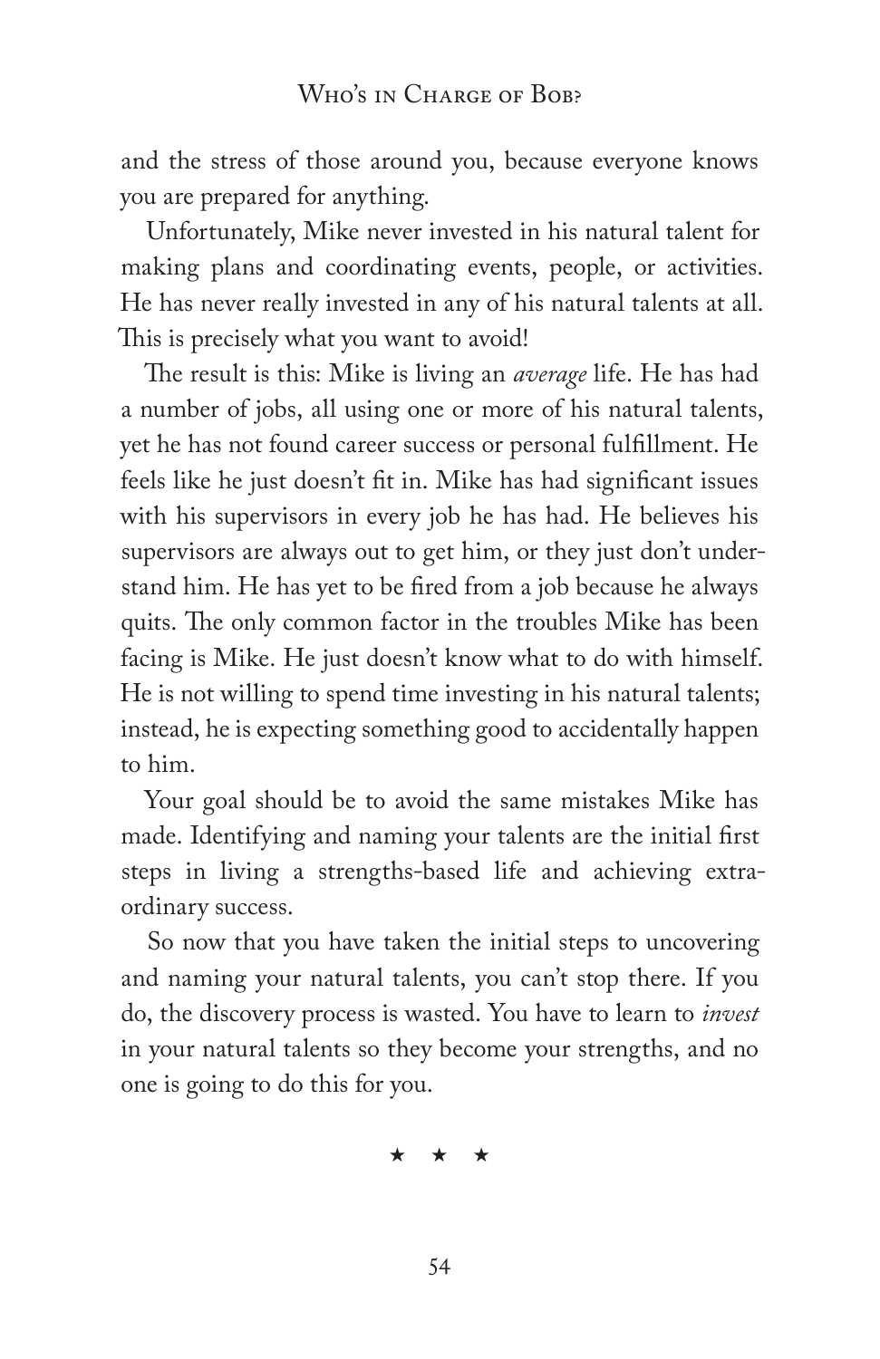and the stress of those around you, because everyone knows you are prepared for anything.

Unfortunately, Mike never invested in his natural talent for making plans and coordinating events, people, or activities. He has never really invested in any of his natural talents at all. This is precisely what you want to avoid!

The result is this: Mike is living an *average* life. He has had a number of jobs, all using one or more of his natural talents, yet he has not found career success or personal fulfillment. He feels like he just doesn't fit in. Mike has had significant issues with his supervisors in every job he has had. He believes his supervisors are always out to get him, or they just don't understand him. He has yet to be fired from a job because he always quits. The only common factor in the troubles Mike has been facing is Mike. He just doesn't know what to do with himself. He is not willing to spend time investing in his natural talents; instead, he is expecting something good to accidentally happen to him.

Your goal should be to avoid the same mistakes Mike has made. Identifying and naming your talents are the initial first steps in living a strengths-based life and achieving extraordinary success.

So now that you have taken the initial steps to uncovering and naming your natural talents, you can't stop there. If you do, the discovery process is wasted. You have to learn to *invest* in your natural talents so they become your strengths, and no one is going to do this for you.

★ ★ ★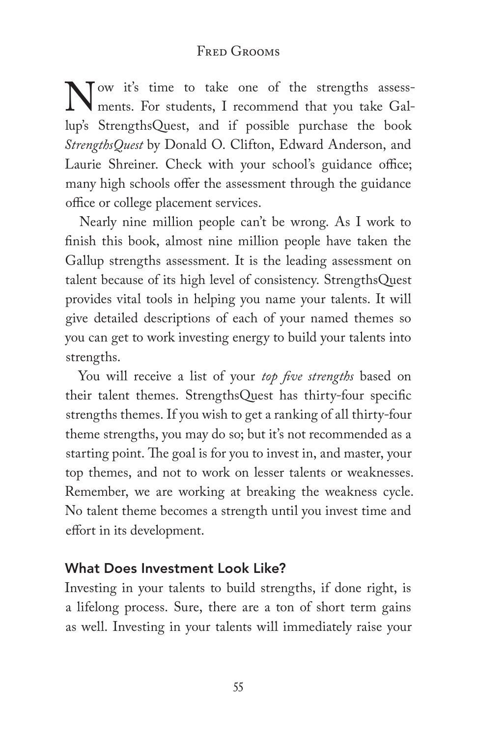Now it's time to take one of the strengths assessments. For students, I recommend that you take Gallup's StrengthsQuest, and if possible purchase the book *StrengthsQuest* by Donald O. Clifton, Edward Anderson, and Laurie Shreiner. Check with your school's guidance office; many high schools offer the assessment through the guidance office or college placement services.

Nearly nine million people can't be wrong. As I work to finish this book, almost nine million people have taken the Gallup strengths assessment. It is the leading assessment on talent because of its high level of consistency. StrengthsQuest provides vital tools in helping you name your talents. It will give detailed descriptions of each of your named themes so you can get to work investing energy to build your talents into strengths.

You will receive a list of your *top five strengths* based on their talent themes. StrengthsQuest has thirty-four specific strengths themes. If you wish to get a ranking of all thirty-four theme strengths, you may do so; but it's not recommended as a starting point. The goal is for you to invest in, and master, your top themes, and not to work on lesser talents or weaknesses. Remember, we are working at breaking the weakness cycle. No talent theme becomes a strength until you invest time and effort in its development.

### What Does Investment Look Like?

Investing in your talents to build strengths, if done right, is a lifelong process. Sure, there are a ton of short term gains as well. Investing in your talents will immediately raise your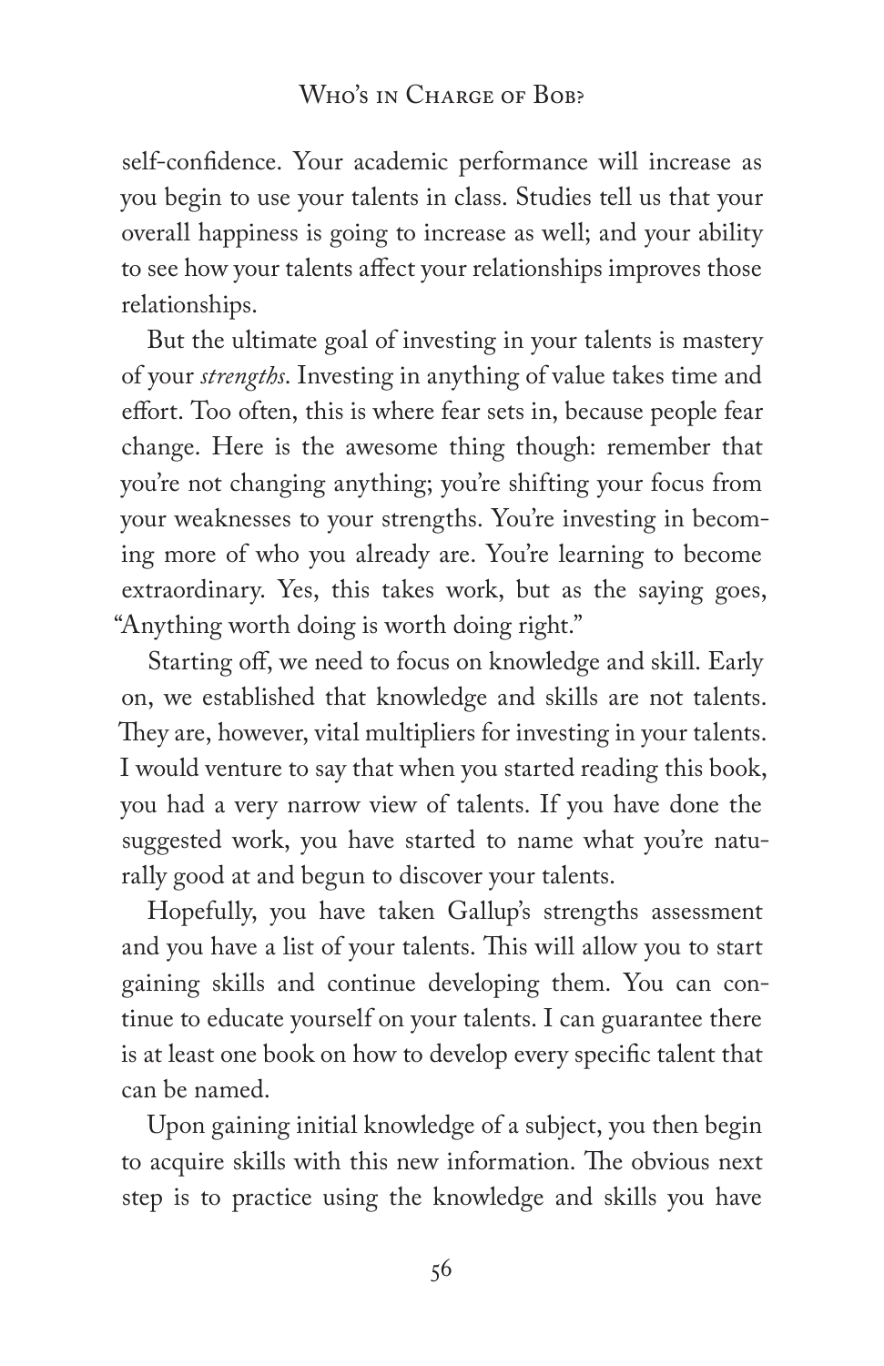self-confidence. Your academic performance will increase as you begin to use your talents in class. Studies tell us that your overall happiness is going to increase as well; and your ability to see how your talents affect your relationships improves those relationships.

But the ultimate goal of investing in your talents is mastery of your *strengths*. Investing in anything of value takes time and effort. Too often, this is where fear sets in, because people fear change. Here is the awesome thing though: remember that you're not changing anything; you're shifting your focus from your weaknesses to your strengths. You're investing in becoming more of who you already are. You're learning to become extraordinary. Yes, this takes work, but as the saying goes, "Anything worth doing is worth doing right."

Starting off, we need to focus on knowledge and skill. Early on, we established that knowledge and skills are not talents. They are, however, vital multipliers for investing in your talents. I would venture to say that when you started reading this book, you had a very narrow view of talents. If you have done the suggested work, you have started to name what you're naturally good at and begun to discover your talents.

Hopefully, you have taken Gallup's strengths assessment and you have a list of your talents. This will allow you to start gaining skills and continue developing them. You can continue to educate yourself on your talents. I can guarantee there is at least one book on how to develop every specific talent that can be named.

Upon gaining initial knowledge of a subject, you then begin to acquire skills with this new information. The obvious next step is to practice using the knowledge and skills you have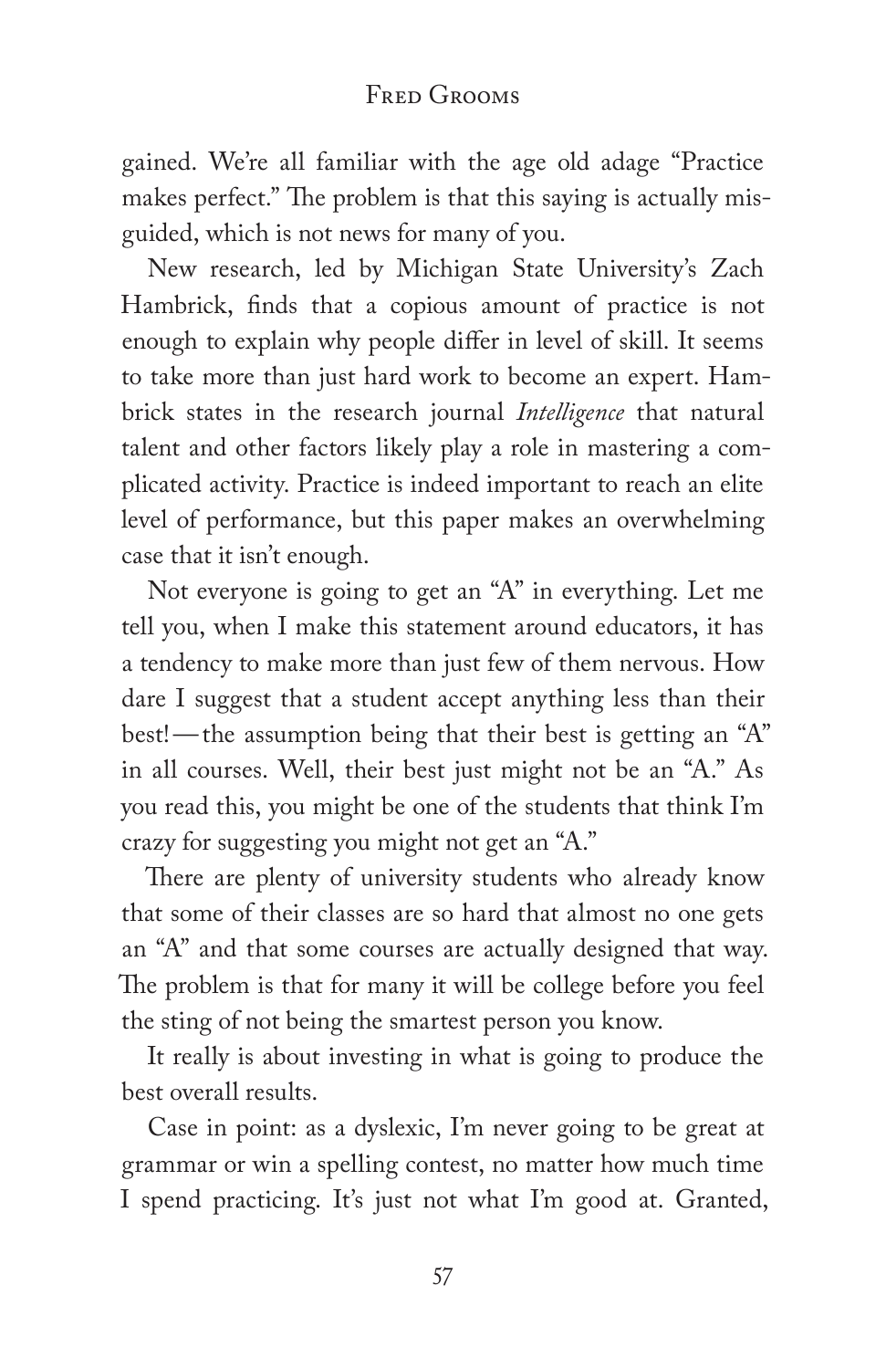gained. We're all familiar with the age old adage "Practice makes perfect." The problem is that this saying is actually misguided, which is not news for many of you.

New research, led by Michigan State University's Zach Hambrick, finds that a copious amount of practice is not enough to explain why people differ in level of skill. It seems to take more than just hard work to become an expert. Hambrick states in the research journal *Intelligence* that natural talent and other factors likely play a role in mastering a complicated activity. Practice is indeed important to reach an elite level of performance, but this paper makes an overwhelming case that it isn't enough.

Not everyone is going to get an "A" in everything. Let me tell you, when I make this statement around educators, it has a tendency to make more than just few of them nervous. How dare I suggest that a student accept anything less than their best!—the assumption being that their best is getting an "A" in all courses. Well, their best just might not be an "A." As you read this, you might be one of the students that think I'm crazy for suggesting you might not get an "A."

There are plenty of university students who already know that some of their classes are so hard that almost no one gets an "A" and that some courses are actually designed that way. The problem is that for many it will be college before you feel the sting of not being the smartest person you know.

It really is about investing in what is going to produce the best overall results.

Case in point: as a dyslexic, I'm never going to be great at grammar or win a spelling contest, no matter how much time I spend practicing. It's just not what I'm good at. Granted,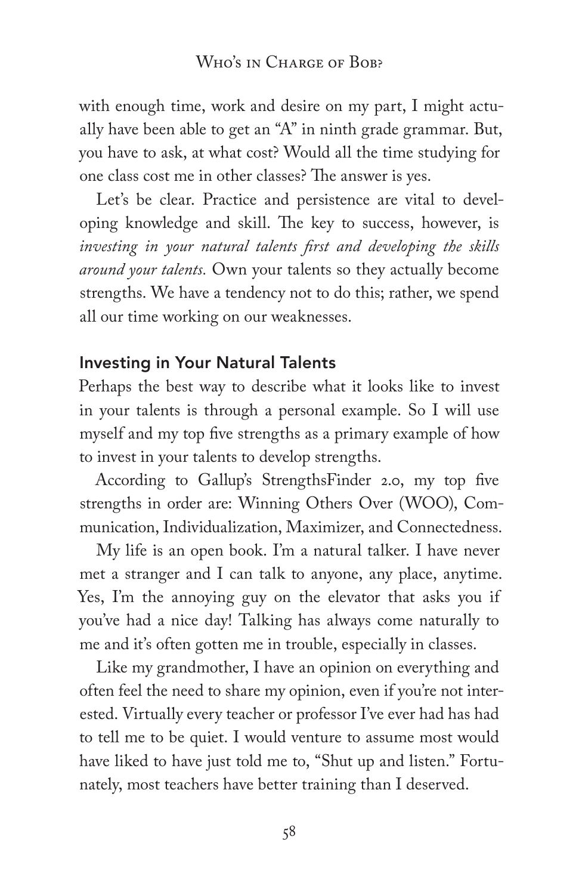with enough time, work and desire on my part, I might actually have been able to get an "A" in ninth grade grammar. But, you have to ask, at what cost? Would all the time studying for one class cost me in other classes? The answer is yes.

Let's be clear. Practice and persistence are vital to developing knowledge and skill. The key to success, however, is *investing in your natural talents first and developing the skills around your talents.* Own your talents so they actually become strengths. We have a tendency not to do this; rather, we spend all our time working on our weaknesses.

## Investing in Your Natural Talents

Perhaps the best way to describe what it looks like to invest in your talents is through a personal example. So I will use myself and my top five strengths as a primary example of how to invest in your talents to develop strengths.

According to Gallup's StrengthsFinder 2.0, my top five strengths in order are: Winning Others Over (WOO), Communication, Individualization, Maximizer, and Connectedness.

My life is an open book. I'm a natural talker. I have never met a stranger and I can talk to anyone, any place, anytime. Yes, I'm the annoying guy on the elevator that asks you if you've had a nice day! Talking has always come naturally to me and it's often gotten me in trouble, especially in classes.

Like my grandmother, I have an opinion on everything and often feel the need to share my opinion, even if you're not interested. Virtually every teacher or professor I've ever had has had to tell me to be quiet. I would venture to assume most would have liked to have just told me to, "Shut up and listen." Fortunately, most teachers have better training than I deserved.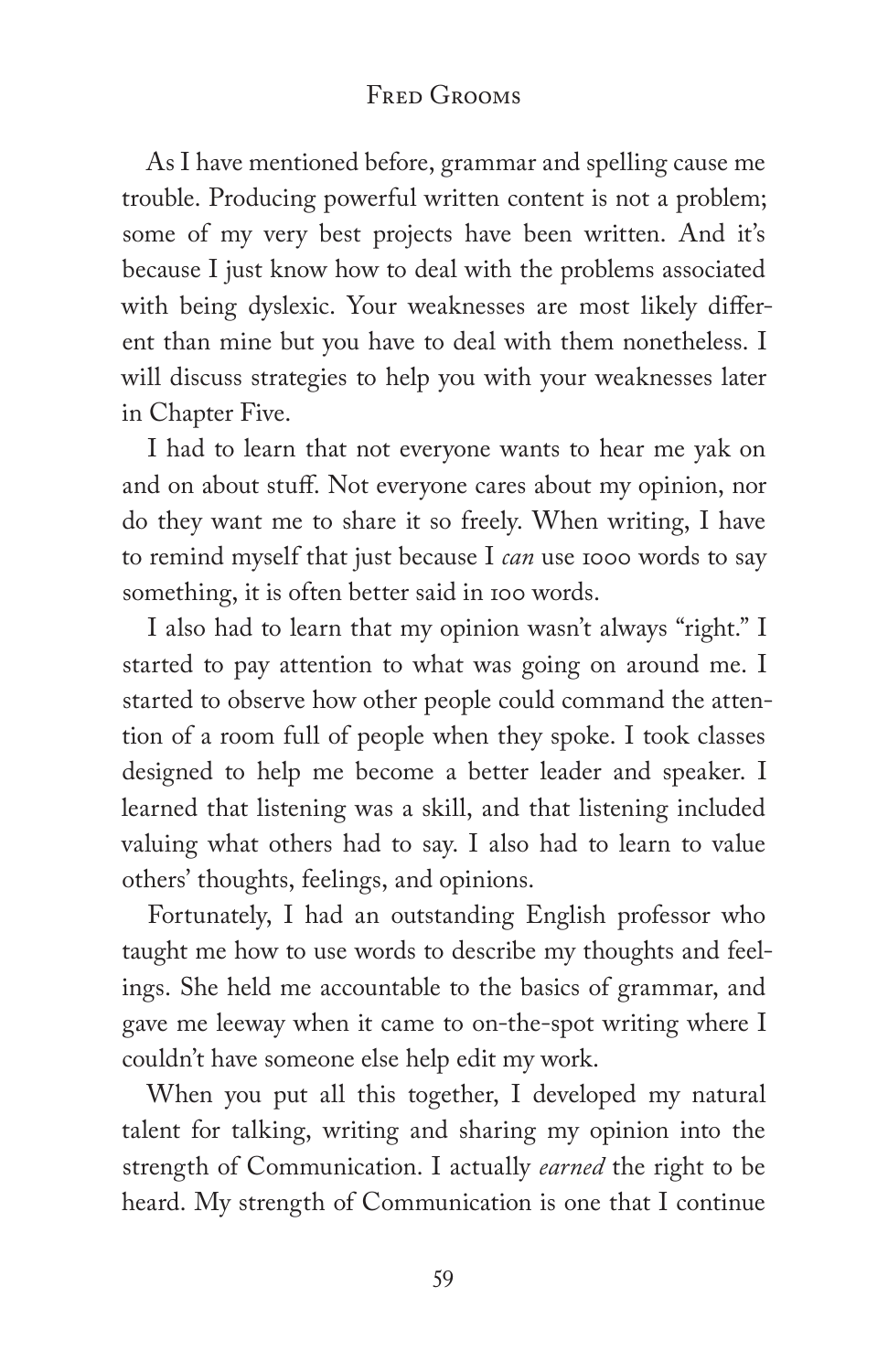As I have mentioned before, grammar and spelling cause me trouble. Producing powerful written content is not a problem; some of my very best projects have been written. And it's because I just know how to deal with the problems associated with being dyslexic. Your weaknesses are most likely different than mine but you have to deal with them nonetheless. I will discuss strategies to help you with your weaknesses later in Chapter Five.

I had to learn that not everyone wants to hear me yak on and on about stuff. Not everyone cares about my opinion, nor do they want me to share it so freely. When writing, I have to remind myself that just because I *can* use 1000 words to say something, it is often better said in 100 words.

I also had to learn that my opinion wasn't always "right." I started to pay attention to what was going on around me. I started to observe how other people could command the attention of a room full of people when they spoke. I took classes designed to help me become a better leader and speaker. I learned that listening was a skill, and that listening included valuing what others had to say. I also had to learn to value others' thoughts, feelings, and opinions.

Fortunately, I had an outstanding English professor who taught me how to use words to describe my thoughts and feelings. She held me accountable to the basics of grammar, and gave me leeway when it came to on-the-spot writing where I couldn't have someone else help edit my work.

When you put all this together, I developed my natural talent for talking, writing and sharing my opinion into the strength of Communication. I actually *earned* the right to be heard. My strength of Communication is one that I continue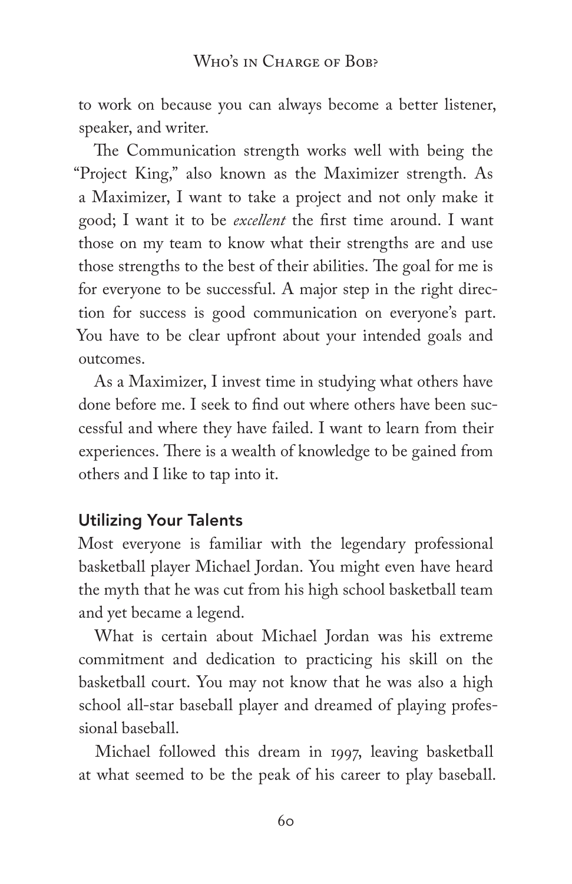to work on because you can always become a better listener, speaker, and writer.

The Communication strength works well with being the "Project King," also known as the Maximizer strength. As a Maximizer, I want to take a project and not only make it good; I want it to be *excellent* the first time around. I want those on my team to know what their strengths are and use those strengths to the best of their abilities. The goal for me is for everyone to be successful. A major step in the right direction for success is good communication on everyone's part. You have to be clear upfront about your intended goals and outcomes.

As a Maximizer, I invest time in studying what others have done before me. I seek to find out where others have been successful and where they have failed. I want to learn from their experiences. There is a wealth of knowledge to be gained from others and I like to tap into it.

### Utilizing Your Talents

Most everyone is familiar with the legendary professional basketball player Michael Jordan. You might even have heard the myth that he was cut from his high school basketball team and yet became a legend.

What is certain about Michael Jordan was his extreme commitment and dedication to practicing his skill on the basketball court. You may not know that he was also a high school all-star baseball player and dreamed of playing professional baseball.

Michael followed this dream in 1997, leaving basketball at what seemed to be the peak of his career to play baseball.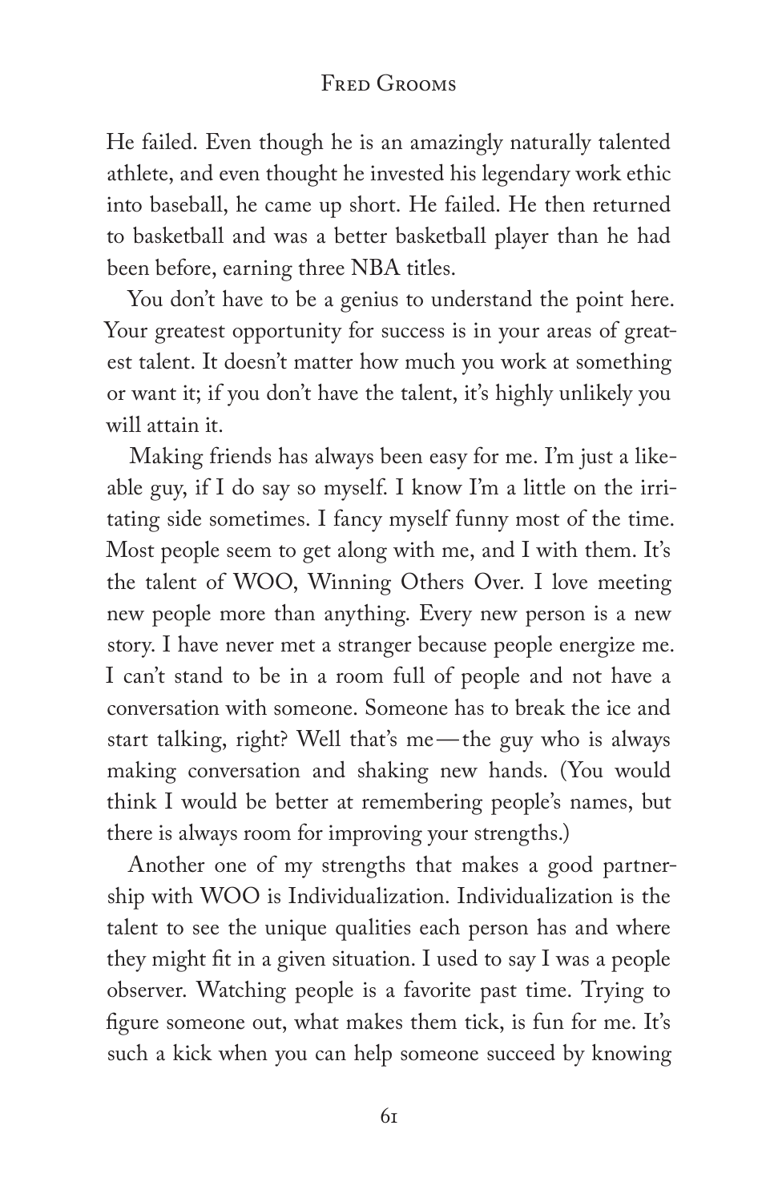He failed. Even though he is an amazingly naturally talented athlete, and even thought he invested his legendary work ethic into baseball, he came up short. He failed. He then returned to basketball and was a better basketball player than he had been before, earning three NBA titles.

You don't have to be a genius to understand the point here. Your greatest opportunity for success is in your areas of greatest talent. It doesn't matter how much you work at something or want it; if you don't have the talent, it's highly unlikely you will attain it.

Making friends has always been easy for me. I'm just a likeable guy, if I do say so myself. I know I'm a little on the irritating side sometimes. I fancy myself funny most of the time. Most people seem to get along with me, and I with them. It's the talent of WOO, Winning Others Over. I love meeting new people more than anything. Every new person is a new story. I have never met a stranger because people energize me. I can't stand to be in a room full of people and not have a conversation with someone. Someone has to break the ice and start talking, right? Well that's me—the guy who is always making conversation and shaking new hands. (You would think I would be better at remembering people's names, but there is always room for improving your strengths.)

Another one of my strengths that makes a good partnership with WOO is Individualization. Individualization is the talent to see the unique qualities each person has and where they might fit in a given situation. I used to say I was a people observer. Watching people is a favorite past time. Trying to figure someone out, what makes them tick, is fun for me. It's such a kick when you can help someone succeed by knowing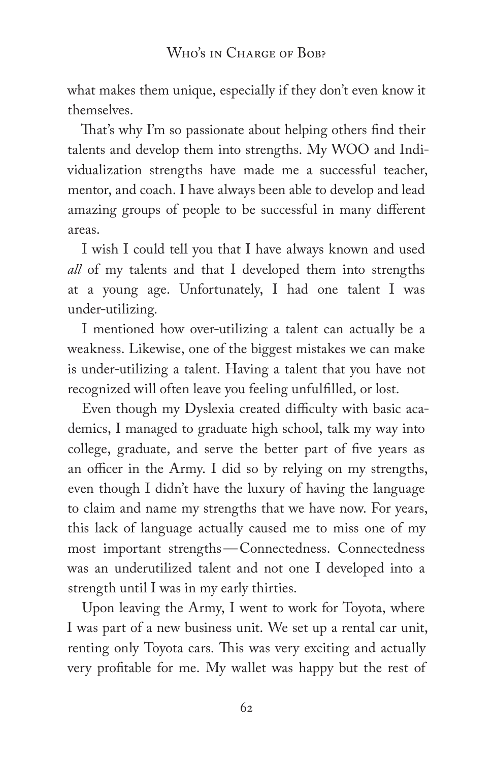what makes them unique, especially if they don't even know it themselves.

That's why I'm so passionate about helping others find their talents and develop them into strengths. My WOO and Individualization strengths have made me a successful teacher, mentor, and coach. I have always been able to develop and lead amazing groups of people to be successful in many different areas.

I wish I could tell you that I have always known and used *all* of my talents and that I developed them into strengths at a young age. Unfortunately, I had one talent I was under-utilizing.

I mentioned how over-utilizing a talent can actually be a weakness. Likewise, one of the biggest mistakes we can make is under-utilizing a talent. Having a talent that you have not recognized will often leave you feeling unfulfilled, or lost.

Even though my Dyslexia created difficulty with basic academics, I managed to graduate high school, talk my way into college, graduate, and serve the better part of five years as an officer in the Army. I did so by relying on my strengths, even though I didn't have the luxury of having the language to claim and name my strengths that we have now. For years, this lack of language actually caused me to miss one of my most important strengths—Connectedness. Connectedness was an underutilized talent and not one I developed into a strength until I was in my early thirties.

Upon leaving the Army, I went to work for Toyota, where I was part of a new business unit. We set up a rental car unit, renting only Toyota cars. This was very exciting and actually very profitable for me. My wallet was happy but the rest of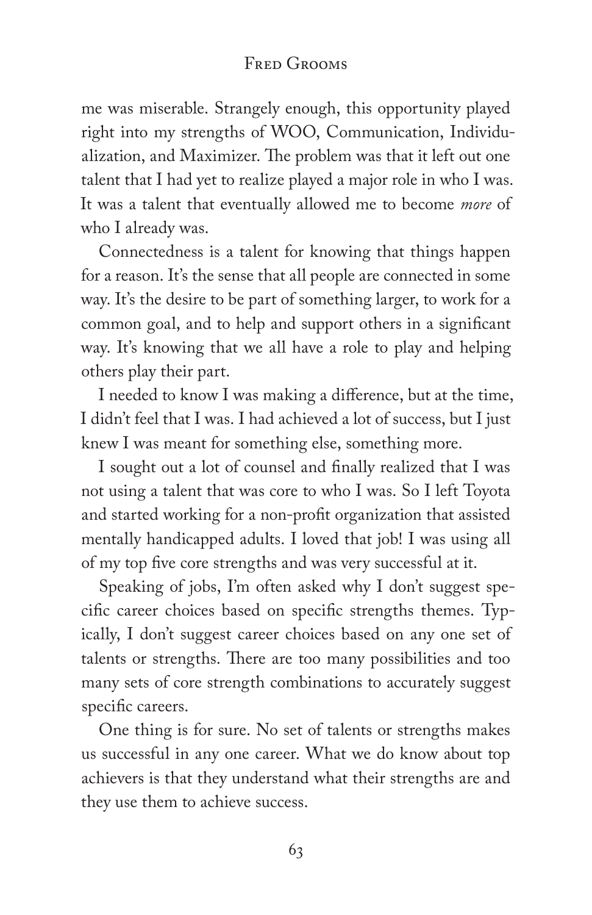me was miserable. Strangely enough, this opportunity played right into my strengths of WOO, Communication, Individualization, and Maximizer. The problem was that it left out one talent that I had yet to realize played a major role in who I was. It was a talent that eventually allowed me to become *more* of who I already was.

Connectedness is a talent for knowing that things happen for a reason. It's the sense that all people are connected in some way. It's the desire to be part of something larger, to work for a common goal, and to help and support others in a significant way. It's knowing that we all have a role to play and helping others play their part.

I needed to know I was making a difference, but at the time, I didn't feel that I was. I had achieved a lot of success, but I just knew I was meant for something else, something more.

I sought out a lot of counsel and finally realized that I was not using a talent that was core to who I was. So I left Toyota and started working for a non-profit organization that assisted mentally handicapped adults. I loved that job! I was using all of my top five core strengths and was very successful at it.

Speaking of jobs, I'm often asked why I don't suggest specific career choices based on specific strengths themes. Typically, I don't suggest career choices based on any one set of talents or strengths. There are too many possibilities and too many sets of core strength combinations to accurately suggest specific careers.

One thing is for sure. No set of talents or strengths makes us successful in any one career. What we do know about top achievers is that they understand what their strengths are and they use them to achieve success.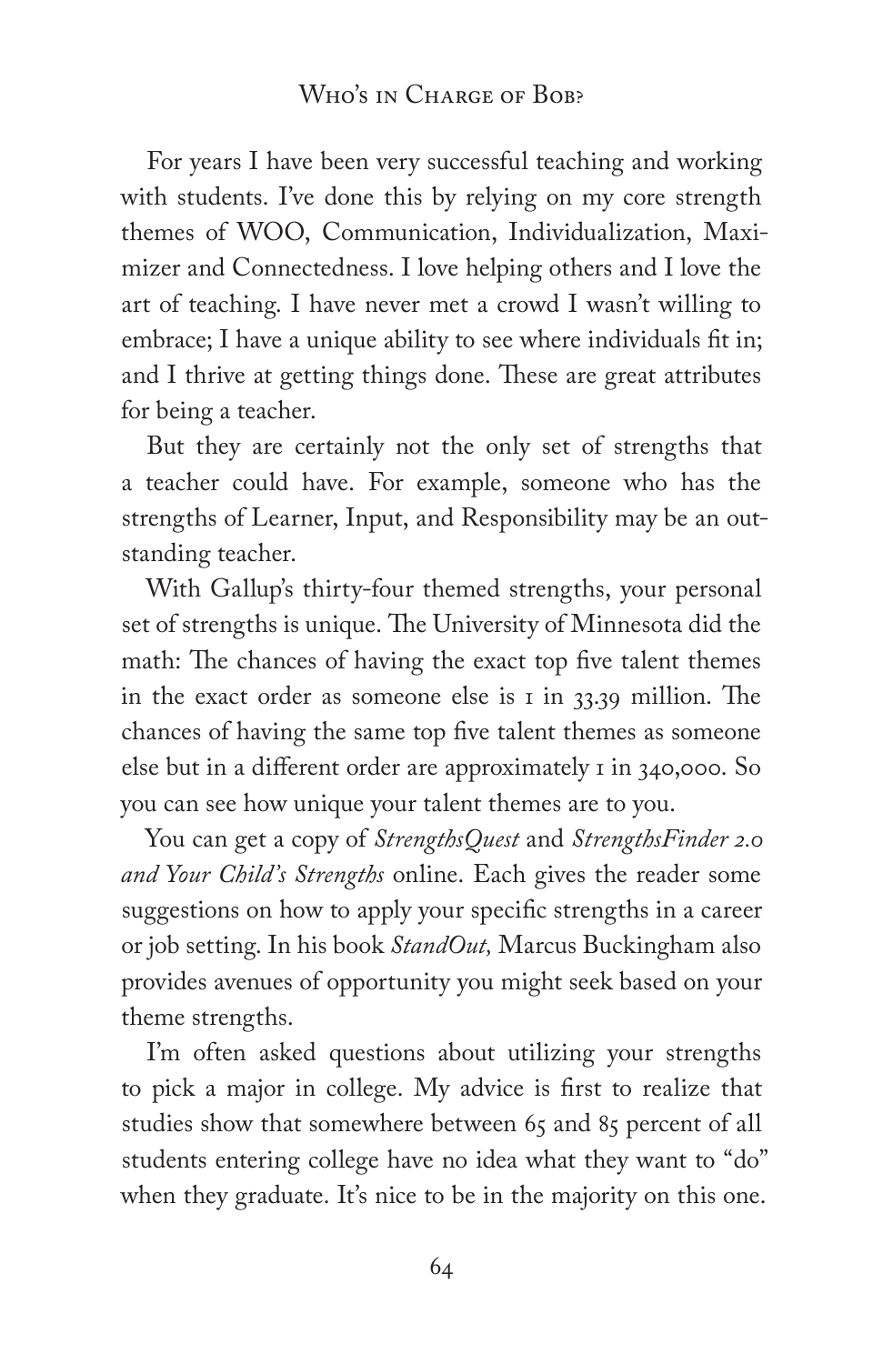For years I have been very successful teaching and working with students. I've done this by relying on my core strength themes of WOO, Communication, Individualization, Maximizer and Connectedness. I love helping others and I love the art of teaching. I have never met a crowd I wasn't willing to embrace; I have a unique ability to see where individuals fit in; and I thrive at getting things done. These are great attributes for being a teacher.

But they are certainly not the only set of strengths that a teacher could have. For example, someone who has the strengths of Learner, Input, and Responsibility may be an outstanding teacher.

With Gallup's thirty-four themed strengths, your personal set of strengths is unique. The University of Minnesota did the math: The chances of having the exact top five talent themes in the exact order as someone else is 1 in 33.39 million. The chances of having the same top five talent themes as someone else but in a different order are approximately 1 in 340,000. So you can see how unique your talent themes are to you.

You can get a copy of *StrengthsQuest* and *StrengthsFinder 2.0 and Your Child's Strengths* online. Each gives the reader some suggestions on how to apply your specific strengths in a career or job setting. In his book *StandOut,* Marcus Buckingham also provides avenues of opportunity you might seek based on your theme strengths.

I'm often asked questions about utilizing your strengths to pick a major in college. My advice is first to realize that studies show that somewhere between 65 and 85 percent of all students entering college have no idea what they want to "do" when they graduate. It's nice to be in the majority on this one.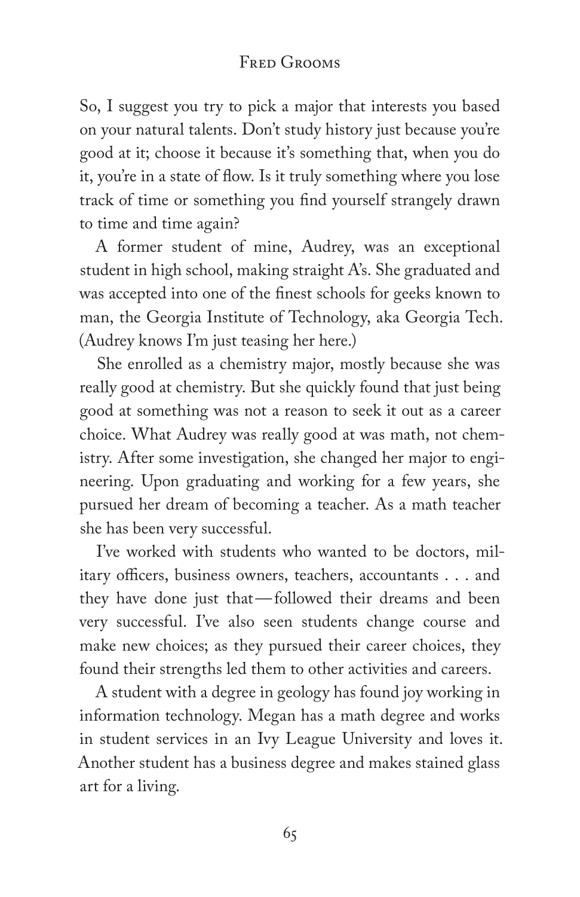So, I suggest you try to pick a major that interests you based on your natural talents. Don't study history just because you're good at it; choose it because it's something that, when you do it, you're in a state of flow. Is it truly something where you lose track of time or something you find yourself strangely drawn to time and time again?

A former student of mine, Audrey, was an exceptional student in high school, making straight A's. She graduated and was accepted into one of the finest schools for geeks known to man, the Georgia Institute of Technology, aka Georgia Tech. (Audrey knows I'm just teasing her here.)

She enrolled as a chemistry major, mostly because she was really good at chemistry. But she quickly found that just being good at something was not a reason to seek it out as a career choice. What Audrey was really good at was math, not chemistry. After some investigation, she changed her major to engineering. Upon graduating and working for a few years, she pursued her dream of becoming a teacher. As a math teacher she has been very successful.

I've worked with students who wanted to be doctors, military officers, business owners, teachers, accountants . . . and they have done just that—followed their dreams and been very successful. I've also seen students change course and make new choices; as they pursued their career choices, they found their strengths led them to other activities and careers.

A student with a degree in geology has found joy working in information technology. Megan has a math degree and works in student services in an Ivy League University and loves it. Another student has a business degree and makes stained glass art for a living.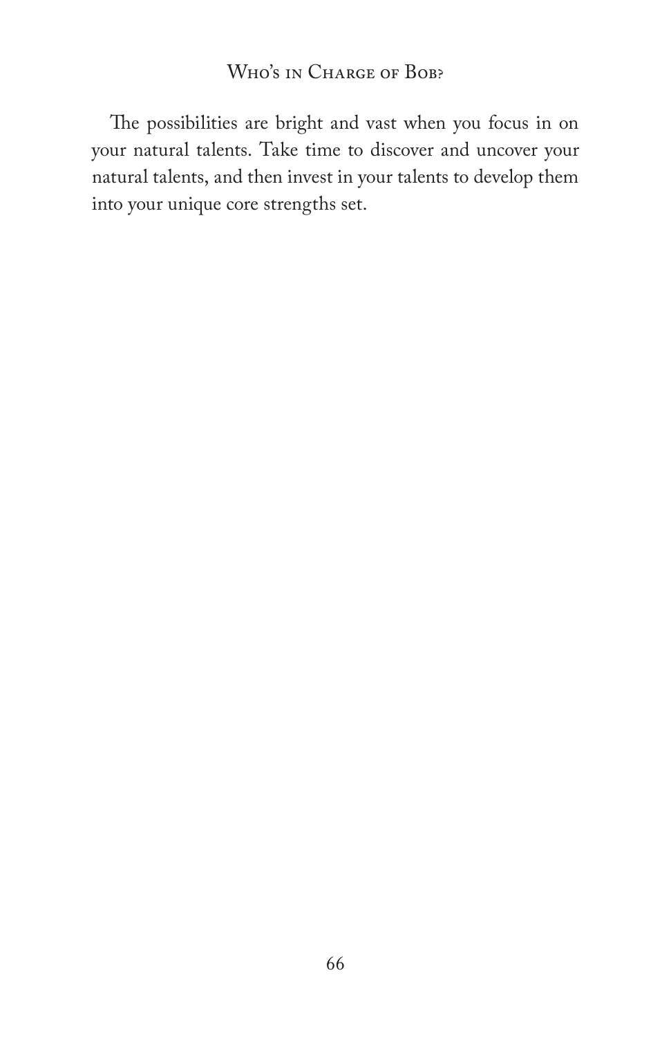The possibilities are bright and vast when you focus in on your natural talents. Take time to discover and uncover your natural talents, and then invest in your talents to develop them into your unique core strengths set.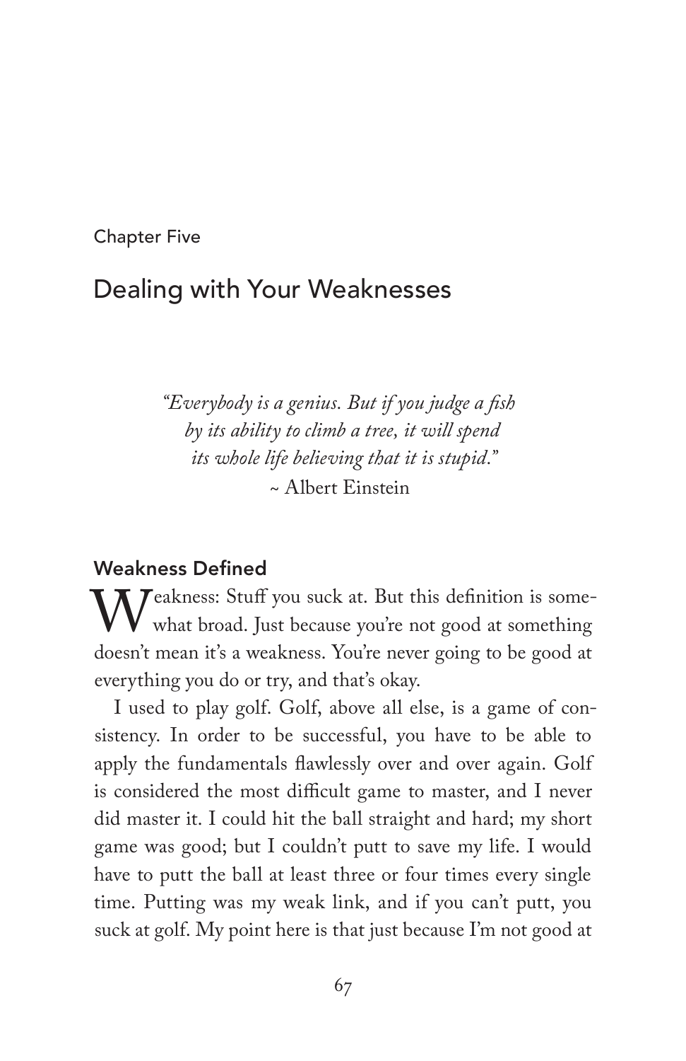Chapter Five

# Dealing with Your Weaknesses

> *"Everybody is a genius. But if you judge a fish by its ability to climb a tree, it will spend its whole life believing that it is stupid."*
> ~ Albert Einstein

## Weakness Defined

Weakness: Stuff you suck at. But this definition is somewhat broad. Just because you're not good at something doesn't mean it's a weakness. You're never going to be good at everything you do or try, and that's okay.

I used to play golf. Golf, above all else, is a game of consistency. In order to be successful, you have to be able to apply the fundamentals flawlessly over and over again. Golf is considered the most difficult game to master, and I never did master it. I could hit the ball straight and hard; my short game was good; but I couldn't putt to save my life. I would have to putt the ball at least three or four times every single time. Putting was my weak link, and if you can't putt, you suck at golf. My point here is that just because I'm not good at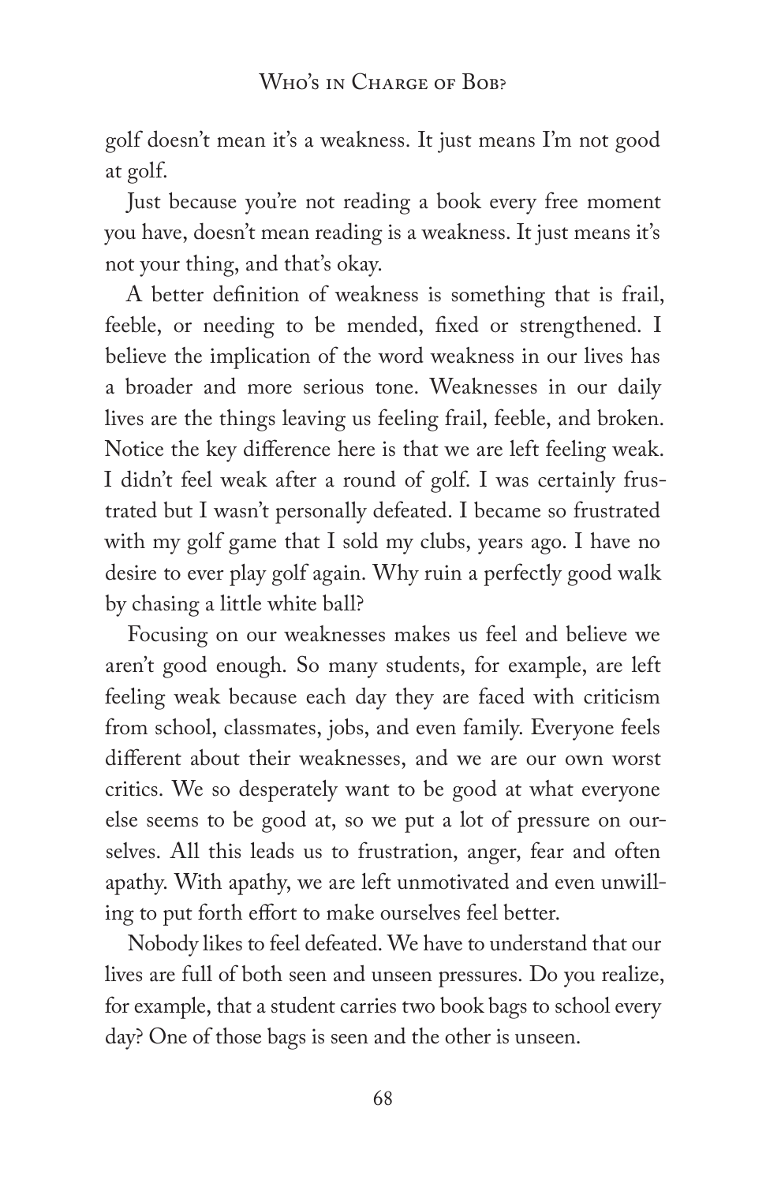golf doesn't mean it's a weakness. It just means I'm not good at golf.

Just because you're not reading a book every free moment you have, doesn't mean reading is a weakness. It just means it's not your thing, and that's okay.

A better definition of weakness is something that is frail, feeble, or needing to be mended, fixed or strengthened. I believe the implication of the word weakness in our lives has a broader and more serious tone. Weaknesses in our daily lives are the things leaving us feeling frail, feeble, and broken. Notice the key difference here is that we are left feeling weak. I didn't feel weak after a round of golf. I was certainly frustrated but I wasn't personally defeated. I became so frustrated with my golf game that I sold my clubs, years ago. I have no desire to ever play golf again. Why ruin a perfectly good walk by chasing a little white ball?

Focusing on our weaknesses makes us feel and believe we aren't good enough. So many students, for example, are left feeling weak because each day they are faced with criticism from school, classmates, jobs, and even family. Everyone feels different about their weaknesses, and we are our own worst critics. We so desperately want to be good at what everyone else seems to be good at, so we put a lot of pressure on ourselves. All this leads us to frustration, anger, fear and often apathy. With apathy, we are left unmotivated and even unwilling to put forth effort to make ourselves feel better.

Nobody likes to feel defeated. We have to understand that our lives are full of both seen and unseen pressures. Do you realize, for example, that a student carries two book bags to school every day? One of those bags is seen and the other is unseen.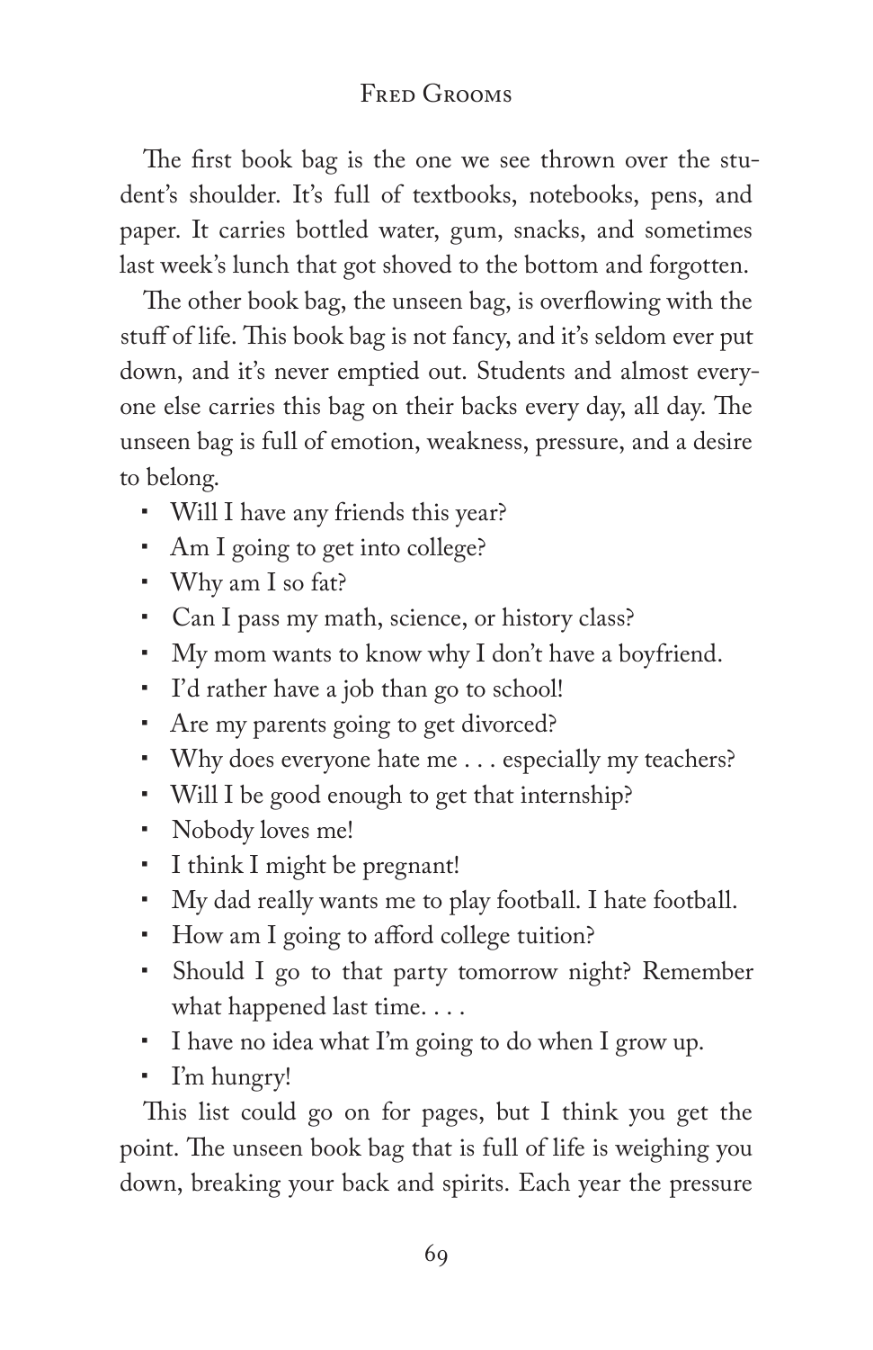The first book bag is the one we see thrown over the student's shoulder. It's full of textbooks, notebooks, pens, and paper. It carries bottled water, gum, snacks, and sometimes last week's lunch that got shoved to the bottom and forgotten.

The other book bag, the unseen bag, is overflowing with the stuff of life. This book bag is not fancy, and it's seldom ever put down, and it's never emptied out. Students and almost everyone else carries this bag on their backs every day, all day. The unseen bag is full of emotion, weakness, pressure, and a desire to belong.

- Will I have any friends this year?
- Am I going to get into college?
- Why am I so fat?
- Can I pass my math, science, or history class?
- My mom wants to know why I don't have a boyfriend.
- I'd rather have a job than go to school!
- Are my parents going to get divorced?
- Why does everyone hate me . . . especially my teachers?
- Will I be good enough to get that internship?
- Nobody loves me!
- I think I might be pregnant!
- My dad really wants me to play football. I hate football.
- How am I going to afford college tuition?
- Should I go to that party tomorrow night? Remember what happened last time. . . .
- I have no idea what I'm going to do when I grow up.
- I'm hungry!

This list could go on for pages, but I think you get the point. The unseen book bag that is full of life is weighing you down, breaking your back and spirits. Each year the pressure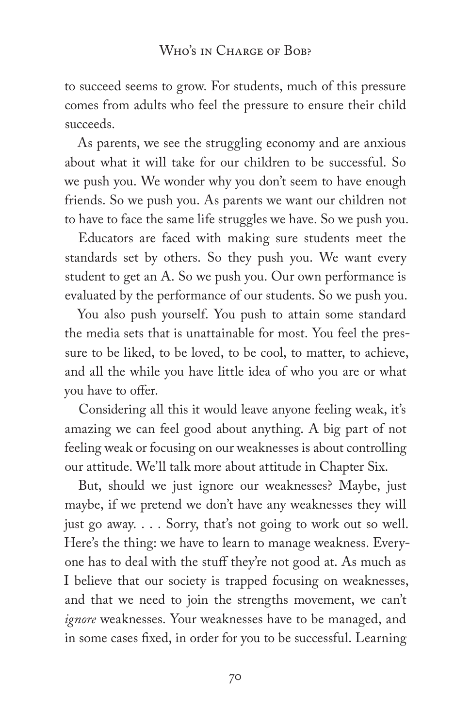to succeed seems to grow. For students, much of this pressure comes from adults who feel the pressure to ensure their child succeeds.

As parents, we see the struggling economy and are anxious about what it will take for our children to be successful. So we push you. We wonder why you don't seem to have enough friends. So we push you. As parents we want our children not to have to face the same life struggles we have. So we push you.

Educators are faced with making sure students meet the standards set by others. So they push you. We want every student to get an A. So we push you. Our own performance is evaluated by the performance of our students. So we push you.

You also push yourself. You push to attain some standard the media sets that is unattainable for most. You feel the pressure to be liked, to be loved, to be cool, to matter, to achieve, and all the while you have little idea of who you are or what you have to offer.

Considering all this it would leave anyone feeling weak, it's amazing we can feel good about anything. A big part of not feeling weak or focusing on our weaknesses is about controlling our attitude. We'll talk more about attitude in Chapter Six.

But, should we just ignore our weaknesses? Maybe, just maybe, if we pretend we don't have any weaknesses they will just go away. . . . Sorry, that's not going to work out so well. Here's the thing: we have to learn to manage weakness. Everyone has to deal with the stuff they're not good at. As much as I believe that our society is trapped focusing on weaknesses, and that we need to join the strengths movement, we can't *ignore* weaknesses. Your weaknesses have to be managed, and in some cases fixed, in order for you to be successful. Learning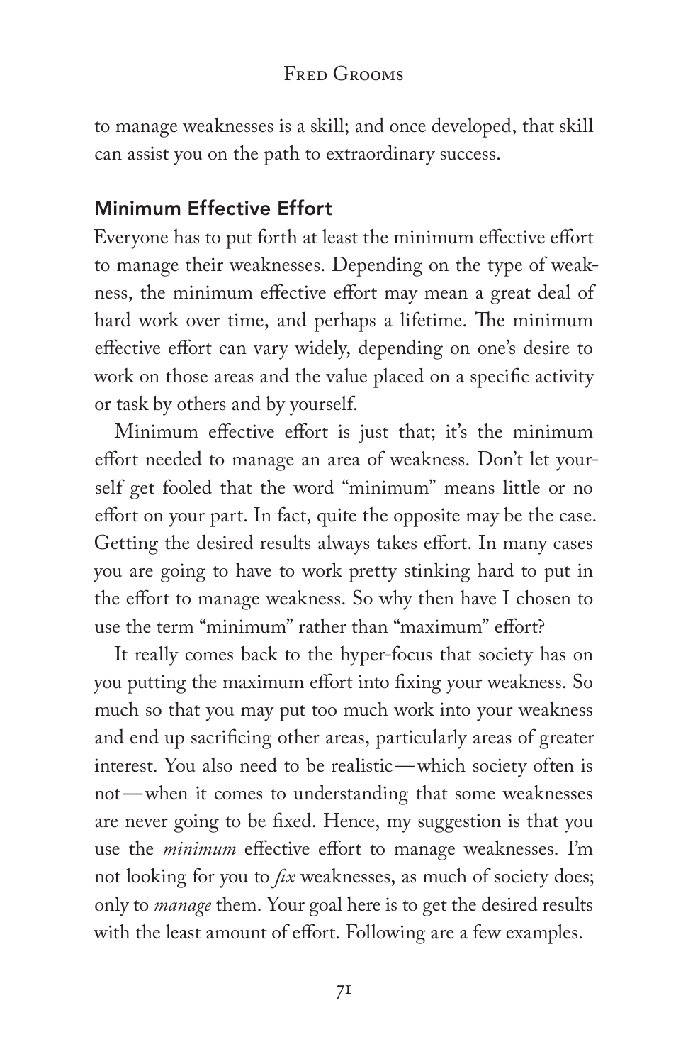to manage weaknesses is a skill; and once developed, that skill can assist you on the path to extraordinary success.

## Minimum Effective Effort

Everyone has to put forth at least the minimum effective effort to manage their weaknesses. Depending on the type of weakness, the minimum effective effort may mean a great deal of hard work over time, and perhaps a lifetime. The minimum effective effort can vary widely, depending on one's desire to work on those areas and the value placed on a specific activity or task by others and by yourself.

Minimum effective effort is just that; it's the minimum effort needed to manage an area of weakness. Don't let yourself get fooled that the word "minimum" means little or no effort on your part. In fact, quite the opposite may be the case. Getting the desired results always takes effort. In many cases you are going to have to work pretty stinking hard to put in the effort to manage weakness. So why then have I chosen to use the term "minimum" rather than "maximum" effort?

It really comes back to the hyper-focus that society has on you putting the maximum effort into fixing your weakness. So much so that you may put too much work into your weakness and end up sacrificing other areas, particularly areas of greater interest. You also need to be realistic—which society often is not—when it comes to understanding that some weaknesses are never going to be fixed. Hence, my suggestion is that you use the *minimum* effective effort to manage weaknesses. I'm not looking for you to *fix* weaknesses, as much of society does; only to *manage* them. Your goal here is to get the desired results with the least amount of effort. Following are a few examples.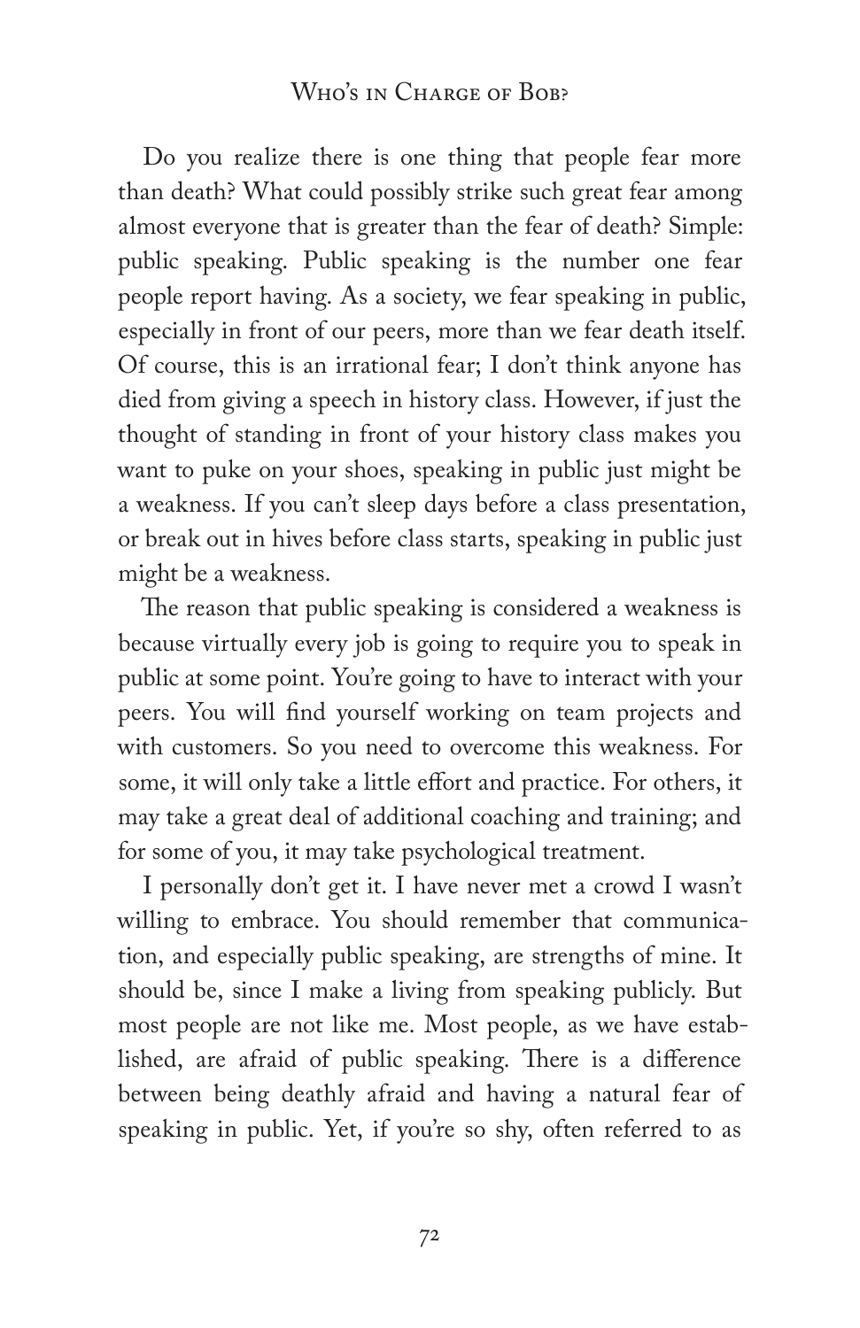Do you realize there is one thing that people fear more than death? What could possibly strike such great fear among almost everyone that is greater than the fear of death? Simple: public speaking. Public speaking is the number one fear people report having. As a society, we fear speaking in public, especially in front of our peers, more than we fear death itself. Of course, this is an irrational fear; I don't think anyone has died from giving a speech in history class. However, if just the thought of standing in front of your history class makes you want to puke on your shoes, speaking in public just might be a weakness. If you can't sleep days before a class presentation, or break out in hives before class starts, speaking in public just might be a weakness.

The reason that public speaking is considered a weakness is because virtually every job is going to require you to speak in public at some point. You're going to have to interact with your peers. You will find yourself working on team projects and with customers. So you need to overcome this weakness. For some, it will only take a little effort and practice. For others, it may take a great deal of additional coaching and training; and for some of you, it may take psychological treatment.

I personally don't get it. I have never met a crowd I wasn't willing to embrace. You should remember that communication, and especially public speaking, are strengths of mine. It should be, since I make a living from speaking publicly. But most people are not like me. Most people, as we have established, are afraid of public speaking. There is a difference between being deathly afraid and having a natural fear of speaking in public. Yet, if you're so shy, often referred to as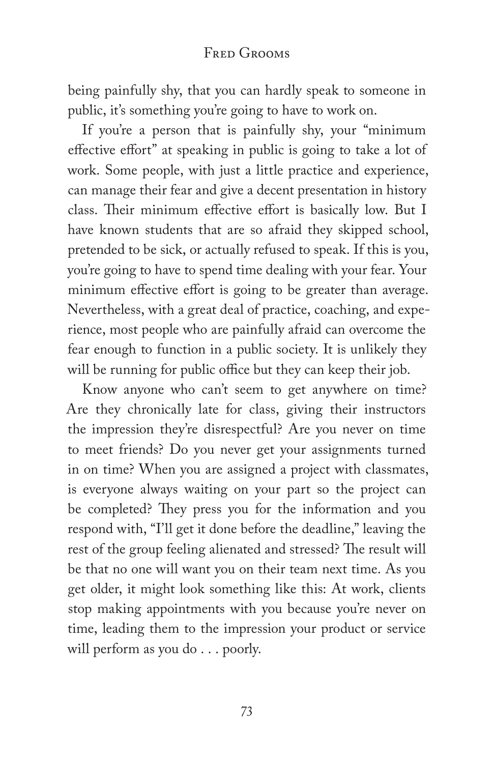being painfully shy, that you can hardly speak to someone in public, it's something you're going to have to work on.

If you're a person that is painfully shy, your "minimum effective effort" at speaking in public is going to take a lot of work. Some people, with just a little practice and experience, can manage their fear and give a decent presentation in history class. Their minimum effective effort is basically low. But I have known students that are so afraid they skipped school, pretended to be sick, or actually refused to speak. If this is you, you're going to have to spend time dealing with your fear. Your minimum effective effort is going to be greater than average. Nevertheless, with a great deal of practice, coaching, and experience, most people who are painfully afraid can overcome the fear enough to function in a public society. It is unlikely they will be running for public office but they can keep their job.

Know anyone who can't seem to get anywhere on time? Are they chronically late for class, giving their instructors the impression they're disrespectful? Are you never on time to meet friends? Do you never get your assignments turned in on time? When you are assigned a project with classmates, is everyone always waiting on your part so the project can be completed? They press you for the information and you respond with, "I'll get it done before the deadline," leaving the rest of the group feeling alienated and stressed? The result will be that no one will want you on their team next time. As you get older, it might look something like this: At work, clients stop making appointments with you because you're never on time, leading them to the impression your product or service will perform as you do . . . poorly.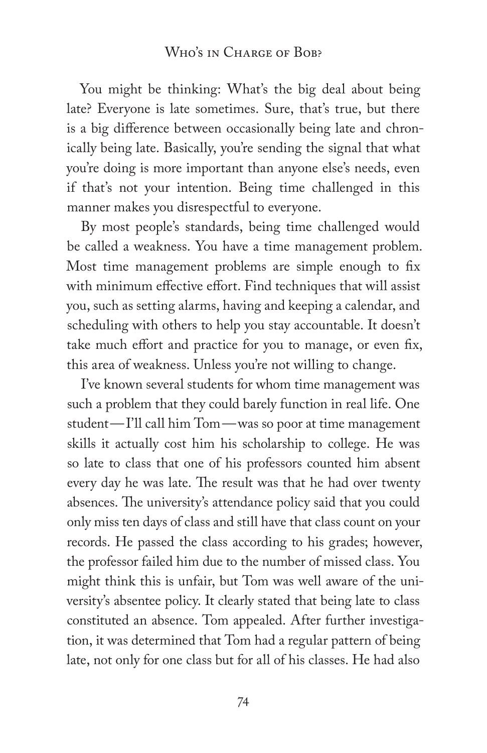You might be thinking: What's the big deal about being late? Everyone is late sometimes. Sure, that's true, but there is a big difference between occasionally being late and chronically being late. Basically, you're sending the signal that what you're doing is more important than anyone else's needs, even if that's not your intention. Being time challenged in this manner makes you disrespectful to everyone.

By most people's standards, being time challenged would be called a weakness. You have a time management problem. Most time management problems are simple enough to fix with minimum effective effort. Find techniques that will assist you, such as setting alarms, having and keeping a calendar, and scheduling with others to help you stay accountable. It doesn't take much effort and practice for you to manage, or even fix, this area of weakness. Unless you're not willing to change.

I've known several students for whom time management was such a problem that they could barely function in real life. One student—I'll call him Tom—was so poor at time management skills it actually cost him his scholarship to college. He was so late to class that one of his professors counted him absent every day he was late. The result was that he had over twenty absences. The university's attendance policy said that you could only miss ten days of class and still have that class count on your records. He passed the class according to his grades; however, the professor failed him due to the number of missed class. You might think this is unfair, but Tom was well aware of the university's absentee policy. It clearly stated that being late to class constituted an absence. Tom appealed. After further investigation, it was determined that Tom had a regular pattern of being late, not only for one class but for all of his classes. He had also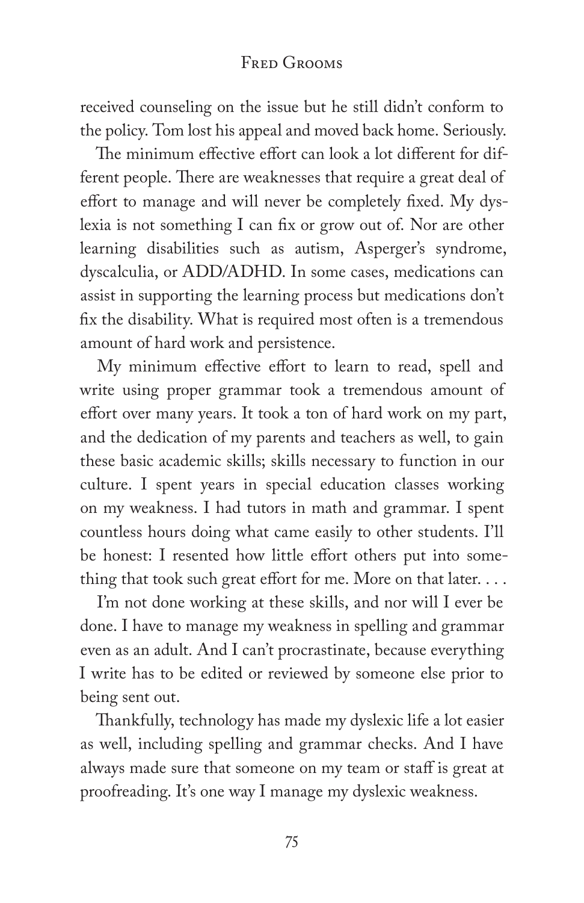received counseling on the issue but he still didn't conform to the policy. Tom lost his appeal and moved back home. Seriously.

The minimum effective effort can look a lot different for different people. There are weaknesses that require a great deal of effort to manage and will never be completely fixed. My dyslexia is not something I can fix or grow out of. Nor are other learning disabilities such as autism, Asperger's syndrome, dyscalculia, or ADD/ADHD. In some cases, medications can assist in supporting the learning process but medications don't fix the disability. What is required most often is a tremendous amount of hard work and persistence.

My minimum effective effort to learn to read, spell and write using proper grammar took a tremendous amount of effort over many years. It took a ton of hard work on my part, and the dedication of my parents and teachers as well, to gain these basic academic skills; skills necessary to function in our culture. I spent years in special education classes working on my weakness. I had tutors in math and grammar. I spent countless hours doing what came easily to other students. I'll be honest: I resented how little effort others put into something that took such great effort for me. More on that later. . . .

I'm not done working at these skills, and nor will I ever be done. I have to manage my weakness in spelling and grammar even as an adult. And I can't procrastinate, because everything I write has to be edited or reviewed by someone else prior to being sent out.

Thankfully, technology has made my dyslexic life a lot easier as well, including spelling and grammar checks. And I have always made sure that someone on my team or staff is great at proofreading. It's one way I manage my dyslexic weakness.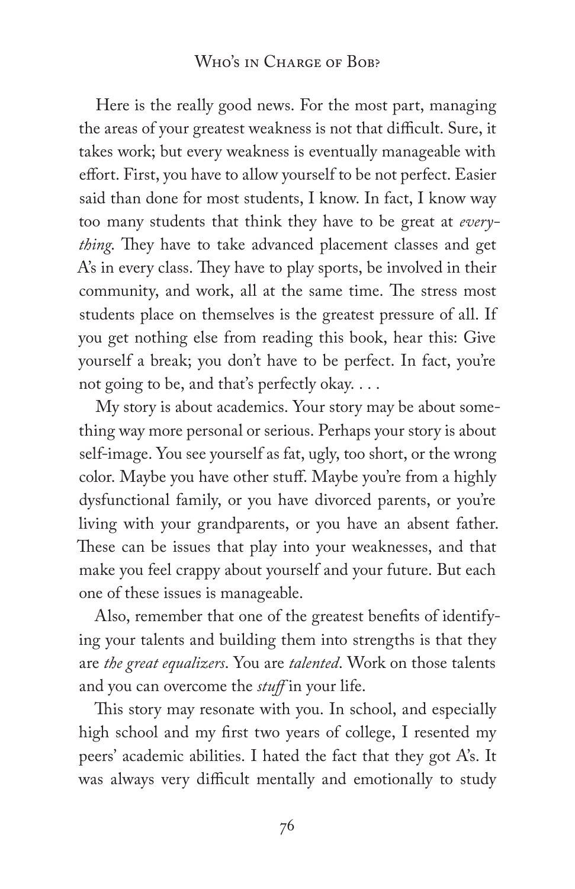Here is the really good news. For the most part, managing the areas of your greatest weakness is not that difficult. Sure, it takes work; but every weakness is eventually manageable with effort. First, you have to allow yourself to be not perfect. Easier said than done for most students, I know. In fact, I know way too many students that think they have to be great at *everything*. They have to take advanced placement classes and get A's in every class. They have to play sports, be involved in their community, and work, all at the same time. The stress most students place on themselves is the greatest pressure of all. If you get nothing else from reading this book, hear this: Give yourself a break; you don't have to be perfect. In fact, you're not going to be, and that's perfectly okay. . . .

My story is about academics. Your story may be about something way more personal or serious. Perhaps your story is about self-image. You see yourself as fat, ugly, too short, or the wrong color. Maybe you have other stuff. Maybe you're from a highly dysfunctional family, or you have divorced parents, or you're living with your grandparents, or you have an absent father. These can be issues that play into your weaknesses, and that make you feel crappy about yourself and your future. But each one of these issues is manageable.

Also, remember that one of the greatest benefits of identifying your talents and building them into strengths is that they are *the great equalizers*. You are *talented*. Work on those talents and you can overcome the *stuff* in your life.

This story may resonate with you. In school, and especially high school and my first two years of college, I resented my peers' academic abilities. I hated the fact that they got A's. It was always very difficult mentally and emotionally to study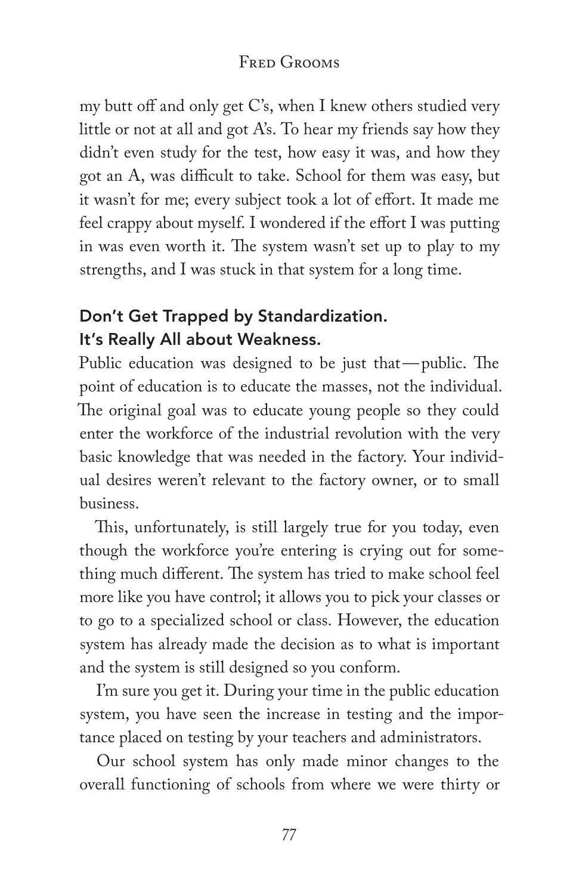my butt off and only get C's, when I knew others studied very little or not at all and got A's. To hear my friends say how they didn't even study for the test, how easy it was, and how they got an A, was difficult to take. School for them was easy, but it wasn't for me; every subject took a lot of effort. It made me feel crappy about myself. I wondered if the effort I was putting in was even worth it. The system wasn't set up to play to my strengths, and I was stuck in that system for a long time.

### Don't Get Trapped by Standardization. It's Really All about Weakness.

Public education was designed to be just that—public. The point of education is to educate the masses, not the individual. The original goal was to educate young people so they could enter the workforce of the industrial revolution with the very basic knowledge that was needed in the factory. Your individual desires weren't relevant to the factory owner, or to small business.

This, unfortunately, is still largely true for you today, even though the workforce you're entering is crying out for something much different. The system has tried to make school feel more like you have control; it allows you to pick your classes or to go to a specialized school or class. However, the education system has already made the decision as to what is important and the system is still designed so you conform.

I'm sure you get it. During your time in the public education system, you have seen the increase in testing and the importance placed on testing by your teachers and administrators.

Our school system has only made minor changes to the overall functioning of schools from where we were thirty or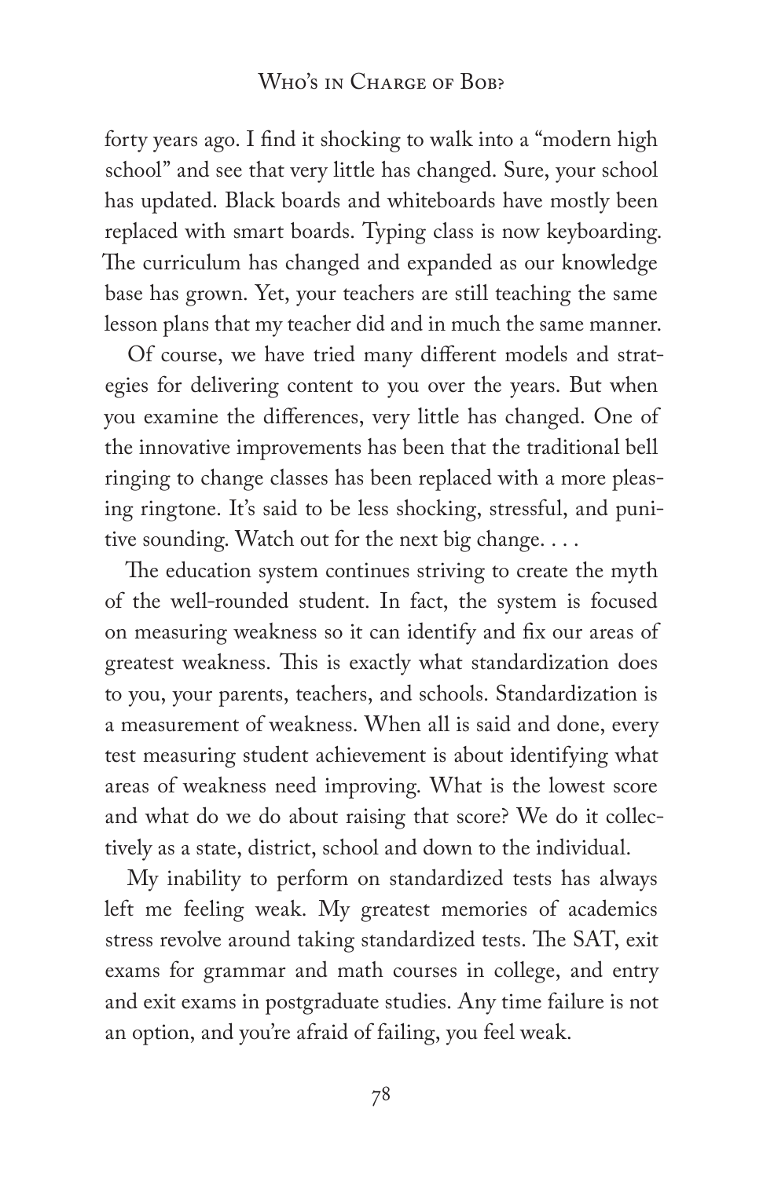forty years ago. I find it shocking to walk into a "modern high school" and see that very little has changed. Sure, your school has updated. Black boards and whiteboards have mostly been replaced with smart boards. Typing class is now keyboarding. The curriculum has changed and expanded as our knowledge base has grown. Yet, your teachers are still teaching the same lesson plans that my teacher did and in much the same manner.

Of course, we have tried many different models and strategies for delivering content to you over the years. But when you examine the differences, very little has changed. One of the innovative improvements has been that the traditional bell ringing to change classes has been replaced with a more pleasing ringtone. It's said to be less shocking, stressful, and punitive sounding. Watch out for the next big change. . . .

The education system continues striving to create the myth of the well-rounded student. In fact, the system is focused on measuring weakness so it can identify and fix our areas of greatest weakness. This is exactly what standardization does to you, your parents, teachers, and schools. Standardization is a measurement of weakness. When all is said and done, every test measuring student achievement is about identifying what areas of weakness need improving. What is the lowest score and what do we do about raising that score? We do it collectively as a state, district, school and down to the individual.

My inability to perform on standardized tests has always left me feeling weak. My greatest memories of academics stress revolve around taking standardized tests. The SAT, exit exams for grammar and math courses in college, and entry and exit exams in postgraduate studies. Any time failure is not an option, and you're afraid of failing, you feel weak.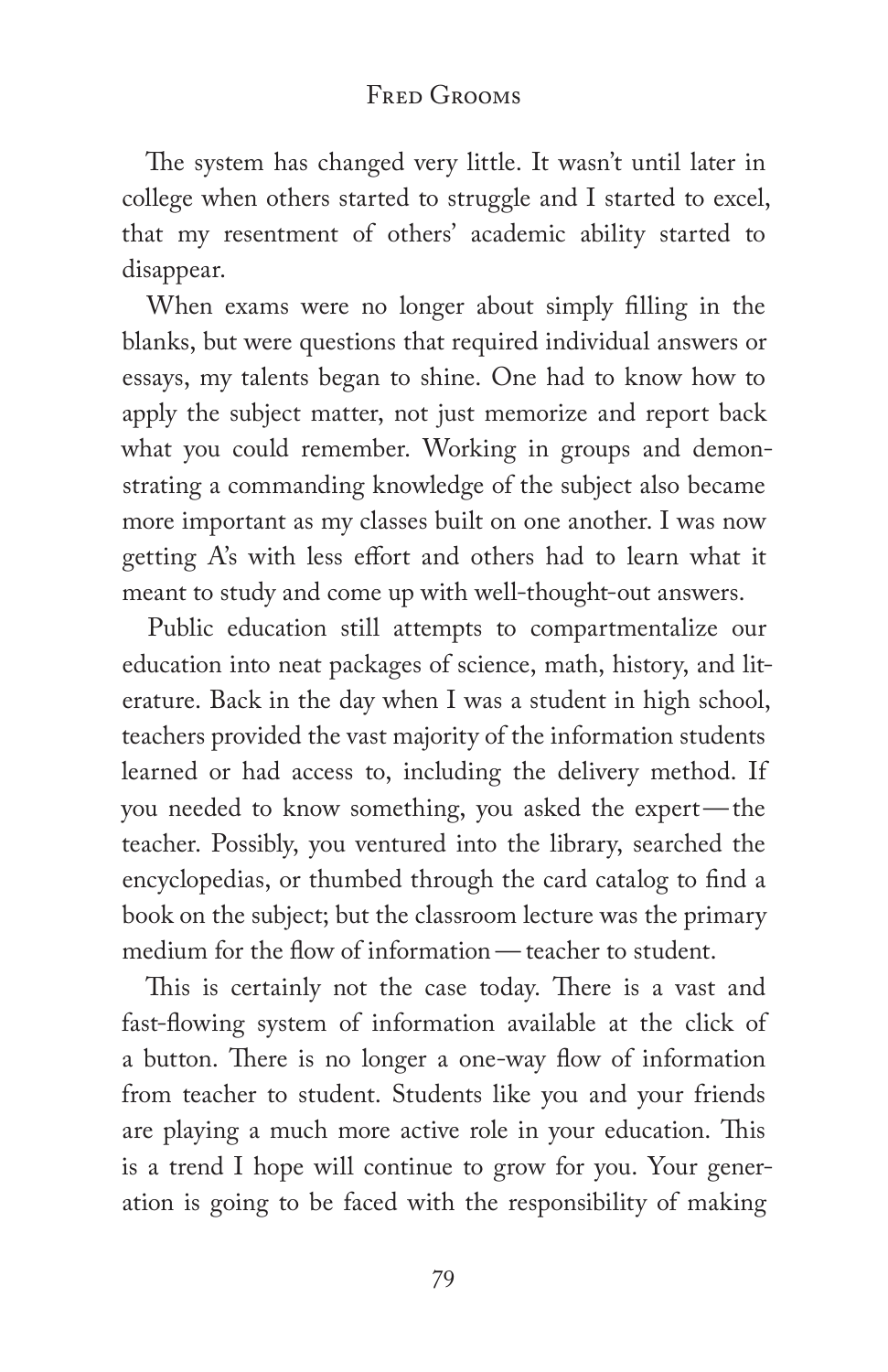The system has changed very little. It wasn't until later in college when others started to struggle and I started to excel, that my resentment of others' academic ability started to disappear.

When exams were no longer about simply filling in the blanks, but were questions that required individual answers or essays, my talents began to shine. One had to know how to apply the subject matter, not just memorize and report back what you could remember. Working in groups and demonstrating a commanding knowledge of the subject also became more important as my classes built on one another. I was now getting A's with less effort and others had to learn what it meant to study and come up with well-thought-out answers.

Public education still attempts to compartmentalize our education into neat packages of science, math, history, and literature. Back in the day when I was a student in high school, teachers provided the vast majority of the information students learned or had access to, including the delivery method. If you needed to know something, you asked the expert—the teacher. Possibly, you ventured into the library, searched the encyclopedias, or thumbed through the card catalog to find a book on the subject; but the classroom lecture was the primary medium for the flow of information—teacher to student.

This is certainly not the case today. There is a vast and fast-flowing system of information available at the click of a button. There is no longer a one-way flow of information from teacher to student. Students like you and your friends are playing a much more active role in your education. This is a trend I hope will continue to grow for you. Your generation is going to be faced with the responsibility of making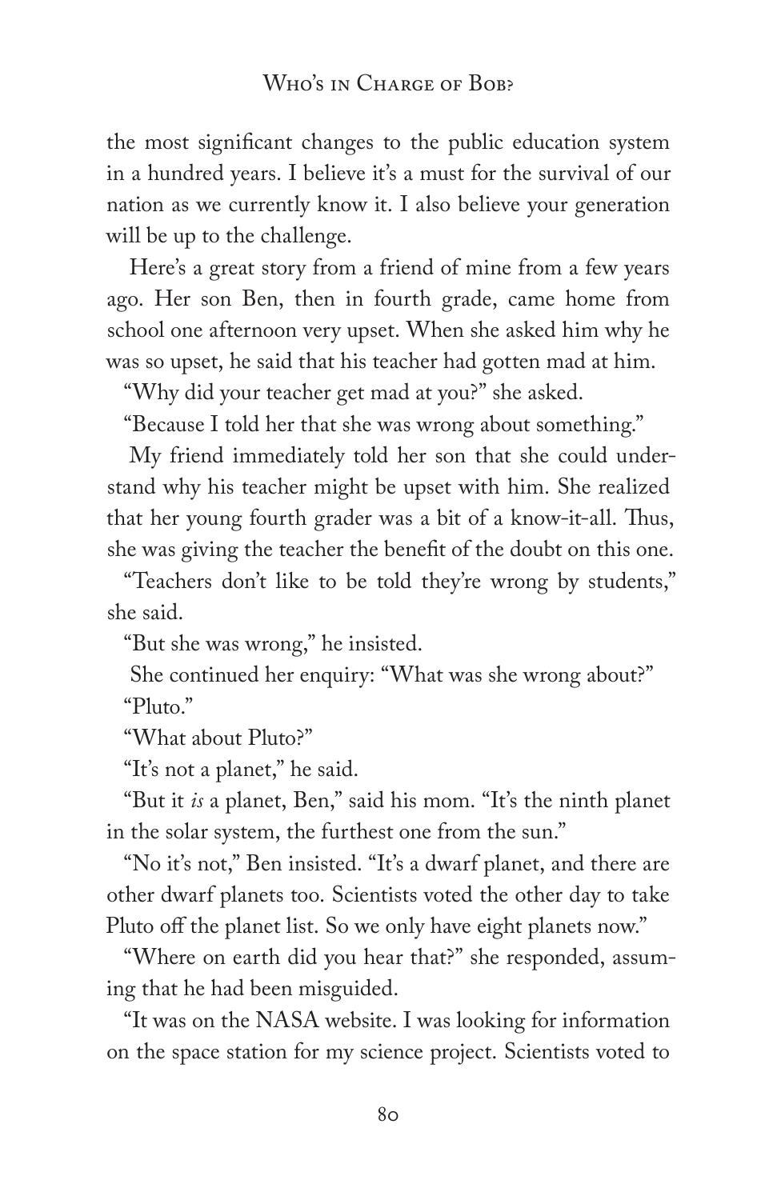the most significant changes to the public education system in a hundred years. I believe it's a must for the survival of our nation as we currently know it. I also believe your generation will be up to the challenge.

Here's a great story from a friend of mine from a few years ago. Her son Ben, then in fourth grade, came home from school one afternoon very upset. When she asked him why he was so upset, he said that his teacher had gotten mad at him.

"Why did your teacher get mad at you?" she asked.

"Because I told her that she was wrong about something."

My friend immediately told her son that she could understand why his teacher might be upset with him. She realized that her young fourth grader was a bit of a know-it-all. Thus, she was giving the teacher the benefit of the doubt on this one.

"Teachers don't like to be told they're wrong by students," she said.

"But she was wrong," he insisted.

She continued her enquiry: "What was she wrong about?"

"Pluto."

"What about Pluto?"

"It's not a planet," he said.

"But it *is* a planet, Ben," said his mom. "It's the ninth planet in the solar system, the furthest one from the sun."

"No it's not," Ben insisted. "It's a dwarf planet, and there are other dwarf planets too. Scientists voted the other day to take Pluto off the planet list. So we only have eight planets now."

"Where on earth did you hear that?" she responded, assuming that he had been misguided.

"It was on the NASA website. I was looking for information on the space station for my science project. Scientists voted to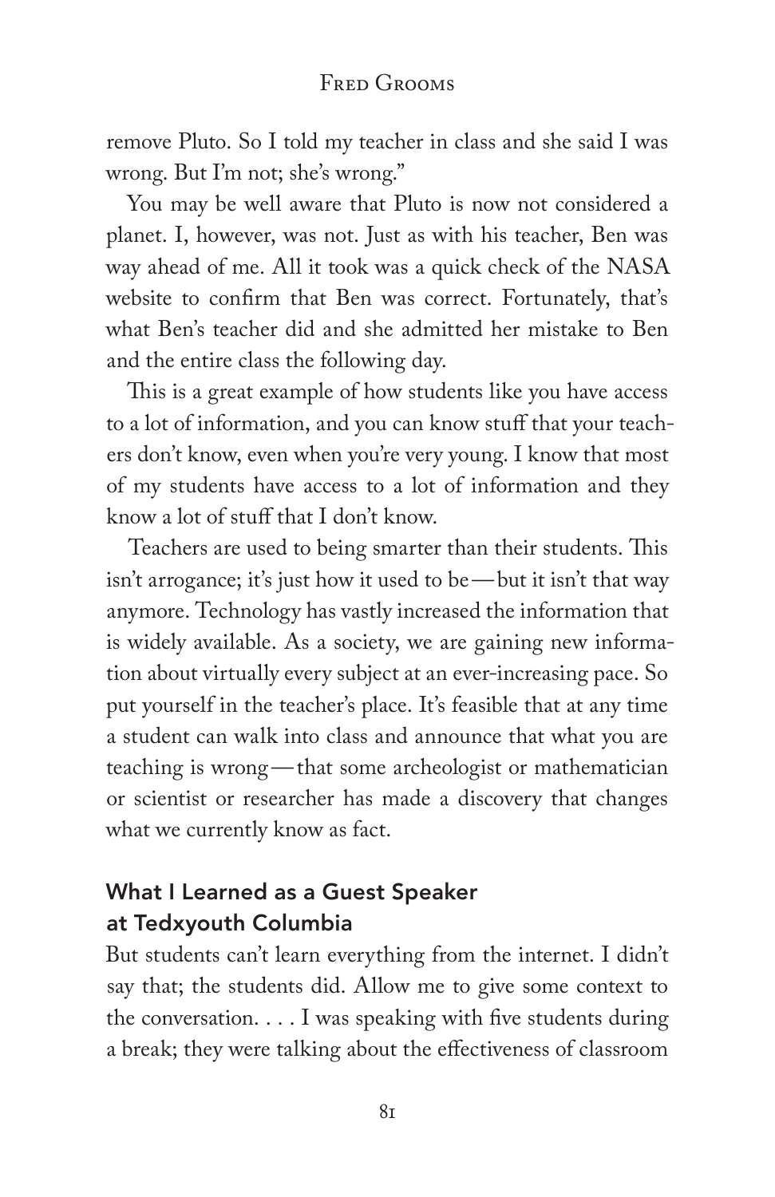remove Pluto. So I told my teacher in class and she said I was wrong. But I'm not; she's wrong."

You may be well aware that Pluto is now not considered a planet. I, however, was not. Just as with his teacher, Ben was way ahead of me. All it took was a quick check of the NASA website to confirm that Ben was correct. Fortunately, that's what Ben's teacher did and she admitted her mistake to Ben and the entire class the following day.

This is a great example of how students like you have access to a lot of information, and you can know stuff that your teachers don't know, even when you're very young. I know that most of my students have access to a lot of information and they know a lot of stuff that I don't know.

Teachers are used to being smarter than their students. This isn't arrogance; it's just how it used to be—but it isn't that way anymore. Technology has vastly increased the information that is widely available. As a society, we are gaining new information about virtually every subject at an ever-increasing pace. So put yourself in the teacher's place. It's feasible that at any time a student can walk into class and announce that what you are teaching is wrong—that some archeologist or mathematician or scientist or researcher has made a discovery that changes what we currently know as fact.

## What I Learned as a Guest Speaker at Tedxyouth Columbia

But students can't learn everything from the internet. I didn't say that; the students did. Allow me to give some context to the conversation. . . . I was speaking with five students during a break; they were talking about the effectiveness of classroom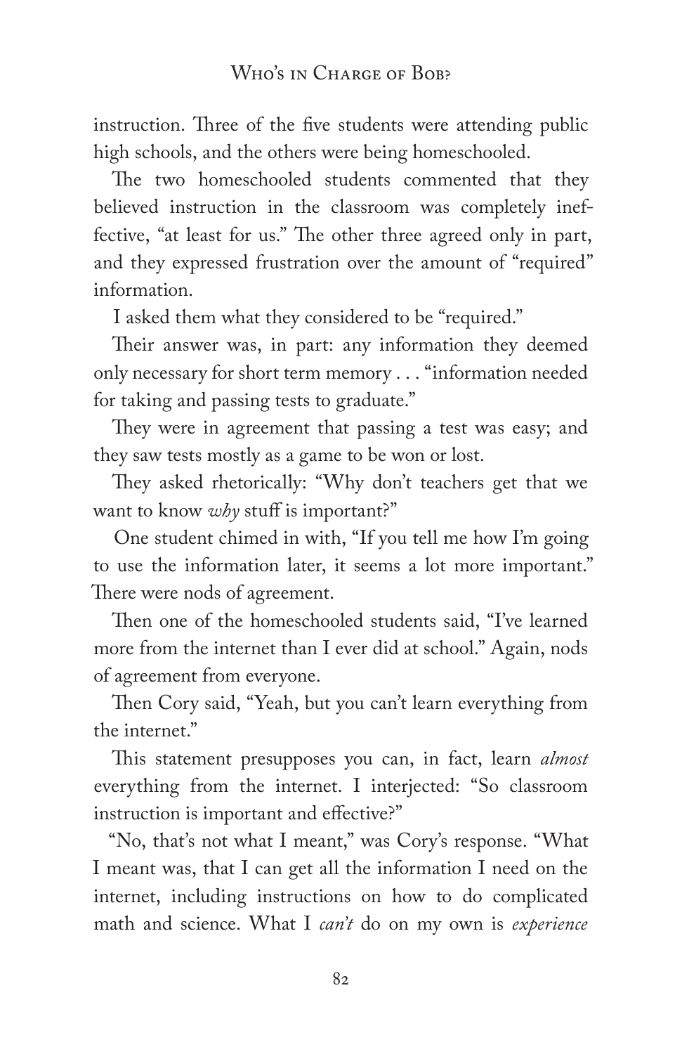instruction. Three of the five students were attending public high schools, and the others were being homeschooled.

The two homeschooled students commented that they believed instruction in the classroom was completely ineffective, "at least for us." The other three agreed only in part, and they expressed frustration over the amount of "required" information.

I asked them what they considered to be "required."

Their answer was, in part: any information they deemed only necessary for short term memory . . . "information needed for taking and passing tests to graduate."

They were in agreement that passing a test was easy; and they saw tests mostly as a game to be won or lost.

They asked rhetorically: "Why don't teachers get that we want to know *why* stuff is important?"

One student chimed in with, "If you tell me how I'm going to use the information later, it seems a lot more important." There were nods of agreement.

Then one of the homeschooled students said, "I've learned more from the internet than I ever did at school." Again, nods of agreement from everyone.

Then Cory said, "Yeah, but you can't learn everything from the internet."

This statement presupposes you can, in fact, learn *almost* everything from the internet. I interjected: "So classroom instruction is important and effective?"

"No, that's not what I meant," was Cory's response. "What I meant was, that I can get all the information I need on the internet, including instructions on how to do complicated math and science. What I *can't* do on my own is *experience*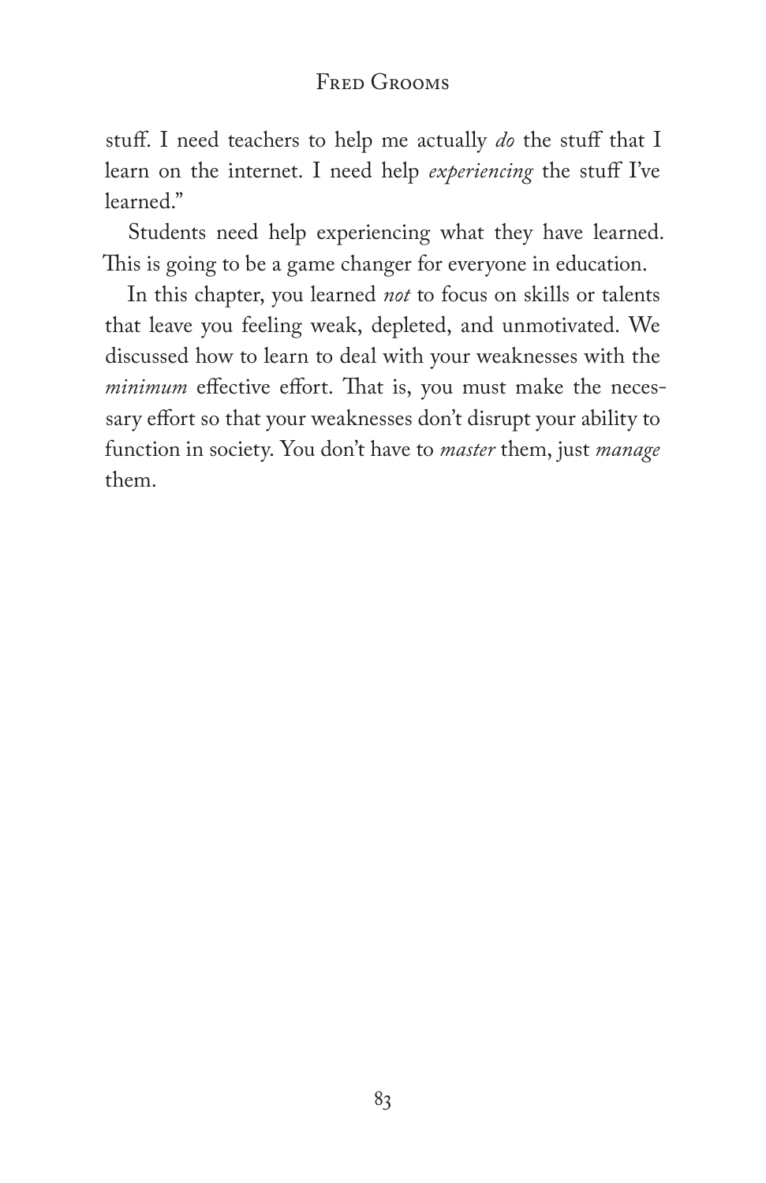stuff. I need teachers to help me actually *do* the stuff that I learn on the internet. I need help *experiencing* the stuff I've learned."

Students need help experiencing what they have learned. This is going to be a game changer for everyone in education.

In this chapter, you learned *not* to focus on skills or talents that leave you feeling weak, depleted, and unmotivated. We discussed how to learn to deal with your weaknesses with the *minimum* effective effort. That is, you must make the necessary effort so that your weaknesses don't disrupt your ability to function in society. You don't have to *master* them, just *manage* them.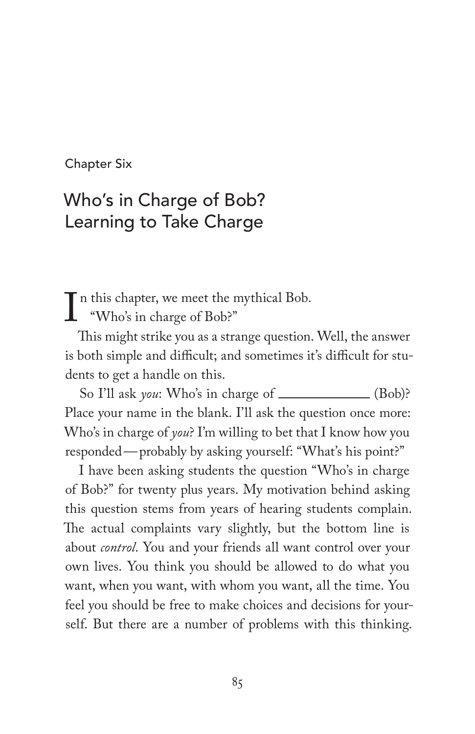Chapter Six

# Who's in Charge of Bob? Learning to Take Charge

In this chapter, we meet the mythical Bob.

"Who's in charge of Bob?"

This might strike you as a strange question. Well, the answer is both simple and difficult; and sometimes it's difficult for students to get a handle on this.

So I'll ask *you*: Who's in charge of ____________ (Bob)? Place your name in the blank. I'll ask the question once more: Who's in charge of *you*? I'm willing to bet that I know how you responded—probably by asking yourself: "What's his point?"

I have been asking students the question "Who's in charge of Bob?" for twenty plus years. My motivation behind asking this question stems from years of hearing students complain. The actual complaints vary slightly, but the bottom line is about *control*. You and your friends all want control over your own lives. You think you should be allowed to do what you want, when you want, with whom you want, all the time. You feel you should be free to make choices and decisions for yourself. But there are a number of problems with this thinking.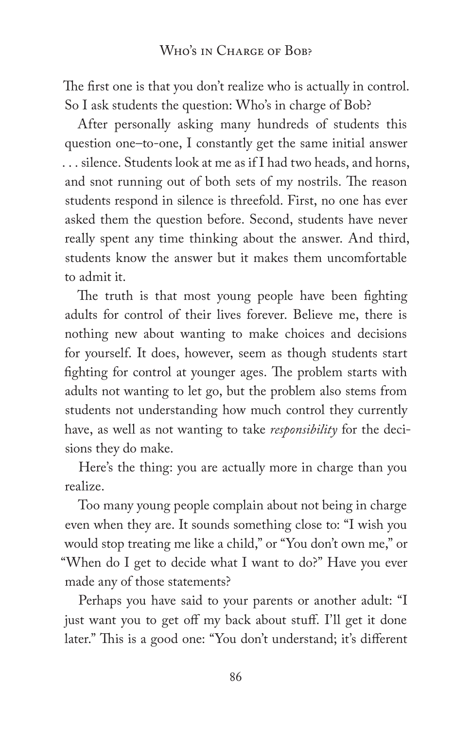The first one is that you don't realize who is actually in control. So I ask students the question: Who's in charge of Bob?

After personally asking many hundreds of students this question one–to-one, I constantly get the same initial answer . . . silence. Students look at me as if I had two heads, and horns, and snot running out of both sets of my nostrils. The reason students respond in silence is threefold. First, no one has ever asked them the question before. Second, students have never really spent any time thinking about the answer. And third, students know the answer but it makes them uncomfortable to admit it.

The truth is that most young people have been fighting adults for control of their lives forever. Believe me, there is nothing new about wanting to make choices and decisions for yourself. It does, however, seem as though students start fighting for control at younger ages. The problem starts with adults not wanting to let go, but the problem also stems from students not understanding how much control they currently have, as well as not wanting to take *responsibility* for the decisions they do make.

Here's the thing: you are actually more in charge than you realize.

Too many young people complain about not being in charge even when they are. It sounds something close to: "I wish you would stop treating me like a child," or "You don't own me," or "When do I get to decide what I want to do?" Have you ever made any of those statements?

Perhaps you have said to your parents or another adult: "I just want you to get off my back about stuff. I'll get it done later." This is a good one: "You don't understand; it's different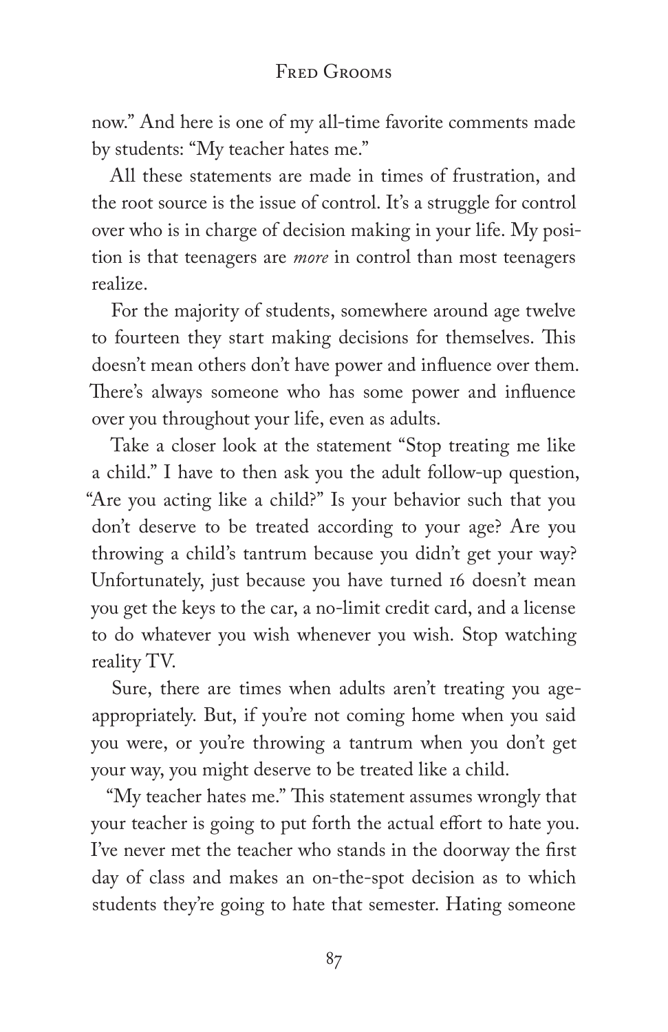now." And here is one of my all-time favorite comments made by students: "My teacher hates me."

All these statements are made in times of frustration, and the root source is the issue of control. It's a struggle for control over who is in charge of decision making in your life. My position is that teenagers are *more* in control than most teenagers realize.

For the majority of students, somewhere around age twelve to fourteen they start making decisions for themselves. This doesn't mean others don't have power and influence over them. There's always someone who has some power and influence over you throughout your life, even as adults.

Take a closer look at the statement "Stop treating me like a child." I have to then ask you the adult follow-up question, "Are you acting like a child?" Is your behavior such that you don't deserve to be treated according to your age? Are you throwing a child's tantrum because you didn't get your way? Unfortunately, just because you have turned 16 doesn't mean you get the keys to the car, a no-limit credit card, and a license to do whatever you wish whenever you wish. Stop watching reality TV.

Sure, there are times when adults aren't treating you age-appropriately. But, if you're not coming home when you said you were, or you're throwing a tantrum when you don't get your way, you might deserve to be treated like a child.

"My teacher hates me." This statement assumes wrongly that your teacher is going to put forth the actual effort to hate you. I've never met the teacher who stands in the doorway the first day of class and makes an on-the-spot decision as to which students they're going to hate that semester. Hating someone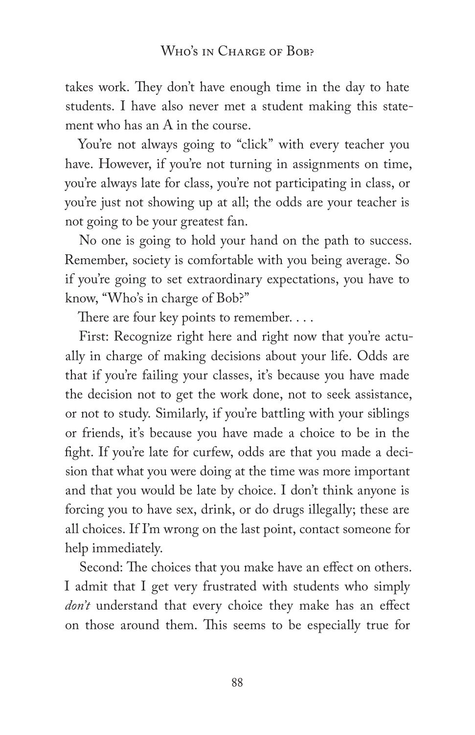takes work. They don't have enough time in the day to hate students. I have also never met a student making this statement who has an A in the course.

You're not always going to "click" with every teacher you have. However, if you're not turning in assignments on time, you're always late for class, you're not participating in class, or you're just not showing up at all; the odds are your teacher is not going to be your greatest fan.

No one is going to hold your hand on the path to success. Remember, society is comfortable with you being average. So if you're going to set extraordinary expectations, you have to know, "Who's in charge of Bob?"

There are four key points to remember. . . .

First: Recognize right here and right now that you're actually in charge of making decisions about your life. Odds are that if you're failing your classes, it's because you have made the decision not to get the work done, not to seek assistance, or not to study. Similarly, if you're battling with your siblings or friends, it's because you have made a choice to be in the fight. If you're late for curfew, odds are that you made a decision that what you were doing at the time was more important and that you would be late by choice. I don't think anyone is forcing you to have sex, drink, or do drugs illegally; these are all choices. If I'm wrong on the last point, contact someone for help immediately.

Second: The choices that you make have an effect on others. I admit that I get very frustrated with students who simply *don't* understand that every choice they make has an effect on those around them. This seems to be especially true for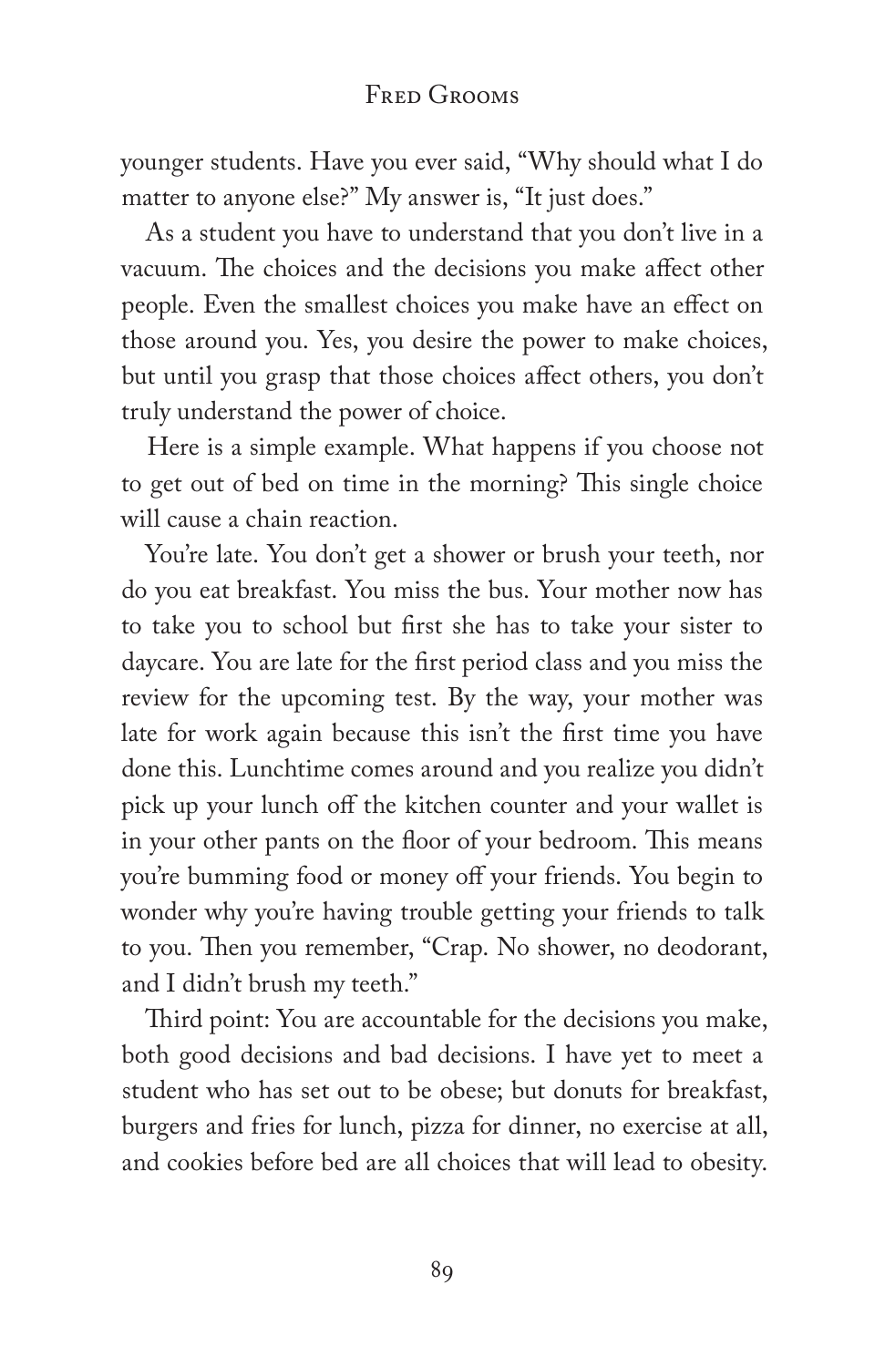younger students. Have you ever said, "Why should what I do matter to anyone else?" My answer is, "It just does."

As a student you have to understand that you don't live in a vacuum. The choices and the decisions you make affect other people. Even the smallest choices you make have an effect on those around you. Yes, you desire the power to make choices, but until you grasp that those choices affect others, you don't truly understand the power of choice.

Here is a simple example. What happens if you choose not to get out of bed on time in the morning? This single choice will cause a chain reaction.

You're late. You don't get a shower or brush your teeth, nor do you eat breakfast. You miss the bus. Your mother now has to take you to school but first she has to take your sister to daycare. You are late for the first period class and you miss the review for the upcoming test. By the way, your mother was late for work again because this isn't the first time you have done this. Lunchtime comes around and you realize you didn't pick up your lunch off the kitchen counter and your wallet is in your other pants on the floor of your bedroom. This means you're bumming food or money off your friends. You begin to wonder why you're having trouble getting your friends to talk to you. Then you remember, "Crap. No shower, no deodorant, and I didn't brush my teeth."

Third point: You are accountable for the decisions you make, both good decisions and bad decisions. I have yet to meet a student who has set out to be obese; but donuts for breakfast, burgers and fries for lunch, pizza for dinner, no exercise at all, and cookies before bed are all choices that will lead to obesity.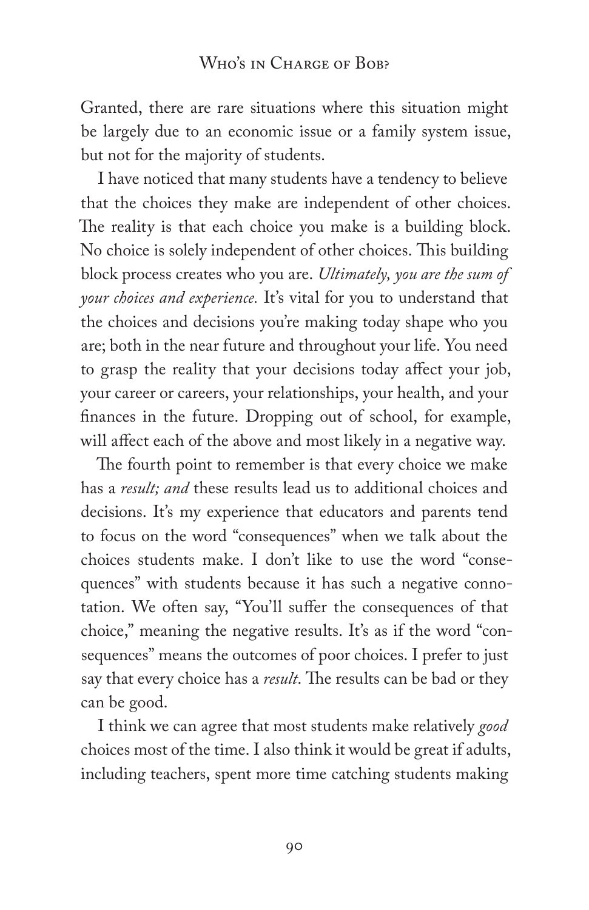Granted, there are rare situations where this situation might be largely due to an economic issue or a family system issue, but not for the majority of students.

I have noticed that many students have a tendency to believe that the choices they make are independent of other choices. The reality is that each choice you make is a building block. No choice is solely independent of other choices. This building block process creates who you are. *Ultimately, you are the sum of your choices and experience.* It's vital for you to understand that the choices and decisions you're making today shape who you are; both in the near future and throughout your life. You need to grasp the reality that your decisions today affect your job, your career or careers, your relationships, your health, and your finances in the future. Dropping out of school, for example, will affect each of the above and most likely in a negative way.

The fourth point to remember is that every choice we make has a *result; and* these results lead us to additional choices and decisions. It's my experience that educators and parents tend to focus on the word "consequences" when we talk about the choices students make. I don't like to use the word "consequences" with students because it has such a negative connotation. We often say, "You'll suffer the consequences of that choice," meaning the negative results. It's as if the word "consequences" means the outcomes of poor choices. I prefer to just say that every choice has a *result*. The results can be bad or they can be good.

I think we can agree that most students make relatively *good* choices most of the time. I also think it would be great if adults, including teachers, spent more time catching students making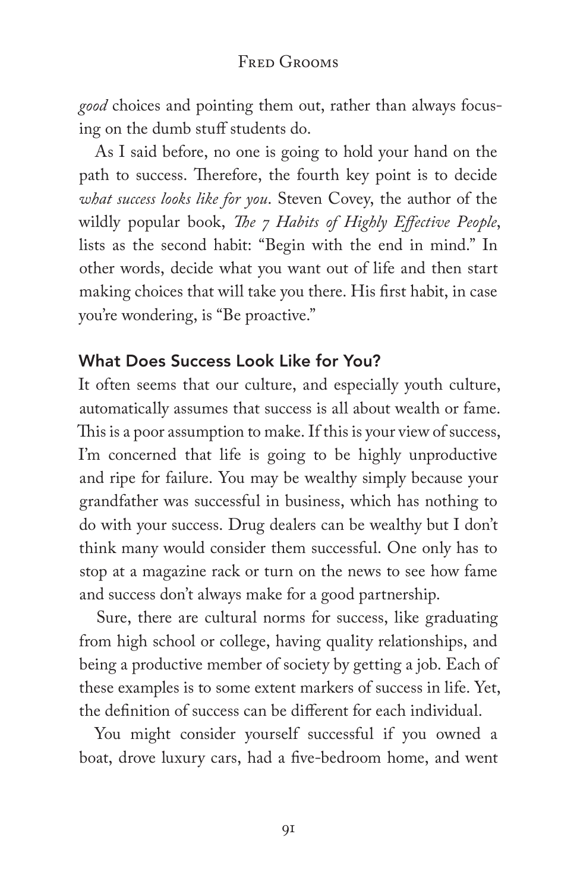*good* choices and pointing them out, rather than always focusing on the dumb stuff students do.

As I said before, no one is going to hold your hand on the path to success. Therefore, the fourth key point is to decide *what success looks like for you*. Steven Covey, the author of the wildly popular book, *The 7 Habits of Highly Effective People*, lists as the second habit: "Begin with the end in mind." In other words, decide what you want out of life and then start making choices that will take you there. His first habit, in case you're wondering, is "Be proactive."

### What Does Success Look Like for You?

It often seems that our culture, and especially youth culture, automatically assumes that success is all about wealth or fame. This is a poor assumption to make. If this is your view of success, I'm concerned that life is going to be highly unproductive and ripe for failure. You may be wealthy simply because your grandfather was successful in business, which has nothing to do with your success. Drug dealers can be wealthy but I don't think many would consider them successful. One only has to stop at a magazine rack or turn on the news to see how fame and success don't always make for a good partnership.

Sure, there are cultural norms for success, like graduating from high school or college, having quality relationships, and being a productive member of society by getting a job. Each of these examples is to some extent markers of success in life. Yet, the definition of success can be different for each individual.

You might consider yourself successful if you owned a boat, drove luxury cars, had a five-bedroom home, and went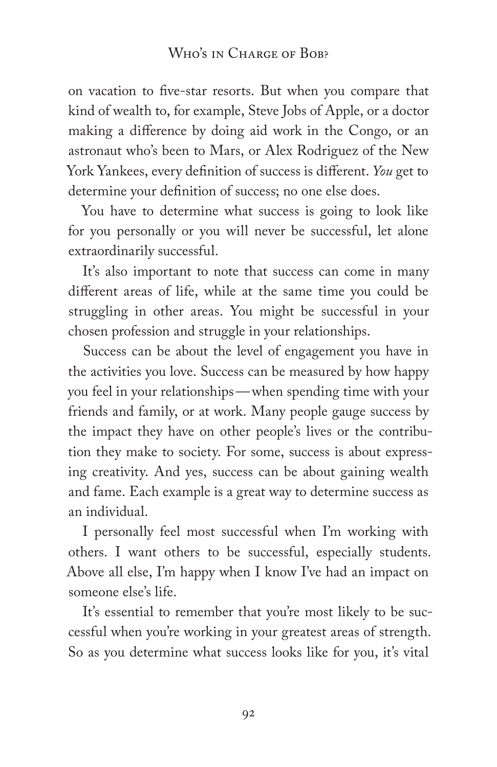on vacation to five-star resorts. But when you compare that kind of wealth to, for example, Steve Jobs of Apple, or a doctor making a difference by doing aid work in the Congo, or an astronaut who's been to Mars, or Alex Rodriguez of the New York Yankees, every definition of success is different. *You* get to determine your definition of success; no one else does.

You have to determine what success is going to look like for you personally or you will never be successful, let alone extraordinarily successful.

It's also important to note that success can come in many different areas of life, while at the same time you could be struggling in other areas. You might be successful in your chosen profession and struggle in your relationships.

Success can be about the level of engagement you have in the activities you love. Success can be measured by how happy you feel in your relationships—when spending time with your friends and family, or at work. Many people gauge success by the impact they have on other people's lives or the contribution they make to society. For some, success is about expressing creativity. And yes, success can be about gaining wealth and fame. Each example is a great way to determine success as an individual.

I personally feel most successful when I'm working with others. I want others to be successful, especially students. Above all else, I'm happy when I know I've had an impact on someone else's life.

It's essential to remember that you're most likely to be successful when you're working in your greatest areas of strength. So as you determine what success looks like for you, it's vital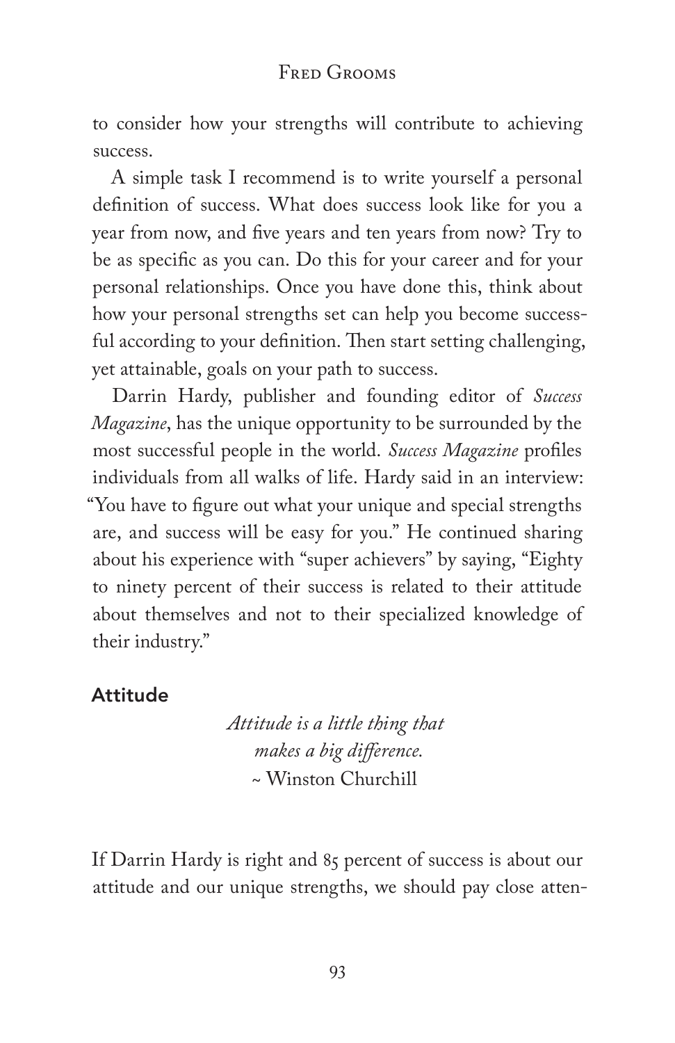to consider how your strengths will contribute to achieving success.

A simple task I recommend is to write yourself a personal definition of success. What does success look like for you a year from now, and five years and ten years from now? Try to be as specific as you can. Do this for your career and for your personal relationships. Once you have done this, think about how your personal strengths set can help you become successful according to your definition. Then start setting challenging, yet attainable, goals on your path to success.

Darrin Hardy, publisher and founding editor of *Success Magazine*, has the unique opportunity to be surrounded by the most successful people in the world. *Success Magazine* profiles individuals from all walks of life. Hardy said in an interview: "You have to figure out what your unique and special strengths are, and success will be easy for you." He continued sharing about his experience with "super achievers" by saying, "Eighty to ninety percent of their success is related to their attitude about themselves and not to their specialized knowledge of their industry."

## Attitude

*Attitude is a little thing that*
*makes a big difference.*
~ Winston Churchill

If Darrin Hardy is right and 85 percent of success is about our attitude and our unique strengths, we should pay close atten-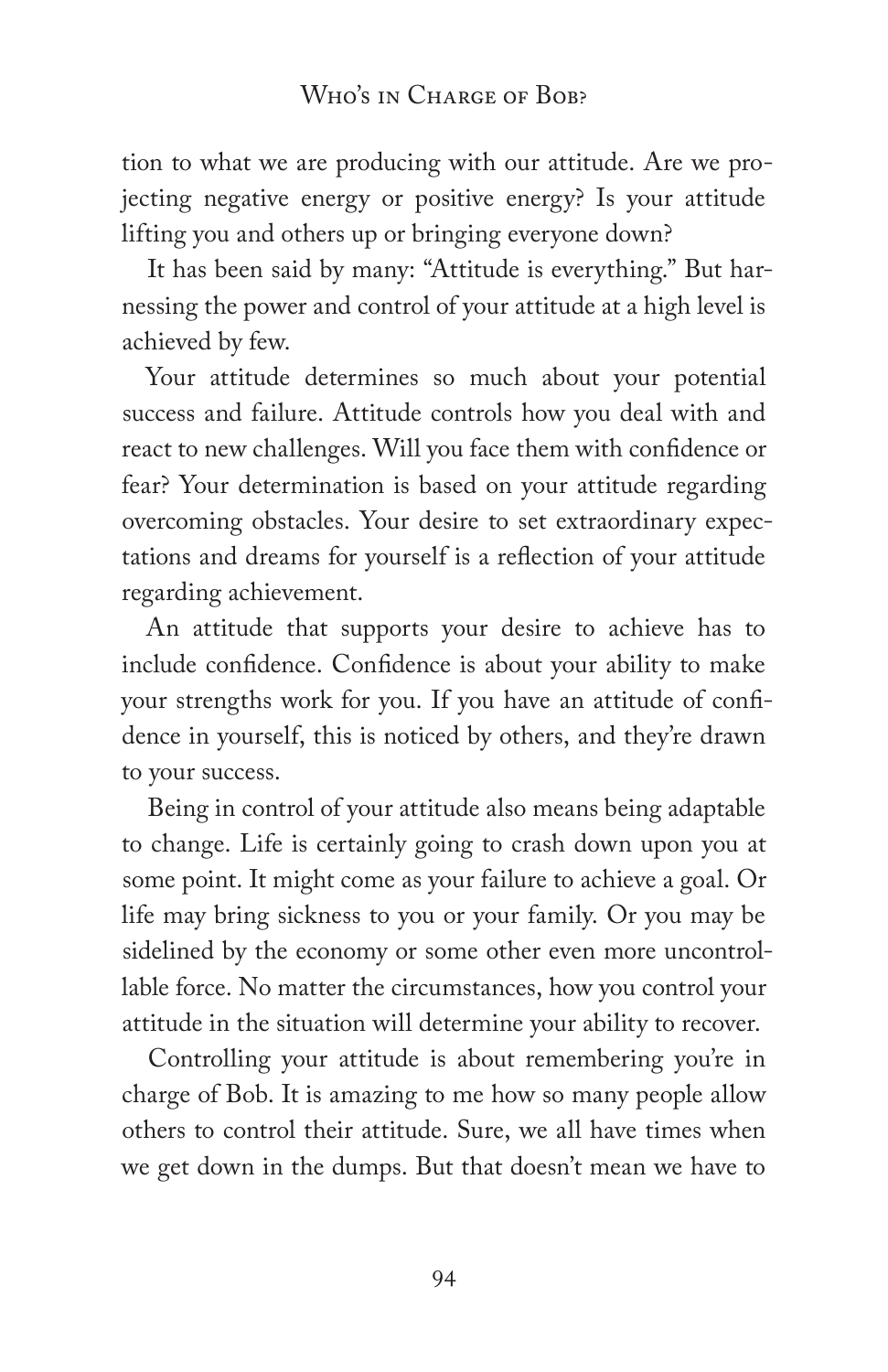tion to what we are producing with our attitude. Are we projecting negative energy or positive energy? Is your attitude lifting you and others up or bringing everyone down?

It has been said by many: "Attitude is everything." But harnessing the power and control of your attitude at a high level is achieved by few.

Your attitude determines so much about your potential success and failure. Attitude controls how you deal with and react to new challenges. Will you face them with confidence or fear? Your determination is based on your attitude regarding overcoming obstacles. Your desire to set extraordinary expectations and dreams for yourself is a reflection of your attitude regarding achievement.

An attitude that supports your desire to achieve has to include confidence. Confidence is about your ability to make your strengths work for you. If you have an attitude of confidence in yourself, this is noticed by others, and they're drawn to your success.

Being in control of your attitude also means being adaptable to change. Life is certainly going to crash down upon you at some point. It might come as your failure to achieve a goal. Or life may bring sickness to you or your family. Or you may be sidelined by the economy or some other even more uncontrollable force. No matter the circumstances, how you control your attitude in the situation will determine your ability to recover.

Controlling your attitude is about remembering you're in charge of Bob. It is amazing to me how so many people allow others to control their attitude. Sure, we all have times when we get down in the dumps. But that doesn't mean we have to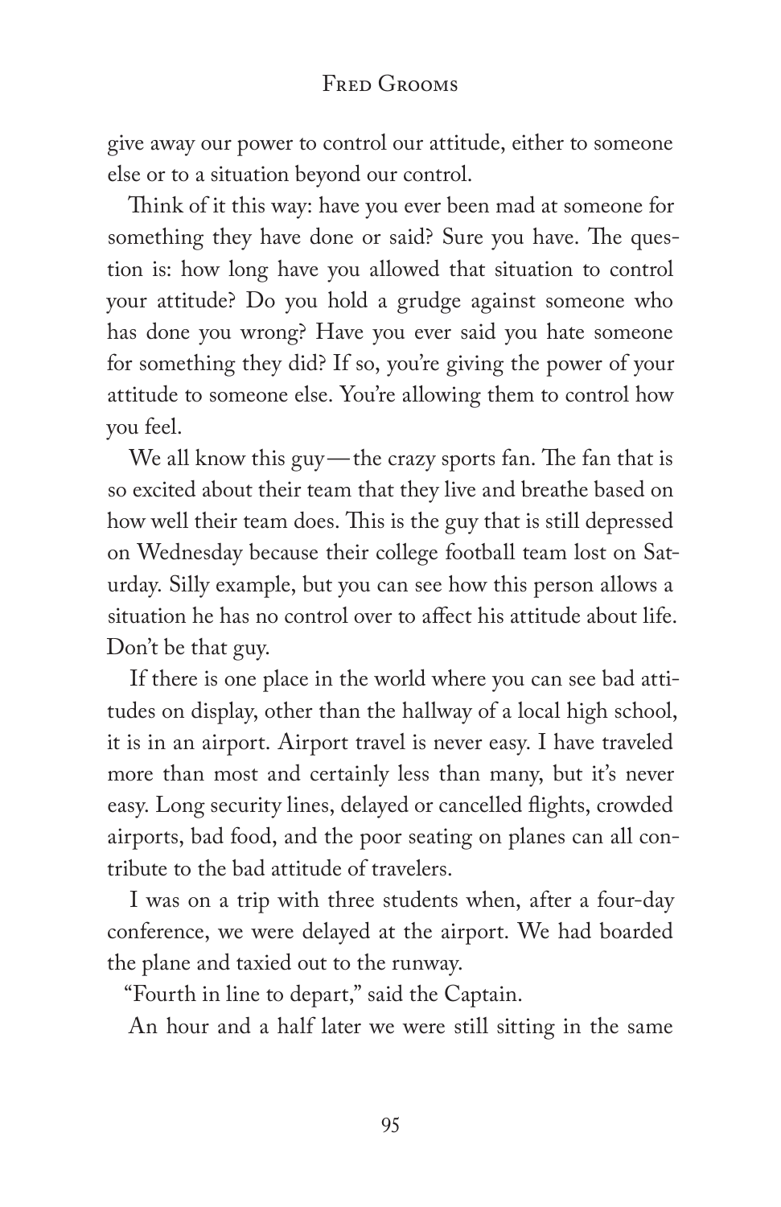give away our power to control our attitude, either to someone else or to a situation beyond our control.

Think of it this way: have you ever been mad at someone for something they have done or said? Sure you have. The question is: how long have you allowed that situation to control your attitude? Do you hold a grudge against someone who has done you wrong? Have you ever said you hate someone for something they did? If so, you're giving the power of your attitude to someone else. You're allowing them to control how you feel.

We all know this guy—the crazy sports fan. The fan that is so excited about their team that they live and breathe based on how well their team does. This is the guy that is still depressed on Wednesday because their college football team lost on Saturday. Silly example, but you can see how this person allows a situation he has no control over to affect his attitude about life. Don't be that guy.

If there is one place in the world where you can see bad attitudes on display, other than the hallway of a local high school, it is in an airport. Airport travel is never easy. I have traveled more than most and certainly less than many, but it's never easy. Long security lines, delayed or cancelled flights, crowded airports, bad food, and the poor seating on planes can all contribute to the bad attitude of travelers.

I was on a trip with three students when, after a four-day conference, we were delayed at the airport. We had boarded the plane and taxied out to the runway.

"Fourth in line to depart," said the Captain.

An hour and a half later we were still sitting in the same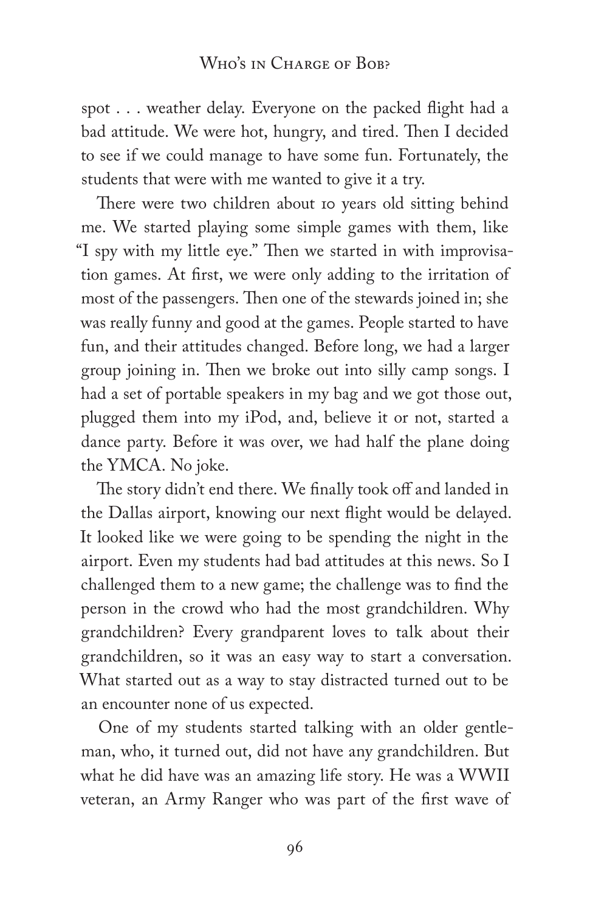spot . . . weather delay. Everyone on the packed flight had a bad attitude. We were hot, hungry, and tired. Then I decided to see if we could manage to have some fun. Fortunately, the students that were with me wanted to give it a try.

There were two children about 10 years old sitting behind me. We started playing some simple games with them, like "I spy with my little eye." Then we started in with improvisation games. At first, we were only adding to the irritation of most of the passengers. Then one of the stewards joined in; she was really funny and good at the games. People started to have fun, and their attitudes changed. Before long, we had a larger group joining in. Then we broke out into silly camp songs. I had a set of portable speakers in my bag and we got those out, plugged them into my iPod, and, believe it or not, started a dance party. Before it was over, we had half the plane doing the YMCA. No joke.

The story didn't end there. We finally took off and landed in the Dallas airport, knowing our next flight would be delayed. It looked like we were going to be spending the night in the airport. Even my students had bad attitudes at this news. So I challenged them to a new game; the challenge was to find the person in the crowd who had the most grandchildren. Why grandchildren? Every grandparent loves to talk about their grandchildren, so it was an easy way to start a conversation. What started out as a way to stay distracted turned out to be an encounter none of us expected.

One of my students started talking with an older gentleman, who, it turned out, did not have any grandchildren. But what he did have was an amazing life story. He was a WWII veteran, an Army Ranger who was part of the first wave of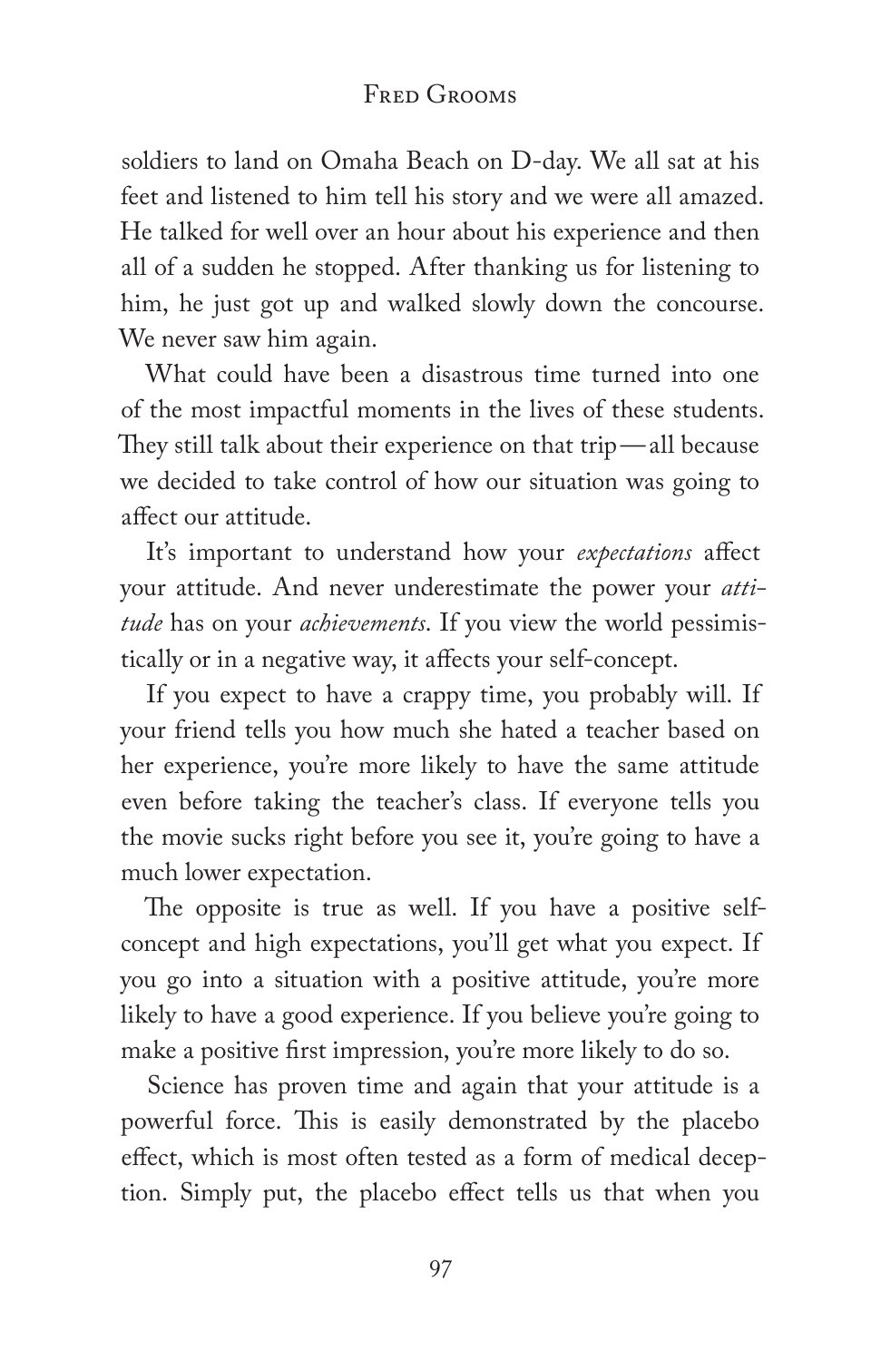soldiers to land on Omaha Beach on D-day. We all sat at his feet and listened to him tell his story and we were all amazed. He talked for well over an hour about his experience and then all of a sudden he stopped. After thanking us for listening to him, he just got up and walked slowly down the concourse. We never saw him again.

What could have been a disastrous time turned into one of the most impactful moments in the lives of these students. They still talk about their experience on that trip—all because we decided to take control of how our situation was going to affect our attitude.

It's important to understand how your *expectations* affect your attitude. And never underestimate the power your *attitude* has on your *achievements*. If you view the world pessimistically or in a negative way, it affects your self-concept.

If you expect to have a crappy time, you probably will. If your friend tells you how much she hated a teacher based on her experience, you're more likely to have the same attitude even before taking the teacher's class. If everyone tells you the movie sucks right before you see it, you're going to have a much lower expectation.

The opposite is true as well. If you have a positive self-concept and high expectations, you'll get what you expect. If you go into a situation with a positive attitude, you're more likely to have a good experience. If you believe you're going to make a positive first impression, you're more likely to do so.

Science has proven time and again that your attitude is a powerful force. This is easily demonstrated by the placebo effect, which is most often tested as a form of medical deception. Simply put, the placebo effect tells us that when you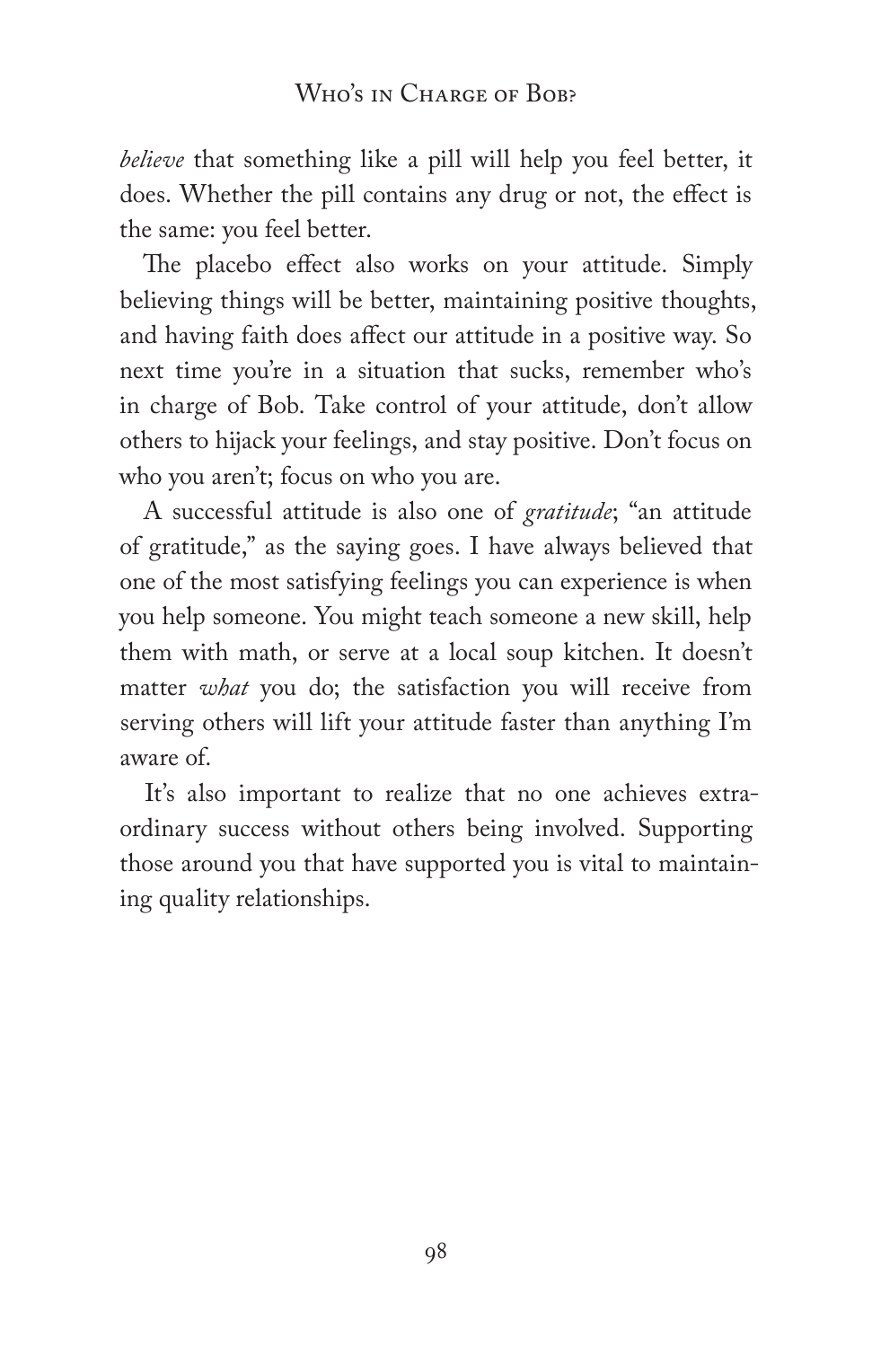*believe* that something like a pill will help you feel better, it does. Whether the pill contains any drug or not, the effect is the same: you feel better.

The placebo effect also works on your attitude. Simply believing things will be better, maintaining positive thoughts, and having faith does affect our attitude in a positive way. So next time you're in a situation that sucks, remember who's in charge of Bob. Take control of your attitude, don't allow others to hijack your feelings, and stay positive. Don't focus on who you aren't; focus on who you are.

A successful attitude is also one of *gratitude*; "an attitude of gratitude," as the saying goes. I have always believed that one of the most satisfying feelings you can experience is when you help someone. You might teach someone a new skill, help them with math, or serve at a local soup kitchen. It doesn't matter *what* you do; the satisfaction you will receive from serving others will lift your attitude faster than anything I'm aware of.

It's also important to realize that no one achieves extraordinary success without others being involved. Supporting those around you that have supported you is vital to maintaining quality relationships.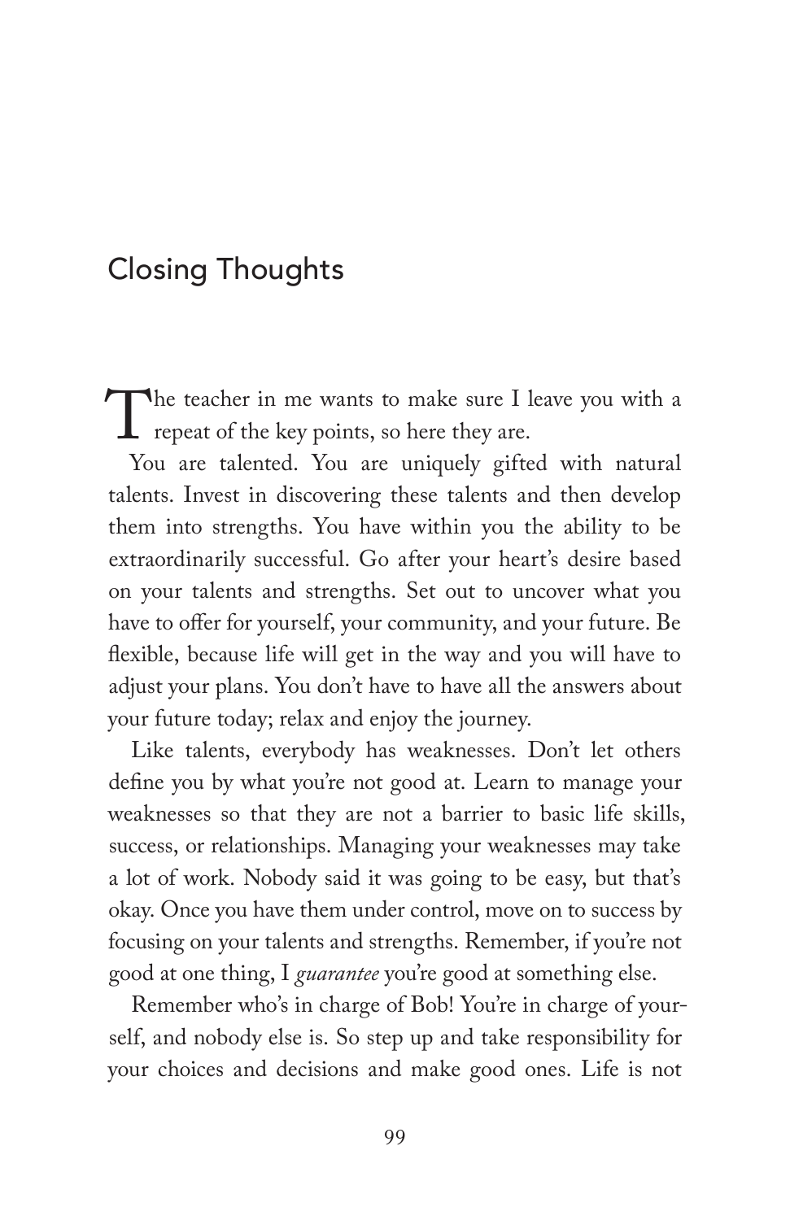## Closing Thoughts

The teacher in me wants to make sure I leave you with a repeat of the key points, so here they are.

You are talented. You are uniquely gifted with natural talents. Invest in discovering these talents and then develop them into strengths. You have within you the ability to be extraordinarily successful. Go after your heart's desire based on your talents and strengths. Set out to uncover what you have to offer for yourself, your community, and your future. Be flexible, because life will get in the way and you will have to adjust your plans. You don't have to have all the answers about your future today; relax and enjoy the journey.

Like talents, everybody has weaknesses. Don't let others define you by what you're not good at. Learn to manage your weaknesses so that they are not a barrier to basic life skills, success, or relationships. Managing your weaknesses may take a lot of work. Nobody said it was going to be easy, but that's okay. Once you have them under control, move on to success by focusing on your talents and strengths. Remember, if you're not good at one thing, I *guarantee* you're good at something else.

Remember who's in charge of Bob! You're in charge of yourself, and nobody else is. So step up and take responsibility for your choices and decisions and make good ones. Life is not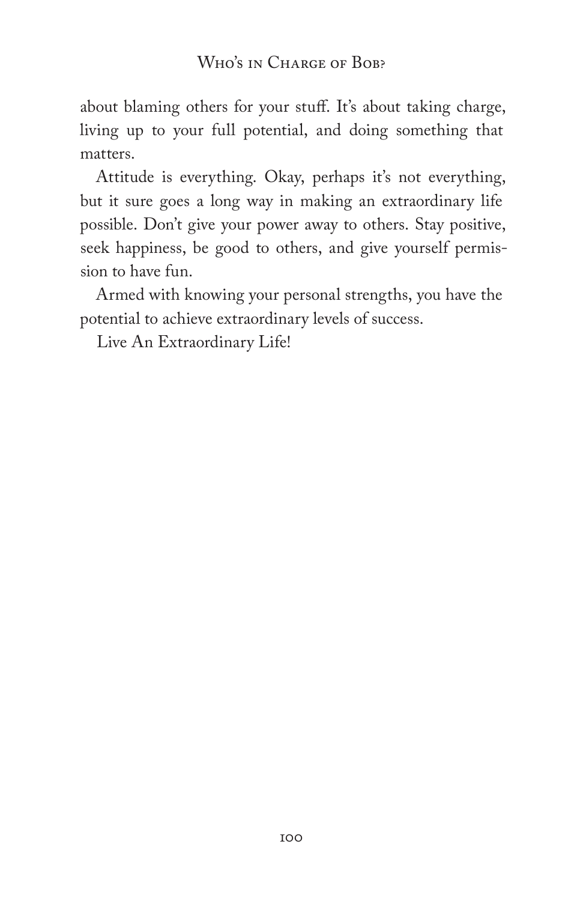about blaming others for your stuff. It's about taking charge, living up to your full potential, and doing something that matters.

Attitude is everything. Okay, perhaps it's not everything, but it sure goes a long way in making an extraordinary life possible. Don't give your power away to others. Stay positive, seek happiness, be good to others, and give yourself permission to have fun.

Armed with knowing your personal strengths, you have the potential to achieve extraordinary levels of success.

Live An Extraordinary Life!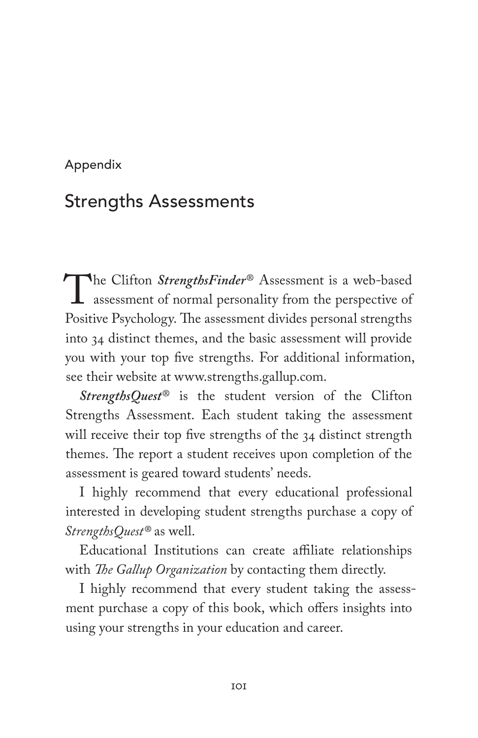Appendix

# Strengths Assessments

The Clifton ***StrengthsFinder®*** Assessment is a web-based assessment of normal personality from the perspective of Positive Psychology. The assessment divides personal strengths into 34 distinct themes, and the basic assessment will provide you with your top five strengths. For additional information, see their website at www.strengths.gallup.com.

***StrengthsQuest®*** is the student version of the Clifton Strengths Assessment. Each student taking the assessment will receive their top five strengths of the 34 distinct strength themes. The report a student receives upon completion of the assessment is geared toward students' needs.

I highly recommend that every educational professional interested in developing student strengths purchase a copy of *StrengthsQuest®* as well.

Educational Institutions can create affiliate relationships with *The Gallup Organization* by contacting them directly.

I highly recommend that every student taking the assessment purchase a copy of this book, which offers insights into using your strengths in your education and career.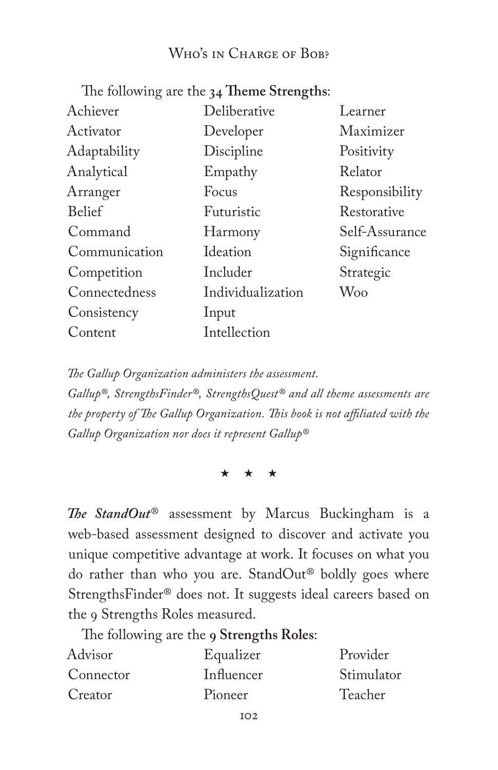The following are the **34 Theme Strengths**:

| | | |
|---|---|---|
| Achiever | Deliberative | Learner |
| Activator | Developer | Maximizer |
| Adaptability | Discipline | Positivity |
| Analytical | Empathy | Relator |
| Arranger | Focus | Responsibility |
| Belief | Futuristic | Restorative |
| Command | Harmony | Self-Assurance |
| Communication | Ideation | Significance |
| Competition | Includer | Strategic |
| Connectedness | Individualization | Woo |
| Consistency | Input | |
| Content | Intellection | |

*The Gallup Organization administers the assessment.*
*Gallup®, StrengthsFinder®, StrengthsQuest® and all theme assessments are the property of The Gallup Organization. This book is not affiliated with the Gallup Organization nor does it represent Gallup®*

★ ★ ★

***The StandOut®*** assessment by Marcus Buckingham is a web-based assessment designed to discover and activate you unique competitive advantage at work. It focuses on what you do rather than who you are. StandOut® boldly goes where StrengthsFinder® does not. It suggests ideal careers based on the 9 Strengths Roles measured.

The following are the **9 Strengths Roles**:

| | | |
|---|---|---|
| Advisor | Equalizer | Provider |
| Connector | Influencer | Stimulator |
| Creator | Pioneer | Teacher |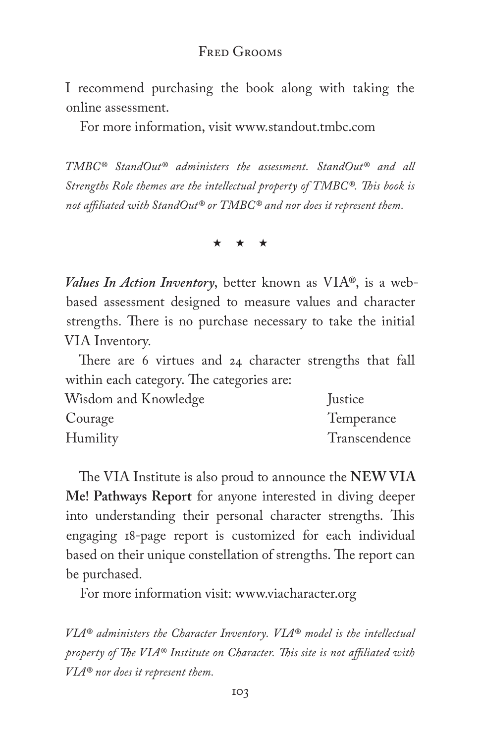I recommend purchasing the book along with taking the online assessment.

For more information, visit www.standout.tmbc.com

*TMBC® StandOut® administers the assessment. StandOut® and all Strengths Role themes are the intellectual property of TMBC®. This book is not affiliated with StandOut® or TMBC® and nor does it represent them.*

★ ★ ★

***Values In Action Inventory***, better known as VIA®, is a web-based assessment designed to measure values and character strengths. There is no purchase necessary to take the initial VIA Inventory.

There are 6 virtues and 24 character strengths that fall within each category. The categories are:

Wisdom and Knowledge
Courage
Humility
Justice
Temperance
Transcendence

The VIA Institute is also proud to announce the **NEW VIA Me! Pathways Report** for anyone interested in diving deeper into understanding their personal character strengths. This engaging 18-page report is customized for each individual based on their unique constellation of strengths. The report can be purchased.

For more information visit: www.viacharacter.org

*VIA® administers the Character Inventory. VIA® model is the intellectual property of The VIA® Institute on Character. This site is not affiliated with VIA® nor does it represent them.*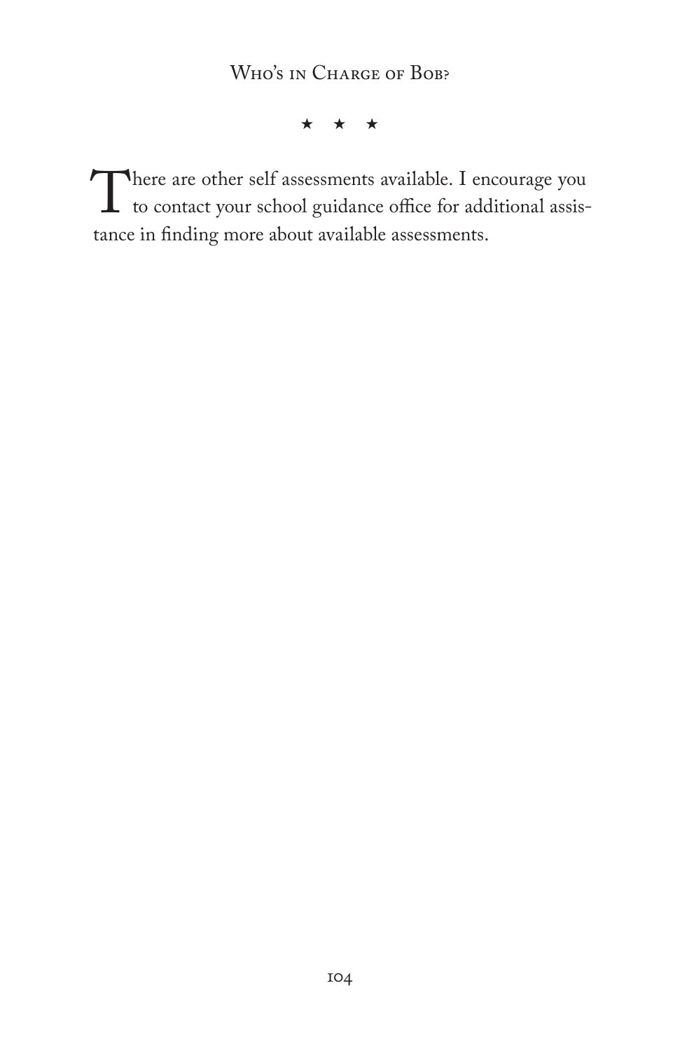★ ★ ★

There are other self assessments available. I encourage you to contact your school guidance office for additional assistance in finding more about available assessments.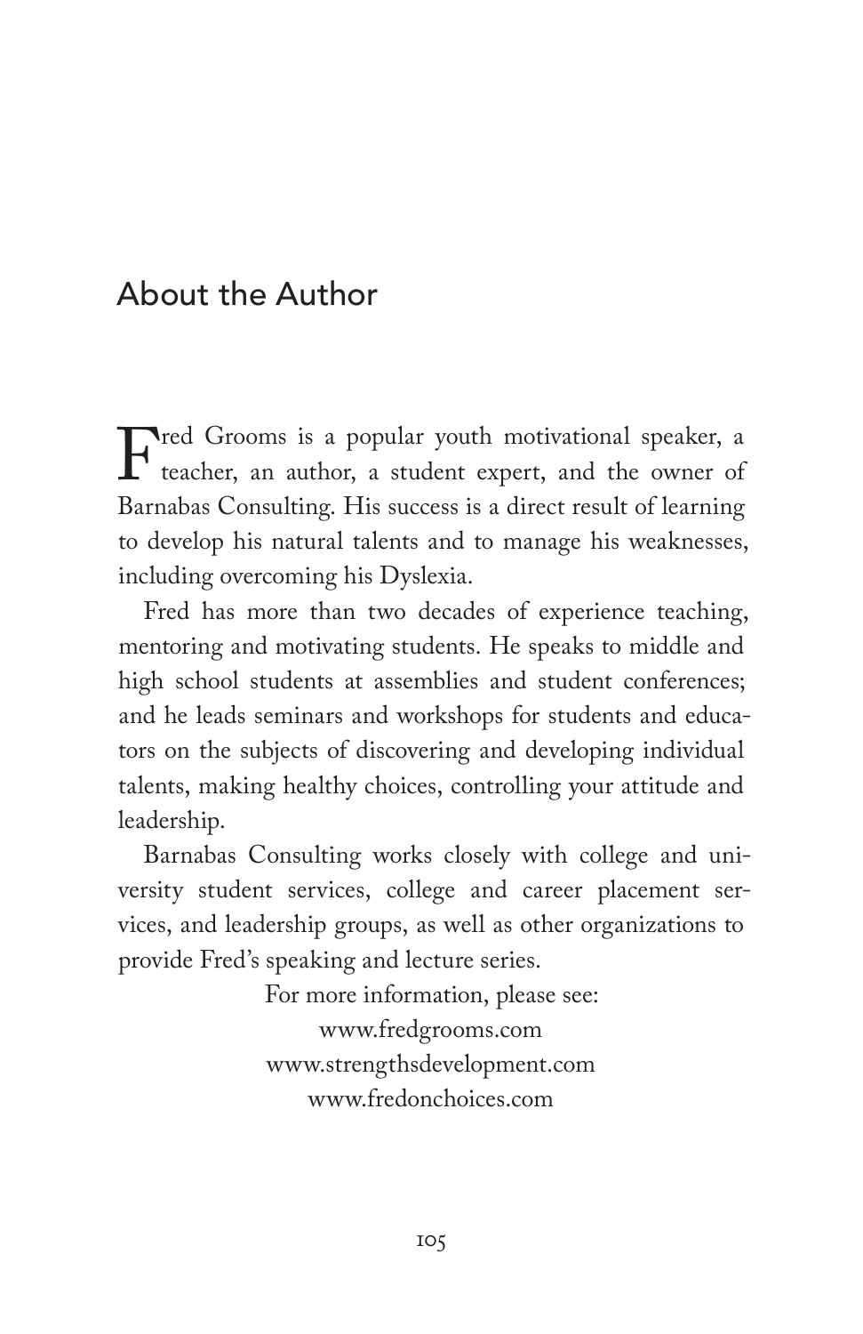## About the Author

Fred Grooms is a popular youth motivational speaker, a teacher, an author, a student expert, and the owner of Barnabas Consulting. His success is a direct result of learning to develop his natural talents and to manage his weaknesses, including overcoming his Dyslexia.

Fred has more than two decades of experience teaching, mentoring and motivating students. He speaks to middle and high school students at assemblies and student conferences; and he leads seminars and workshops for students and educators on the subjects of discovering and developing individual talents, making healthy choices, controlling your attitude and leadership.

Barnabas Consulting works closely with college and university student services, college and career placement services, and leadership groups, as well as other organizations to provide Fred's speaking and lecture series.

For more information, please see:
www.fredgrooms.com
www.strengthsdevelopment.com
www.fredonchoices.com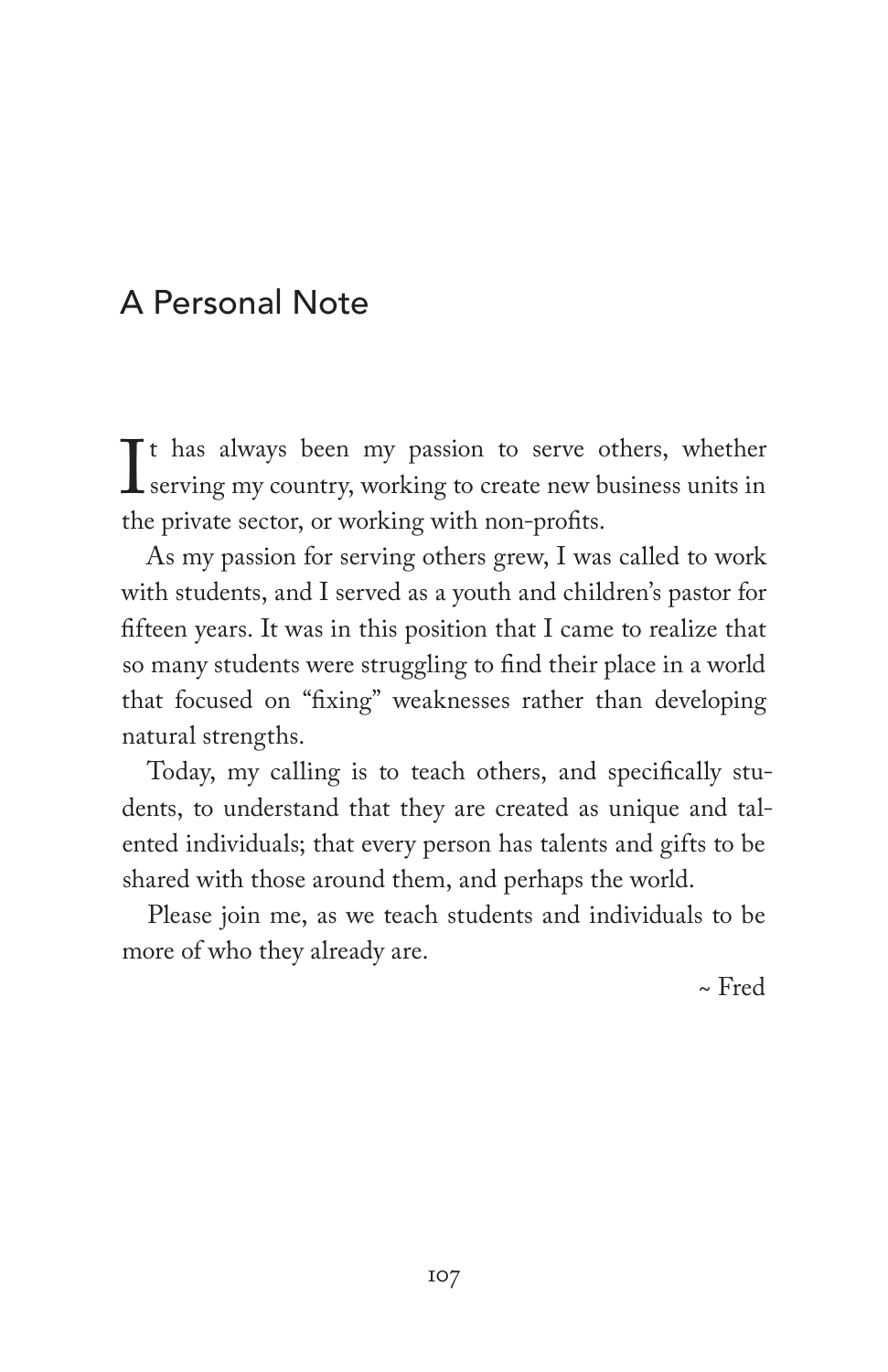## A Personal Note

It has always been my passion to serve others, whether serving my country, working to create new business units in the private sector, or working with non-profits.

As my passion for serving others grew, I was called to work with students, and I served as a youth and children's pastor for fifteen years. It was in this position that I came to realize that so many students were struggling to find their place in a world that focused on "fixing" weaknesses rather than developing natural strengths.

Today, my calling is to teach others, and specifically students, to understand that they are created as unique and talented individuals; that every person has talents and gifts to be shared with those around them, and perhaps the world.

Please join me, as we teach students and individuals to be more of who they already are.

~ Fred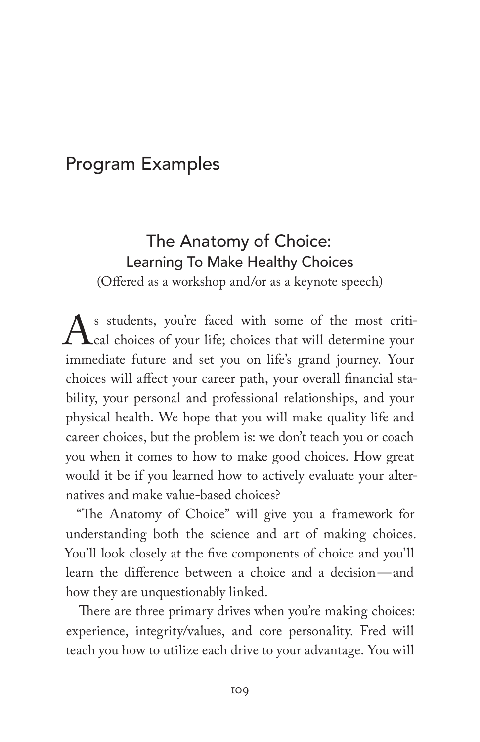# Program Examples

## The Anatomy of Choice:
### Learning To Make Healthy Choices

(Offered as a workshop and/or as a keynote speech)

As students, you're faced with some of the most critical choices of your life; choices that will determine your immediate future and set you on life's grand journey. Your choices will affect your career path, your overall financial stability, your personal and professional relationships, and your physical health. We hope that you will make quality life and career choices, but the problem is: we don't teach you or coach you when it comes to how to make good choices. How great would it be if you learned how to actively evaluate your alternatives and make value-based choices?

"The Anatomy of Choice" will give you a framework for understanding both the science and art of making choices. You'll look closely at the five components of choice and you'll learn the difference between a choice and a decision—and how they are unquestionably linked.

There are three primary drives when you're making choices: experience, integrity/values, and core personality. Fred will teach you how to utilize each drive to your advantage. You will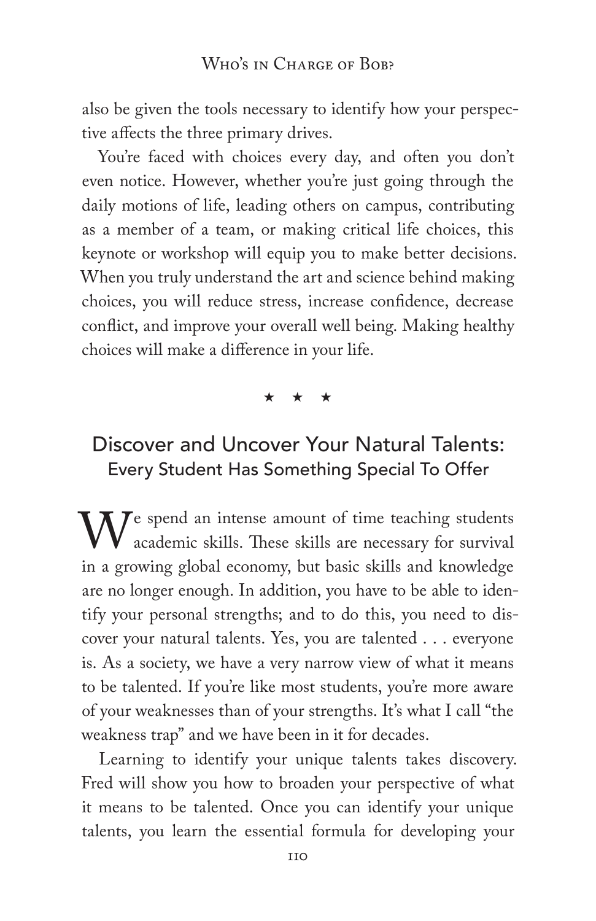also be given the tools necessary to identify how your perspective affects the three primary drives.

You're faced with choices every day, and often you don't even notice. However, whether you're just going through the daily motions of life, leading others on campus, contributing as a member of a team, or making critical life choices, this keynote or workshop will equip you to make better decisions. When you truly understand the art and science behind making choices, you will reduce stress, increase confidence, decrease conflict, and improve your overall well being. Making healthy choices will make a difference in your life.

★ ★ ★

## Discover and Uncover Your Natural Talents:
### Every Student Has Something Special To Offer

We spend an intense amount of time teaching students academic skills. These skills are necessary for survival in a growing global economy, but basic skills and knowledge are no longer enough. In addition, you have to be able to identify your personal strengths; and to do this, you need to discover your natural talents. Yes, you are talented . . . everyone is. As a society, we have a very narrow view of what it means to be talented. If you're like most students, you're more aware of your weaknesses than of your strengths. It's what I call "the weakness trap" and we have been in it for decades.

Learning to identify your unique talents takes discovery. Fred will show you how to broaden your perspective of what it means to be talented. Once you can identify your unique talents, you learn the essential formula for developing your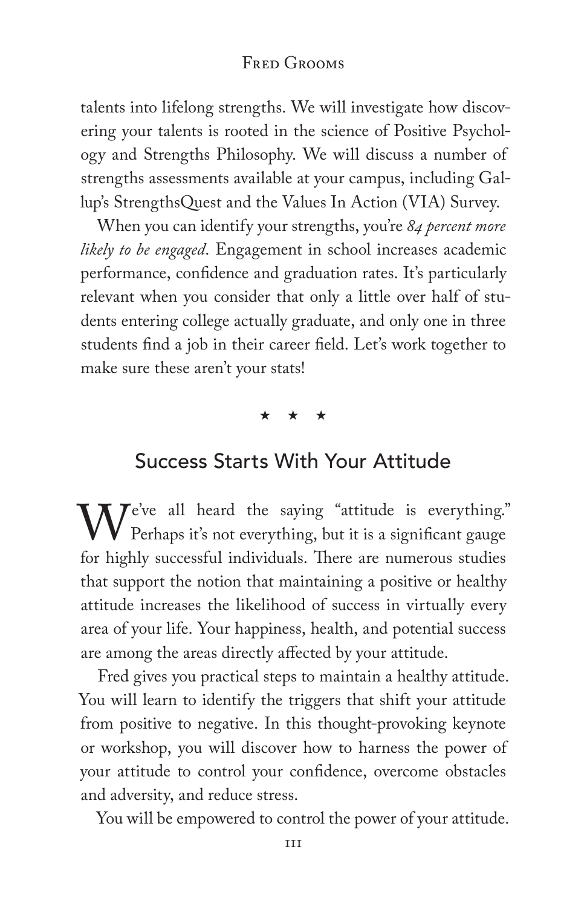talents into lifelong strengths. We will investigate how discovering your talents is rooted in the science of Positive Psychology and Strengths Philosophy. We will discuss a number of strengths assessments available at your campus, including Gallup's StrengthsQuest and the Values In Action (VIA) Survey.

When you can identify your strengths, you're *84 percent more likely to be engaged*. Engagement in school increases academic performance, confidence and graduation rates. It's particularly relevant when you consider that only a little over half of students entering college actually graduate, and only one in three students find a job in their career field. Let's work together to make sure these aren't your stats!

★ ★ ★

## Success Starts With Your Attitude

We've all heard the saying "attitude is everything." Perhaps it's not everything, but it is a significant gauge for highly successful individuals. There are numerous studies that support the notion that maintaining a positive or healthy attitude increases the likelihood of success in virtually every area of your life. Your happiness, health, and potential success are among the areas directly affected by your attitude.

Fred gives you practical steps to maintain a healthy attitude. You will learn to identify the triggers that shift your attitude from positive to negative. In this thought-provoking keynote or workshop, you will discover how to harness the power of your attitude to control your confidence, overcome obstacles and adversity, and reduce stress.

You will be empowered to control the power of your attitude.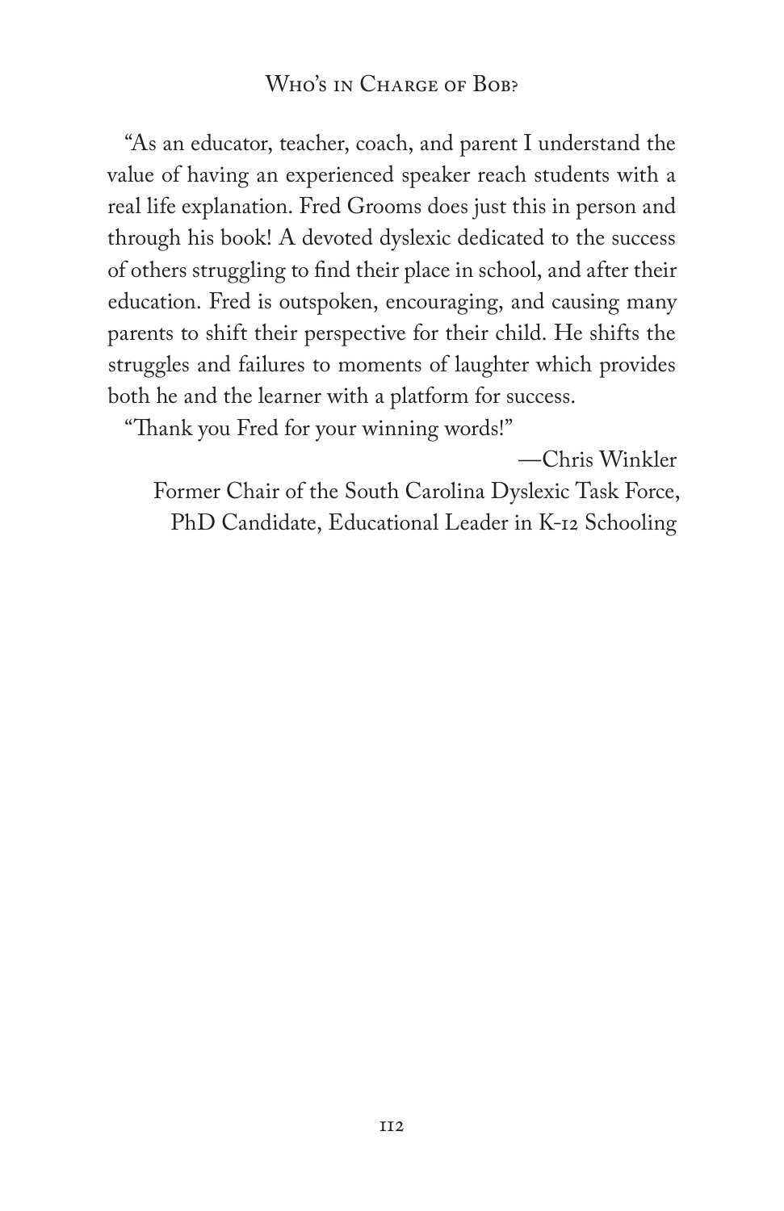"As an educator, teacher, coach, and parent I understand the value of having an experienced speaker reach students with a real life explanation. Fred Grooms does just this in person and through his book! A devoted dyslexic dedicated to the success of others struggling to find their place in school, and after their education. Fred is outspoken, encouraging, and causing many parents to shift their perspective for their child. He shifts the struggles and failures to moments of laughter which provides both he and the learner with a platform for success.

"Thank you Fred for your winning words!"

—Chris Winkler
Former Chair of the South Carolina Dyslexic Task Force,
PhD Candidate, Educational Leader in K-12 Schooling